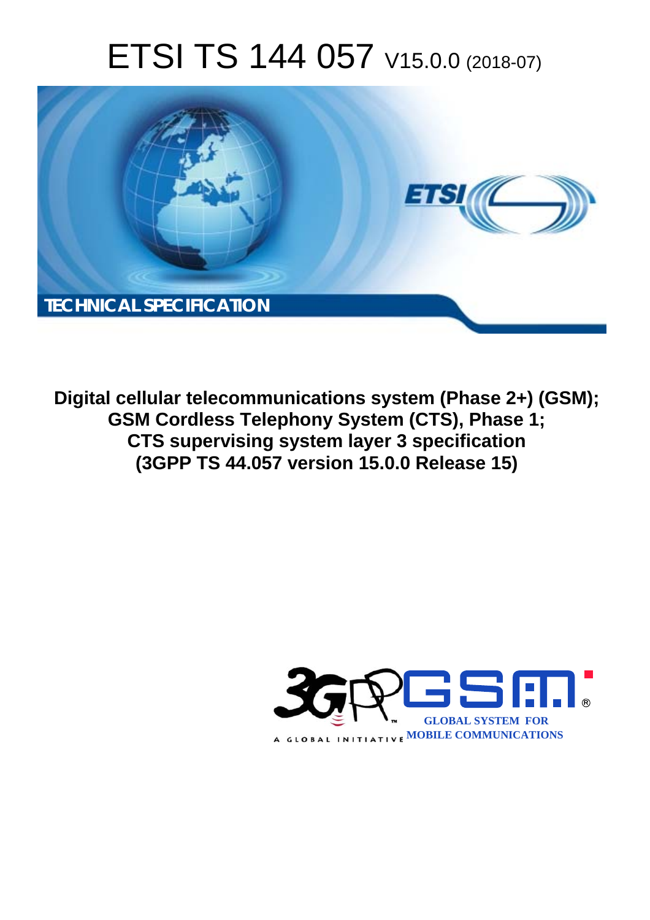# ETSI TS 144 057 V15.0.0 (2018-07)

TECHNICAL SPECIFICATION

**Digital cellular telecommunications system (Phase 2+) (GSM); GSM Cordless Telephony System (CTS), Phase 1; CTS supervising system layer 3 specification (3GPP TS 44.057 version 15.0.0 Release 15)**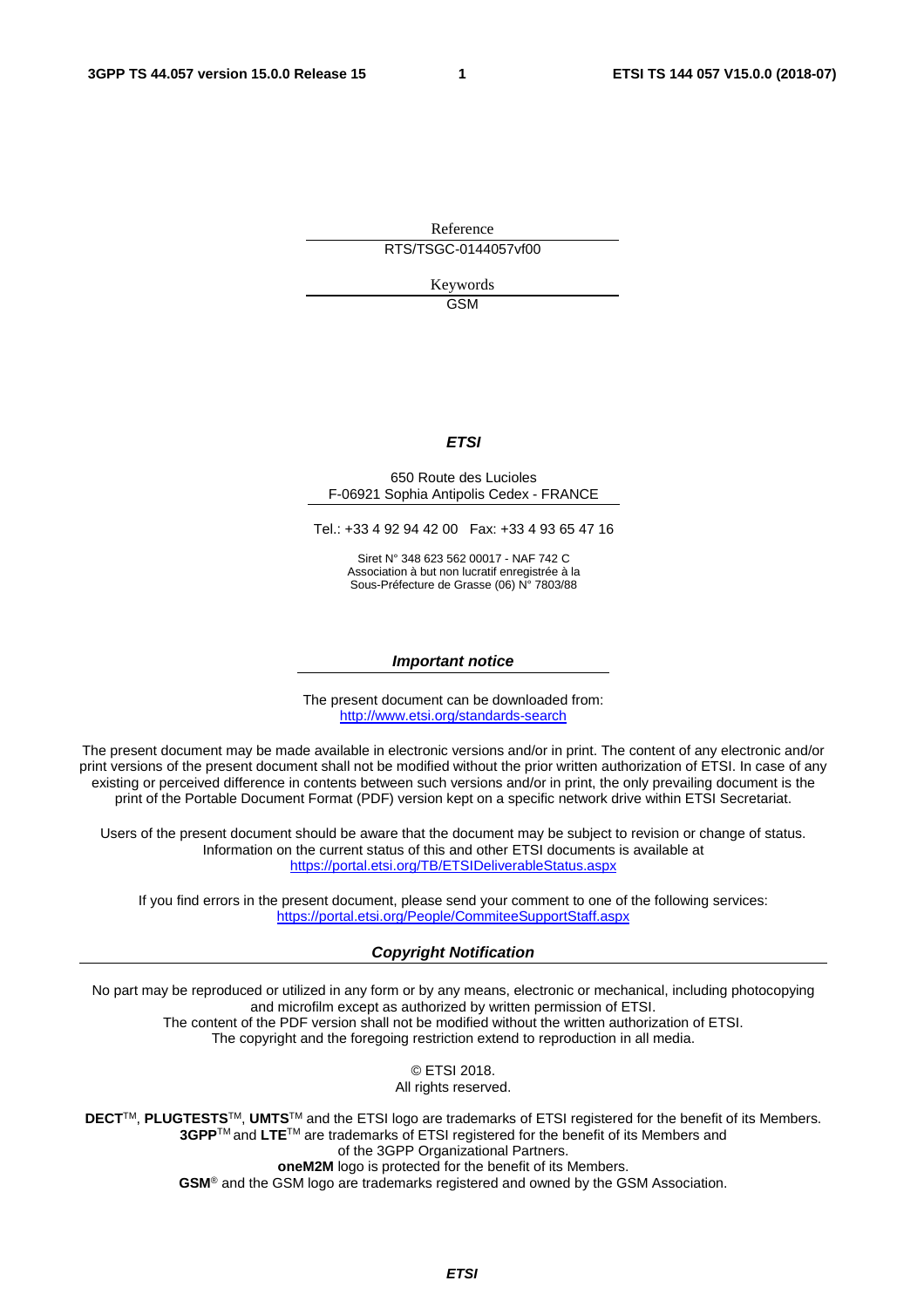Reference

RTS/TSGC-0144057vf00

Keywords

GSM

***ETSI***

650 Route des Lucioles
F-06921 Sophia Antipolis Cedex - FRANCE

Tel.: +33 4 92 94 42 00   Fax: +33 4 93 65 47 16

Siret N° 348 623 562 00017 - NAF 742 C
Association à but non lucratif enregistrée à la
Sous-Préfecture de Grasse (06) N° 7803/88

***Important notice***

The present document can be downloaded from:
http://www.etsi.org/standards-search

The present document may be made available in electronic versions and/or in print. The content of any electronic and/or print versions of the present document shall not be modified without the prior written authorization of ETSI. In case of any existing or perceived difference in contents between such versions and/or in print, the only prevailing document is the print of the Portable Document Format (PDF) version kept on a specific network drive within ETSI Secretariat.

Users of the present document should be aware that the document may be subject to revision or change of status. Information on the current status of this and other ETSI documents is available at
https://portal.etsi.org/TB/ETSIDeliverableStatus.aspx

If you find errors in the present document, please send your comment to one of the following services:
https://portal.etsi.org/People/CommiteeSupportStaff.aspx

***Copyright Notification***

No part may be reproduced or utilized in any form or by any means, electronic or mechanical, including photocopying and microfilm except as authorized by written permission of ETSI.
The content of the PDF version shall not be modified without the written authorization of ETSI.
The copyright and the foregoing restriction extend to reproduction in all media.

© ETSI 2018.
All rights reserved.

**DECT**™, **PLUGTESTS**™, **UMTS**™ and the ETSI logo are trademarks of ETSI registered for the benefit of its Members.
**3GPP**™ and **LTE**™ are trademarks of ETSI registered for the benefit of its Members and of the 3GPP Organizational Partners.
**oneM2M** logo is protected for the benefit of its Members.
**GSM**® and the GSM logo are trademarks registered and owned by the GSM Association.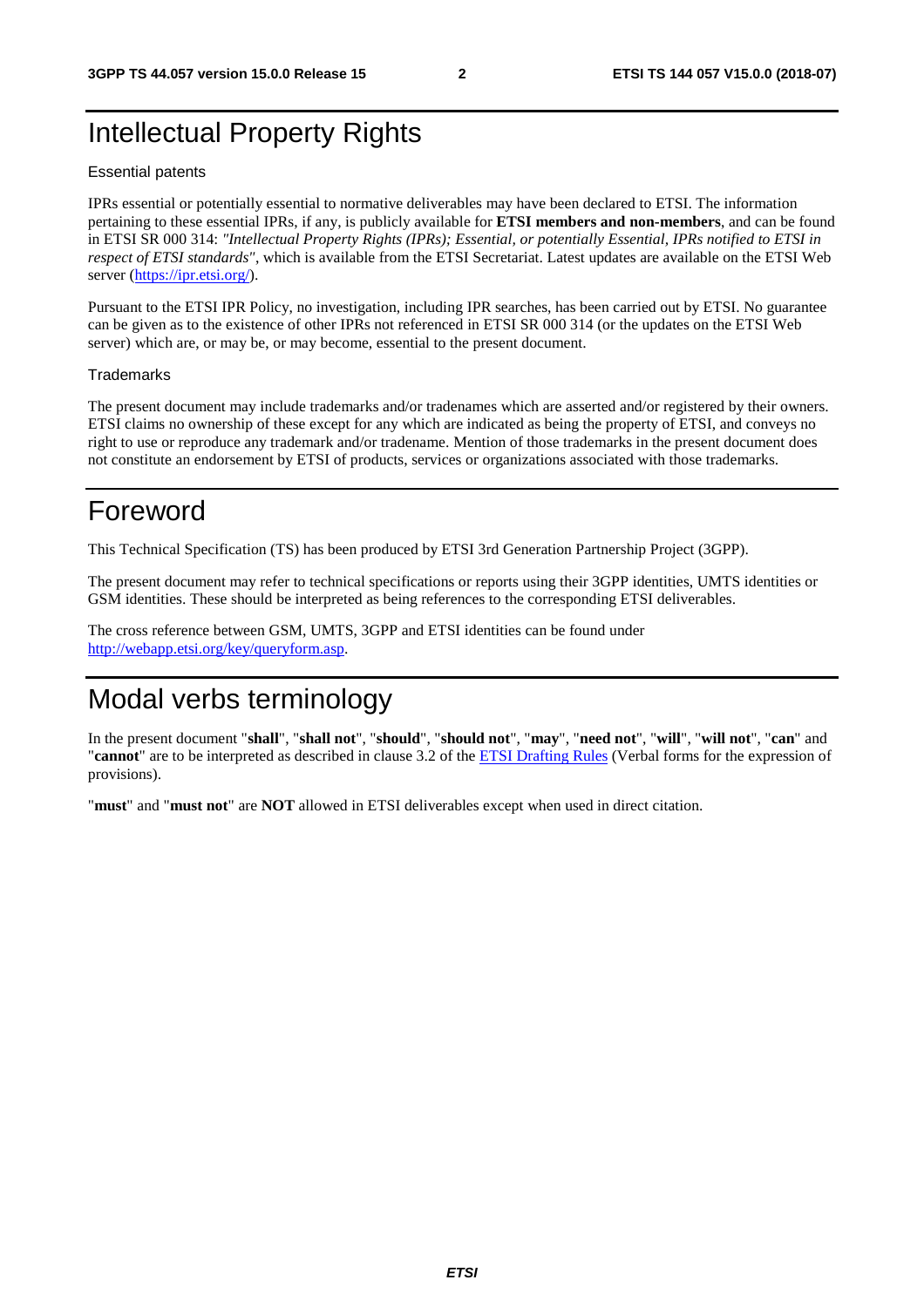# Intellectual Property Rights

Essential patents

IPRs essential or potentially essential to normative deliverables may have been declared to ETSI. The information pertaining to these essential IPRs, if any, is publicly available for **ETSI members and non-members**, and can be found in ETSI SR 000 314: *"Intellectual Property Rights (IPRs); Essential, or potentially Essential, IPRs notified to ETSI in respect of ETSI standards"*, which is available from the ETSI Secretariat. Latest updates are available on the ETSI Web server (https://ipr.etsi.org/).

Pursuant to the ETSI IPR Policy, no investigation, including IPR searches, has been carried out by ETSI. No guarantee can be given as to the existence of other IPRs not referenced in ETSI SR 000 314 (or the updates on the ETSI Web server) which are, or may be, or may become, essential to the present document.

Trademarks

The present document may include trademarks and/or tradenames which are asserted and/or registered by their owners. ETSI claims no ownership of these except for any which are indicated as being the property of ETSI, and conveys no right to use or reproduce any trademark and/or tradename. Mention of those trademarks in the present document does not constitute an endorsement by ETSI of products, services or organizations associated with those trademarks.

# Foreword

This Technical Specification (TS) has been produced by ETSI 3rd Generation Partnership Project (3GPP).

The present document may refer to technical specifications or reports using their 3GPP identities, UMTS identities or GSM identities. These should be interpreted as being references to the corresponding ETSI deliverables.

The cross reference between GSM, UMTS, 3GPP and ETSI identities can be found under http://webapp.etsi.org/key/queryform.asp.

# Modal verbs terminology

In the present document "**shall**", "**shall not**", "**should**", "**should not**", "**may**", "**need not**", "**will**", "**will not**", "**can**" and "**cannot**" are to be interpreted as described in clause 3.2 of the ETSI Drafting Rules (Verbal forms for the expression of provisions).

"**must**" and "**must not**" are **NOT** allowed in ETSI deliverables except when used in direct citation.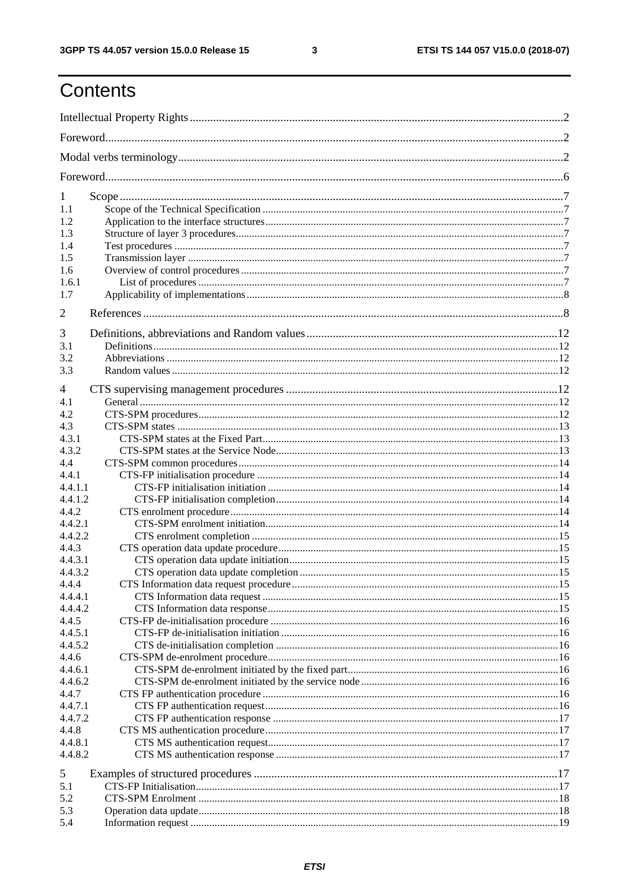# Contents

Intellectual Property Rights ....................................................................................................................2

Foreword.....................................................................................................................................................2

Modal verbs terminology...........................................................................................................................2

Foreword.....................................................................................................................................................6

1 Scope.......................................................................................................................................................7
1.1 Scope of the Technical Specification ....................................................................................................7
1.2 Application to the interface structures..................................................................................................7
1.3 Structure of layer 3 procedures.............................................................................................................7
1.4 Test procedures .....................................................................................................................................7
1.5 Transmission layer ................................................................................................................................7
1.6 Overview of control procedures............................................................................................................7
1.6.1 List of procedures ..............................................................................................................................7
1.7 Applicability of implementations..........................................................................................................8

2 References................................................................................................................................................8

3 Definitions, abbreviations and Random values......................................................................................12
3.1 Definitions...........................................................................................................................................12
3.2 Abbreviations ......................................................................................................................................12
3.3 Random values ....................................................................................................................................12

4 CTS supervising management procedures ............................................................................................12
4.1 General ................................................................................................................................................12
4.2 CTS-SPM procedures..........................................................................................................................12
4.3 CTS-SPM states ..................................................................................................................................13
4.3.1 CTS-SPM states at the Fixed Part..................................................................................................13
4.3.2 CTS-SPM states at the Service Node.............................................................................................13
4.4 CTS-SPM common procedures...........................................................................................................14
4.4.1 CTS-FP initialisation procedure .....................................................................................................14
4.4.1.1 CTS-FP initialisation initiation ....................................................................................................14
4.4.1.2 CTS-FP initialisation completion.................................................................................................14
4.4.2 CTS enrolment procedure...............................................................................................................14
4.4.2.1 CTS-SPM enrolment initiation.....................................................................................................14
4.4.2.2 CTS enrolment completion ..........................................................................................................15
4.4.3 CTS operation data update procedure.............................................................................................15
4.4.3.1 CTS operation data update initiation............................................................................................15
4.4.3.2 CTS operation data update completion ........................................................................................15
4.4.4 CTS Information data request procedure........................................................................................15
4.4.4.1 CTS Information data request ......................................................................................................15
4.4.4.2 CTS Information data response....................................................................................................15
4.4.5 CTS-FP de-initialisation procedure ................................................................................................16
4.4.5.1 CTS-FP de-initialisation initiation ...............................................................................................16
4.4.5.2 CTS de-initialisation completion .................................................................................................16
4.4.6 CTS-SPM de-enrolment procedure.................................................................................................16
4.4.6.1 CTS-SPM de-enrolment initiated by the fixed part......................................................................16
4.4.6.2 CTS-SPM de-enrolment initiated by the service node.................................................................16
4.4.7 CTS FP authentication procedure ...................................................................................................16
4.4.7.1 CTS FP authentication request.....................................................................................................16
4.4.7.2 CTS FP authentication response ..................................................................................................17
4.4.8 CTS MS authentication procedure...................................................................................................17
4.4.8.1 CTS MS authentication request....................................................................................................17
4.4.8.2 CTS MS authentication response .................................................................................................17

5 Examples of structured procedures ......................................................................................................17
5.1 CTS-FP Initialisation...........................................................................................................................17
5.2 CTS-SPM Enrolment ..........................................................................................................................18
5.3 Operation data update..........................................................................................................................18
5.4 Information request .............................................................................................................................19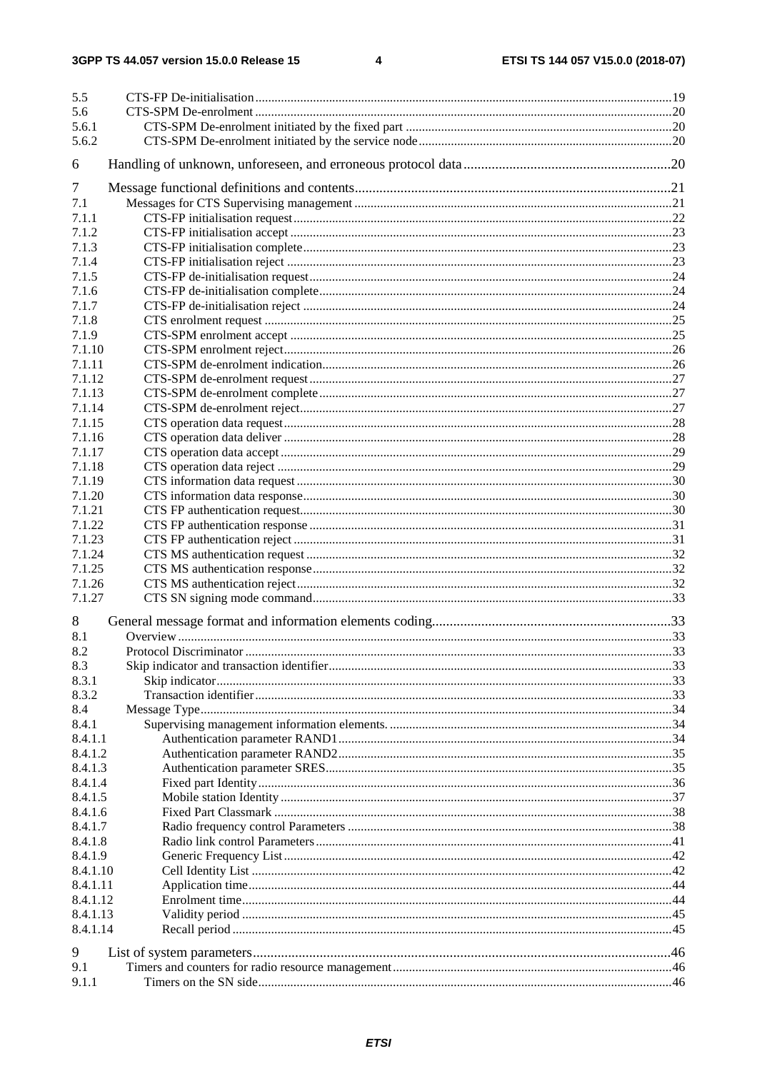5.5 CTS-FP De-initialisation ..... 19
5.6 CTS-SPM De-enrolment ..... 20
5.6.1 CTS-SPM De-enrolment initiated by the fixed part ..... 20
5.6.2 CTS-SPM De-enrolment initiated by the service node ..... 20

6 Handling of unknown, unforeseen, and erroneous protocol data ..... 20

7 Message functional definitions and contents ..... 21
7.1 Messages for CTS Supervising management ..... 21
7.1.1 CTS-FP initialisation request ..... 22
7.1.2 CTS-FP initialisation accept ..... 23
7.1.3 CTS-FP initialisation complete ..... 23
7.1.4 CTS-FP initialisation reject ..... 23
7.1.5 CTS-FP de-initialisation request ..... 24
7.1.6 CTS-FP de-initialisation complete ..... 24
7.1.7 CTS-FP de-initialisation reject ..... 24
7.1.8 CTS enrolment request ..... 25
7.1.9 CTS-SPM enrolment accept ..... 25
7.1.10 CTS-SPM enrolment reject ..... 26
7.1.11 CTS-SPM de-enrolment indication ..... 26
7.1.12 CTS-SPM de-enrolment request ..... 27
7.1.13 CTS-SPM de-enrolment complete ..... 27
7.1.14 CTS-SPM de-enrolment reject ..... 27
7.1.15 CTS operation data request ..... 28
7.1.16 CTS operation data deliver ..... 28
7.1.17 CTS operation data accept ..... 29
7.1.18 CTS operation data reject ..... 29
7.1.19 CTS information data request ..... 30
7.1.20 CTS information data response ..... 30
7.1.21 CTS FP authentication request ..... 30
7.1.22 CTS FP authentication response ..... 31
7.1.23 CTS FP authentication reject ..... 31
7.1.24 CTS MS authentication request ..... 32
7.1.25 CTS MS authentication response ..... 32
7.1.26 CTS MS authentication reject ..... 32
7.1.27 CTS SN signing mode command ..... 33

8 General message format and information elements coding ..... 33
8.1 Overview ..... 33
8.2 Protocol Discriminator ..... 33
8.3 Skip indicator and transaction identifier ..... 33
8.3.1 Skip indicator ..... 33
8.3.2 Transaction identifier ..... 33
8.4 Message Type ..... 34
8.4.1 Supervising management information elements. ..... 34
8.4.1.1 Authentication parameter RAND1 ..... 34
8.4.1.2 Authentication parameter RAND2 ..... 35
8.4.1.3 Authentication parameter SRES ..... 35
8.4.1.4 Fixed part Identity ..... 36
8.4.1.5 Mobile station Identity ..... 37
8.4.1.6 Fixed Part Classmark ..... 38
8.4.1.7 Radio frequency control Parameters ..... 38
8.4.1.8 Radio link control Parameters ..... 41
8.4.1.9 Generic Frequency List ..... 42
8.4.1.10 Cell Identity List ..... 42
8.4.1.11 Application time ..... 44
8.4.1.12 Enrolment time ..... 44
8.4.1.13 Validity period ..... 45
8.4.1.14 Recall period ..... 45

9 List of system parameters ..... 46
9.1 Timers and counters for radio resource management ..... 46
9.1.1 Timers on the SN side ..... 46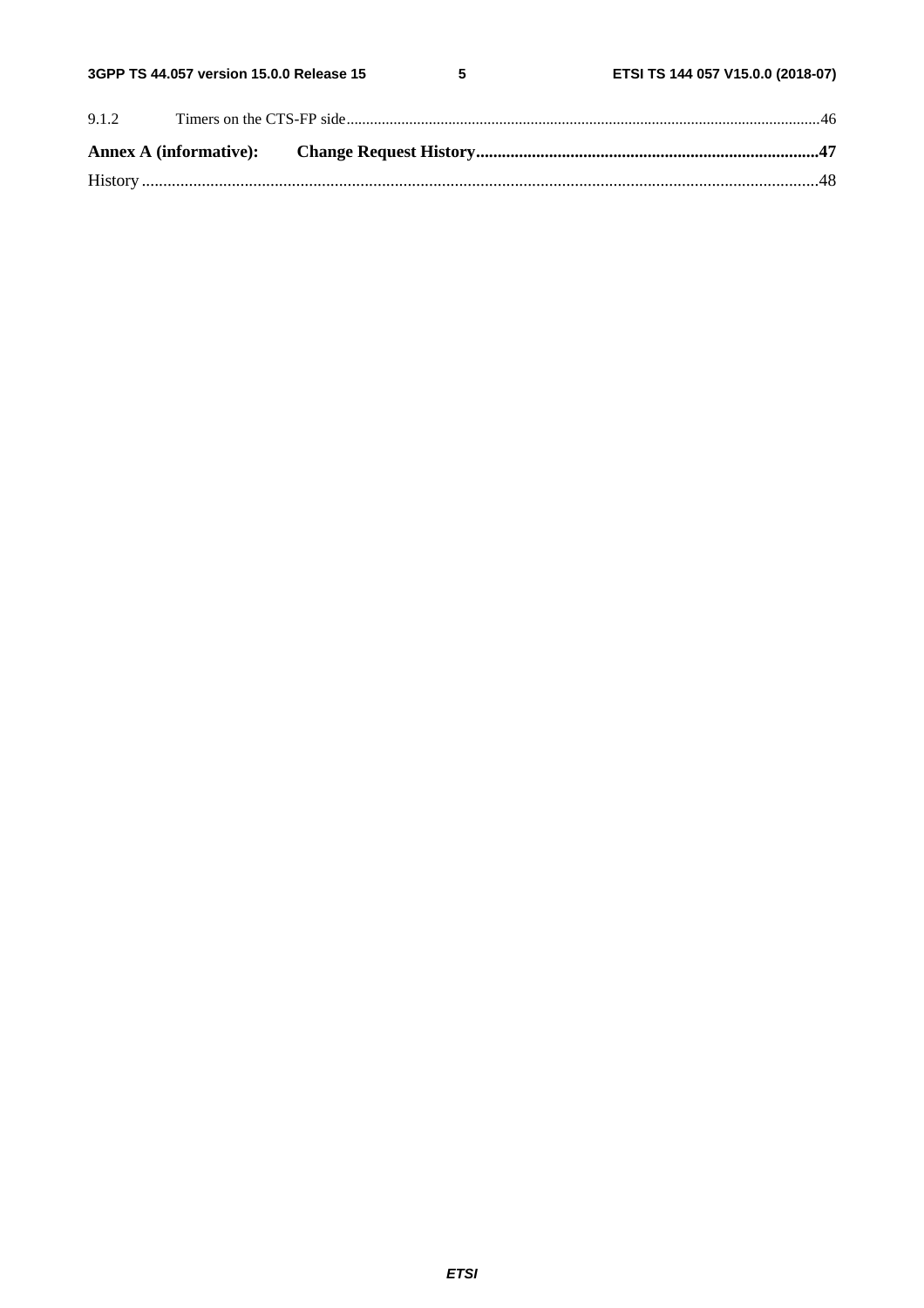9.1.2 Timers on the CTS-FP side........................................................................................................................46

**Annex A (informative): Change Request History................................................................................47**

History..............................................................................................................................................................48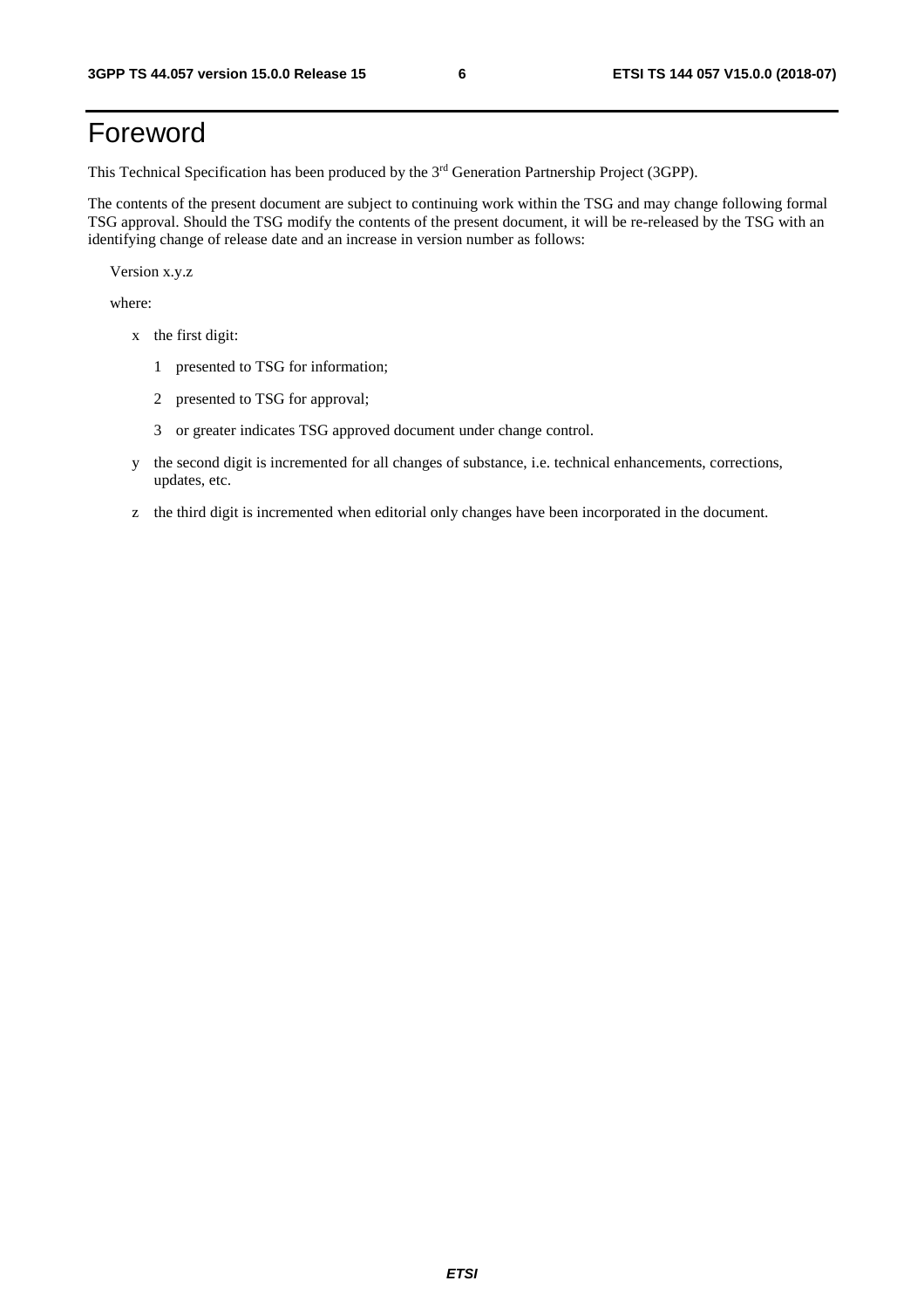# Foreword

This Technical Specification has been produced by the 3rd Generation Partnership Project (3GPP).

The contents of the present document are subject to continuing work within the TSG and may change following formal TSG approval. Should the TSG modify the contents of the present document, it will be re-released by the TSG with an identifying change of release date and an increase in version number as follows:

Version x.y.z

where:

- x the first digit:
  - 1 presented to TSG for information;
  - 2 presented to TSG for approval;
  - 3 or greater indicates TSG approved document under change control.
- y the second digit is incremented for all changes of substance, i.e. technical enhancements, corrections, updates, etc.
- z the third digit is incremented when editorial only changes have been incorporated in the document.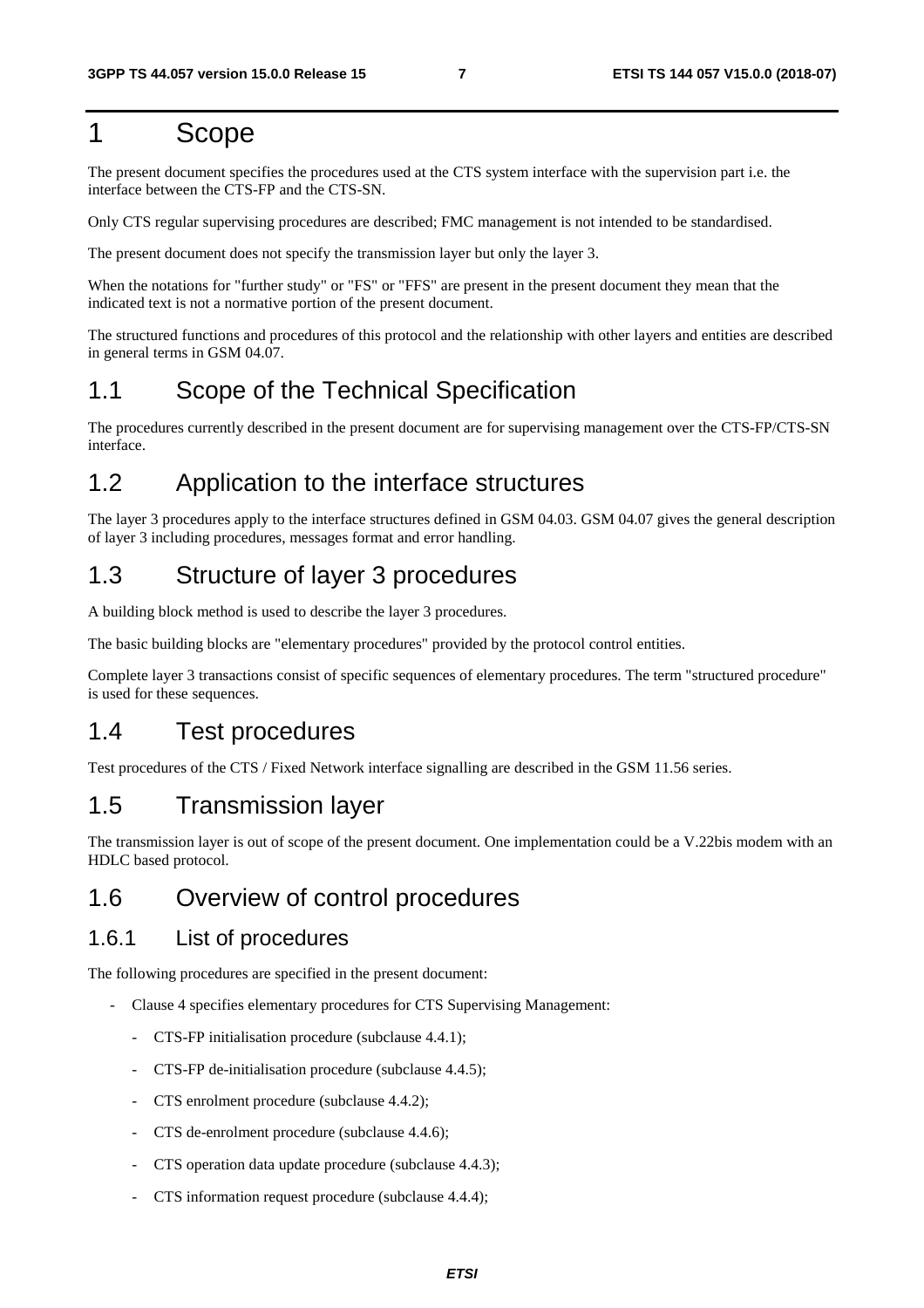# 1 Scope

The present document specifies the procedures used at the CTS system interface with the supervision part i.e. the interface between the CTS-FP and the CTS-SN.

Only CTS regular supervising procedures are described; FMC management is not intended to be standardised.

The present document does not specify the transmission layer but only the layer 3.

When the notations for "further study" or "FS" or "FFS" are present in the present document they mean that the indicated text is not a normative portion of the present document.

The structured functions and procedures of this protocol and the relationship with other layers and entities are described in general terms in GSM 04.07.

## 1.1 Scope of the Technical Specification

The procedures currently described in the present document are for supervising management over the CTS-FP/CTS-SN interface.

## 1.2 Application to the interface structures

The layer 3 procedures apply to the interface structures defined in GSM 04.03. GSM 04.07 gives the general description of layer 3 including procedures, messages format and error handling.

## 1.3 Structure of layer 3 procedures

A building block method is used to describe the layer 3 procedures.

The basic building blocks are "elementary procedures" provided by the protocol control entities.

Complete layer 3 transactions consist of specific sequences of elementary procedures. The term "structured procedure" is used for these sequences.

## 1.4 Test procedures

Test procedures of the CTS / Fixed Network interface signalling are described in the GSM 11.56 series.

## 1.5 Transmission layer

The transmission layer is out of scope of the present document. One implementation could be a V.22bis modem with an HDLC based protocol.

## 1.6 Overview of control procedures

### 1.6.1 List of procedures

The following procedures are specified in the present document:

- Clause 4 specifies elementary procedures for CTS Supervising Management:
  - CTS-FP initialisation procedure (subclause 4.4.1);
  - CTS-FP de-initialisation procedure (subclause 4.4.5);
  - CTS enrolment procedure (subclause 4.4.2);
  - CTS de-enrolment procedure (subclause 4.4.6);
  - CTS operation data update procedure (subclause 4.4.3);
  - CTS information request procedure (subclause 4.4.4);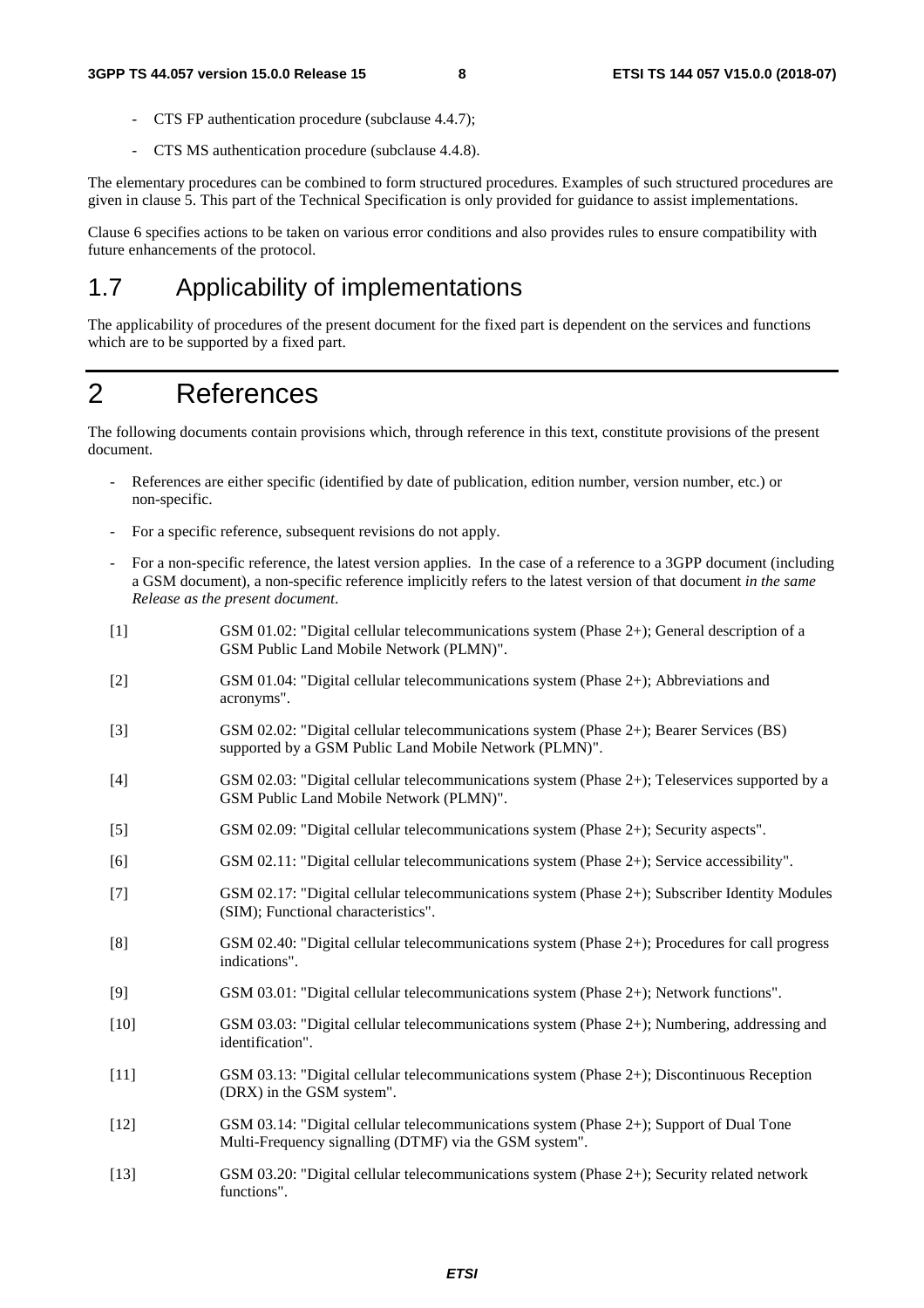- CTS FP authentication procedure (subclause 4.4.7);

- CTS MS authentication procedure (subclause 4.4.8).

The elementary procedures can be combined to form structured procedures. Examples of such structured procedures are given in clause 5. This part of the Technical Specification is only provided for guidance to assist implementations.

Clause 6 specifies actions to be taken on various error conditions and also provides rules to ensure compatibility with future enhancements of the protocol.

## 1.7 Applicability of implementations

The applicability of procedures of the present document for the fixed part is dependent on the services and functions which are to be supported by a fixed part.

# 2 References

The following documents contain provisions which, through reference in this text, constitute provisions of the present document.

- References are either specific (identified by date of publication, edition number, version number, etc.) or non-specific.

- For a specific reference, subsequent revisions do not apply.

- For a non-specific reference, the latest version applies. In the case of a reference to a 3GPP document (including a GSM document), a non-specific reference implicitly refers to the latest version of that document *in the same Release as the present document*.

[1] GSM 01.02: "Digital cellular telecommunications system (Phase 2+); General description of a GSM Public Land Mobile Network (PLMN)".

[2] GSM 01.04: "Digital cellular telecommunications system (Phase 2+); Abbreviations and acronyms".

[3] GSM 02.02: "Digital cellular telecommunications system (Phase 2+); Bearer Services (BS) supported by a GSM Public Land Mobile Network (PLMN)".

[4] GSM 02.03: "Digital cellular telecommunications system (Phase 2+); Teleservices supported by a GSM Public Land Mobile Network (PLMN)".

[5] GSM 02.09: "Digital cellular telecommunications system (Phase 2+); Security aspects".

[6] GSM 02.11: "Digital cellular telecommunications system (Phase 2+); Service accessibility".

[7] GSM 02.17: "Digital cellular telecommunications system (Phase 2+); Subscriber Identity Modules (SIM); Functional characteristics".

[8] GSM 02.40: "Digital cellular telecommunications system (Phase 2+); Procedures for call progress indications".

[9] GSM 03.01: "Digital cellular telecommunications system (Phase 2+); Network functions".

[10] GSM 03.03: "Digital cellular telecommunications system (Phase 2+); Numbering, addressing and identification".

[11] GSM 03.13: "Digital cellular telecommunications system (Phase 2+); Discontinuous Reception (DRX) in the GSM system".

[12] GSM 03.14: "Digital cellular telecommunications system (Phase 2+); Support of Dual Tone Multi-Frequency signalling (DTMF) via the GSM system".

[13] GSM 03.20: "Digital cellular telecommunications system (Phase 2+); Security related network functions".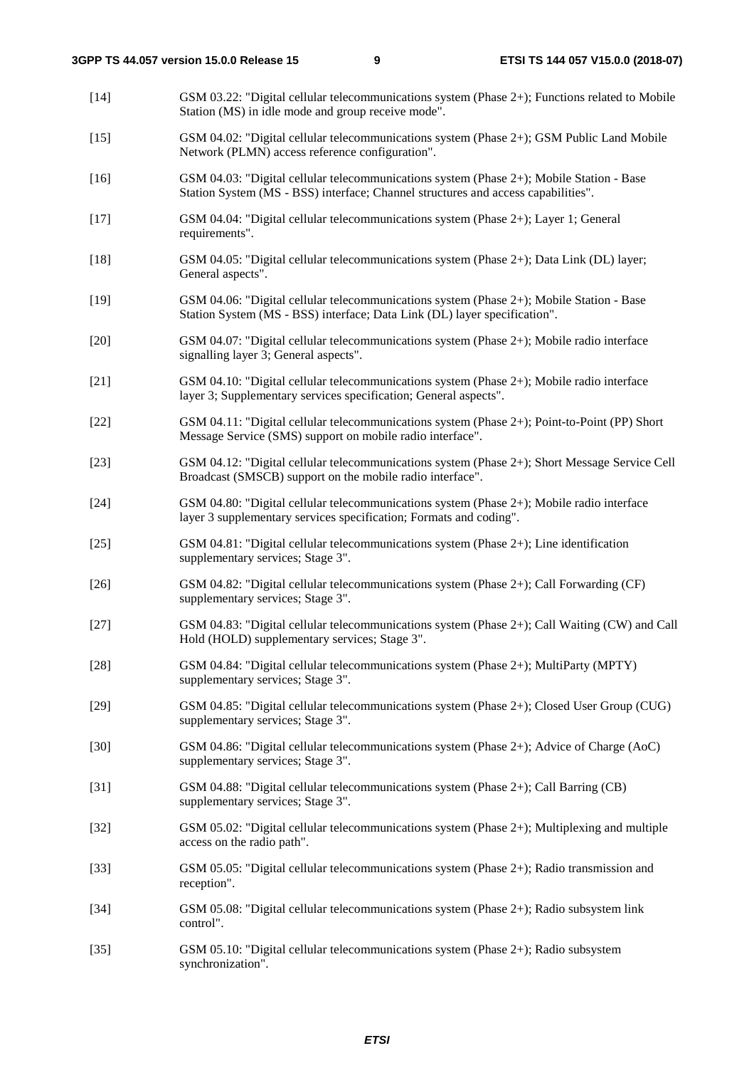[14] GSM 03.22: "Digital cellular telecommunications system (Phase 2+); Functions related to Mobile Station (MS) in idle mode and group receive mode".

[15] GSM 04.02: "Digital cellular telecommunications system (Phase 2+); GSM Public Land Mobile Network (PLMN) access reference configuration".

[16] GSM 04.03: "Digital cellular telecommunications system (Phase 2+); Mobile Station - Base Station System (MS - BSS) interface; Channel structures and access capabilities".

[17] GSM 04.04: "Digital cellular telecommunications system (Phase 2+); Layer 1; General requirements".

[18] GSM 04.05: "Digital cellular telecommunications system (Phase 2+); Data Link (DL) layer; General aspects".

[19] GSM 04.06: "Digital cellular telecommunications system (Phase 2+); Mobile Station - Base Station System (MS - BSS) interface; Data Link (DL) layer specification".

[20] GSM 04.07: "Digital cellular telecommunications system (Phase 2+); Mobile radio interface signalling layer 3; General aspects".

[21] GSM 04.10: "Digital cellular telecommunications system (Phase 2+); Mobile radio interface layer 3; Supplementary services specification; General aspects".

[22] GSM 04.11: "Digital cellular telecommunications system (Phase 2+); Point-to-Point (PP) Short Message Service (SMS) support on mobile radio interface".

[23] GSM 04.12: "Digital cellular telecommunications system (Phase 2+); Short Message Service Cell Broadcast (SMSCB) support on the mobile radio interface".

[24] GSM 04.80: "Digital cellular telecommunications system (Phase 2+); Mobile radio interface layer 3 supplementary services specification; Formats and coding".

[25] GSM 04.81: "Digital cellular telecommunications system (Phase 2+); Line identification supplementary services; Stage 3".

[26] GSM 04.82: "Digital cellular telecommunications system (Phase 2+); Call Forwarding (CF) supplementary services; Stage 3".

[27] GSM 04.83: "Digital cellular telecommunications system (Phase 2+); Call Waiting (CW) and Call Hold (HOLD) supplementary services; Stage 3".

[28] GSM 04.84: "Digital cellular telecommunications system (Phase 2+); MultiParty (MPTY) supplementary services; Stage 3".

[29] GSM 04.85: "Digital cellular telecommunications system (Phase 2+); Closed User Group (CUG) supplementary services; Stage 3".

[30] GSM 04.86: "Digital cellular telecommunications system (Phase 2+); Advice of Charge (AoC) supplementary services; Stage 3".

[31] GSM 04.88: "Digital cellular telecommunications system (Phase 2+); Call Barring (CB) supplementary services; Stage 3".

[32] GSM 05.02: "Digital cellular telecommunications system (Phase 2+); Multiplexing and multiple access on the radio path".

[33] GSM 05.05: "Digital cellular telecommunications system (Phase 2+); Radio transmission and reception".

[34] GSM 05.08: "Digital cellular telecommunications system (Phase 2+); Radio subsystem link control".

[35] GSM 05.10: "Digital cellular telecommunications system (Phase 2+); Radio subsystem synchronization".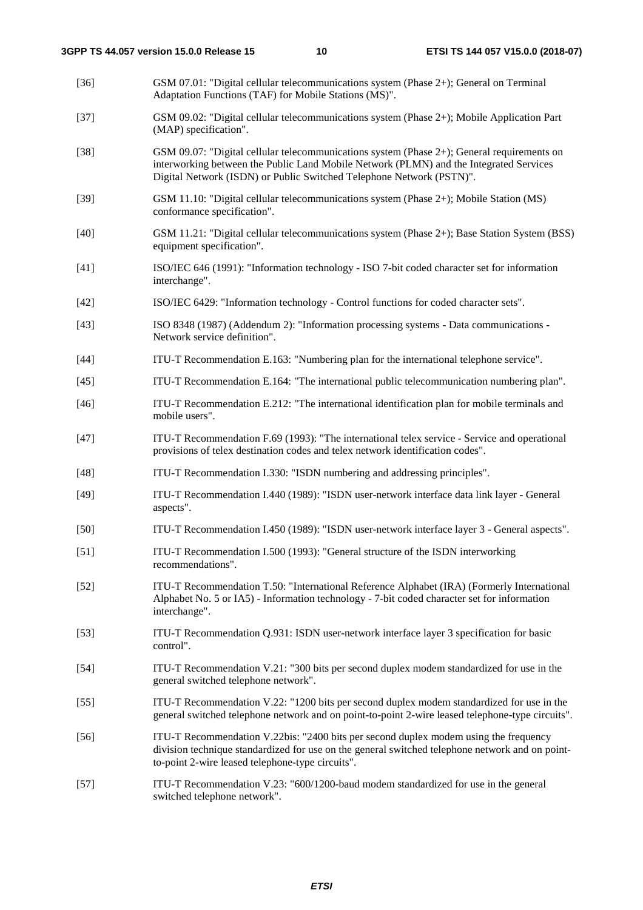[36] GSM 07.01: "Digital cellular telecommunications system (Phase 2+); General on Terminal Adaptation Functions (TAF) for Mobile Stations (MS)".

[37] GSM 09.02: "Digital cellular telecommunications system (Phase 2+); Mobile Application Part (MAP) specification".

[38] GSM 09.07: "Digital cellular telecommunications system (Phase 2+); General requirements on interworking between the Public Land Mobile Network (PLMN) and the Integrated Services Digital Network (ISDN) or Public Switched Telephone Network (PSTN)".

[39] GSM 11.10: "Digital cellular telecommunications system (Phase 2+); Mobile Station (MS) conformance specification".

[40] GSM 11.21: "Digital cellular telecommunications system (Phase 2+); Base Station System (BSS) equipment specification".

[41] ISO/IEC 646 (1991): "Information technology - ISO 7-bit coded character set for information interchange".

[42] ISO/IEC 6429: "Information technology - Control functions for coded character sets".

[43] ISO 8348 (1987) (Addendum 2): "Information processing systems - Data communications - Network service definition".

[44] ITU-T Recommendation E.163: "Numbering plan for the international telephone service".

[45] ITU-T Recommendation E.164: "The international public telecommunication numbering plan".

[46] ITU-T Recommendation E.212: "The international identification plan for mobile terminals and mobile users".

[47] ITU-T Recommendation F.69 (1993): "The international telex service - Service and operational provisions of telex destination codes and telex network identification codes".

[48] ITU-T Recommendation I.330: "ISDN numbering and addressing principles".

[49] ITU-T Recommendation I.440 (1989): "ISDN user-network interface data link layer - General aspects".

[50] ITU-T Recommendation I.450 (1989): "ISDN user-network interface layer 3 - General aspects".

[51] ITU-T Recommendation I.500 (1993): "General structure of the ISDN interworking recommendations".

[52] ITU-T Recommendation T.50: "International Reference Alphabet (IRA) (Formerly International Alphabet No. 5 or IA5) - Information technology - 7-bit coded character set for information interchange".

[53] ITU-T Recommendation Q.931: ISDN user-network interface layer 3 specification for basic control".

[54] ITU-T Recommendation V.21: "300 bits per second duplex modem standardized for use in the general switched telephone network".

[55] ITU-T Recommendation V.22: "1200 bits per second duplex modem standardized for use in the general switched telephone network and on point-to-point 2-wire leased telephone-type circuits".

[56] ITU-T Recommendation V.22bis: "2400 bits per second duplex modem using the frequency division technique standardized for use on the general switched telephone network and on point-to-point 2-wire leased telephone-type circuits".

[57] ITU-T Recommendation V.23: "600/1200-baud modem standardized for use in the general switched telephone network".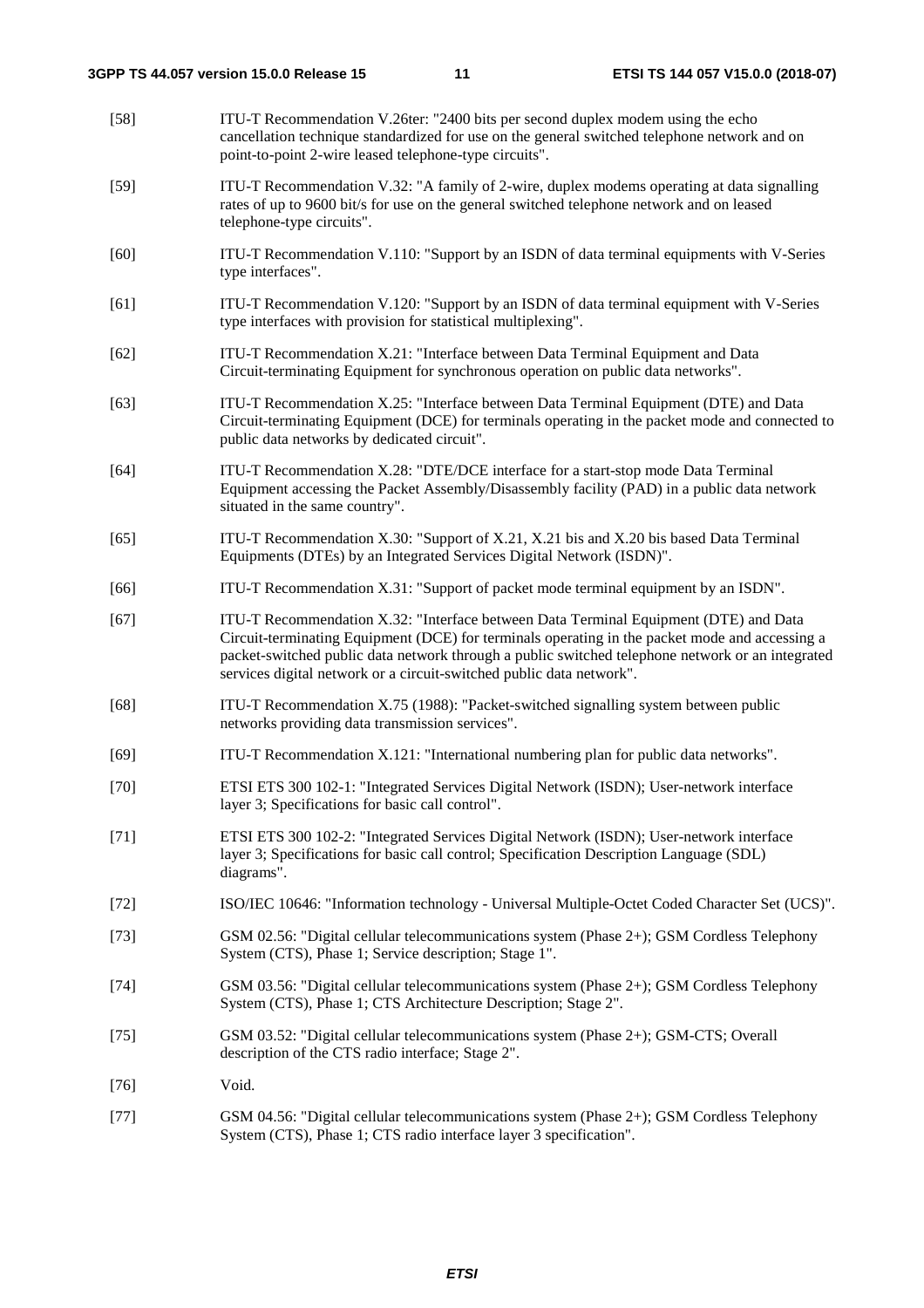[58] ITU-T Recommendation V.26ter: "2400 bits per second duplex modem using the echo cancellation technique standardized for use on the general switched telephone network and on point-to-point 2-wire leased telephone-type circuits".

[59] ITU-T Recommendation V.32: "A family of 2-wire, duplex modems operating at data signalling rates of up to 9600 bit/s for use on the general switched telephone network and on leased telephone-type circuits".

[60] ITU-T Recommendation V.110: "Support by an ISDN of data terminal equipments with V-Series type interfaces".

[61] ITU-T Recommendation V.120: "Support by an ISDN of data terminal equipment with V-Series type interfaces with provision for statistical multiplexing".

[62] ITU-T Recommendation X.21: "Interface between Data Terminal Equipment and Data Circuit-terminating Equipment for synchronous operation on public data networks".

[63] ITU-T Recommendation X.25: "Interface between Data Terminal Equipment (DTE) and Data Circuit-terminating Equipment (DCE) for terminals operating in the packet mode and connected to public data networks by dedicated circuit".

[64] ITU-T Recommendation X.28: "DTE/DCE interface for a start-stop mode Data Terminal Equipment accessing the Packet Assembly/Disassembly facility (PAD) in a public data network situated in the same country".

[65] ITU-T Recommendation X.30: "Support of X.21, X.21 bis and X.20 bis based Data Terminal Equipments (DTEs) by an Integrated Services Digital Network (ISDN)".

[66] ITU-T Recommendation X.31: "Support of packet mode terminal equipment by an ISDN".

[67] ITU-T Recommendation X.32: "Interface between Data Terminal Equipment (DTE) and Data Circuit-terminating Equipment (DCE) for terminals operating in the packet mode and accessing a packet-switched public data network through a public switched telephone network or an integrated services digital network or a circuit-switched public data network".

[68] ITU-T Recommendation X.75 (1988): "Packet-switched signalling system between public networks providing data transmission services".

[69] ITU-T Recommendation X.121: "International numbering plan for public data networks".

[70] ETSI ETS 300 102-1: "Integrated Services Digital Network (ISDN); User-network interface layer 3; Specifications for basic call control".

[71] ETSI ETS 300 102-2: "Integrated Services Digital Network (ISDN); User-network interface layer 3; Specifications for basic call control; Specification Description Language (SDL) diagrams".

[72] ISO/IEC 10646: "Information technology - Universal Multiple-Octet Coded Character Set (UCS)".

[73] GSM 02.56: "Digital cellular telecommunications system (Phase 2+); GSM Cordless Telephony System (CTS), Phase 1; Service description; Stage 1".

[74] GSM 03.56: "Digital cellular telecommunications system (Phase 2+); GSM Cordless Telephony System (CTS), Phase 1; CTS Architecture Description; Stage 2".

[75] GSM 03.52: "Digital cellular telecommunications system (Phase 2+); GSM-CTS; Overall description of the CTS radio interface; Stage 2".

[76] Void.

[77] GSM 04.56: "Digital cellular telecommunications system (Phase 2+); GSM Cordless Telephony System (CTS), Phase 1; CTS radio interface layer 3 specification".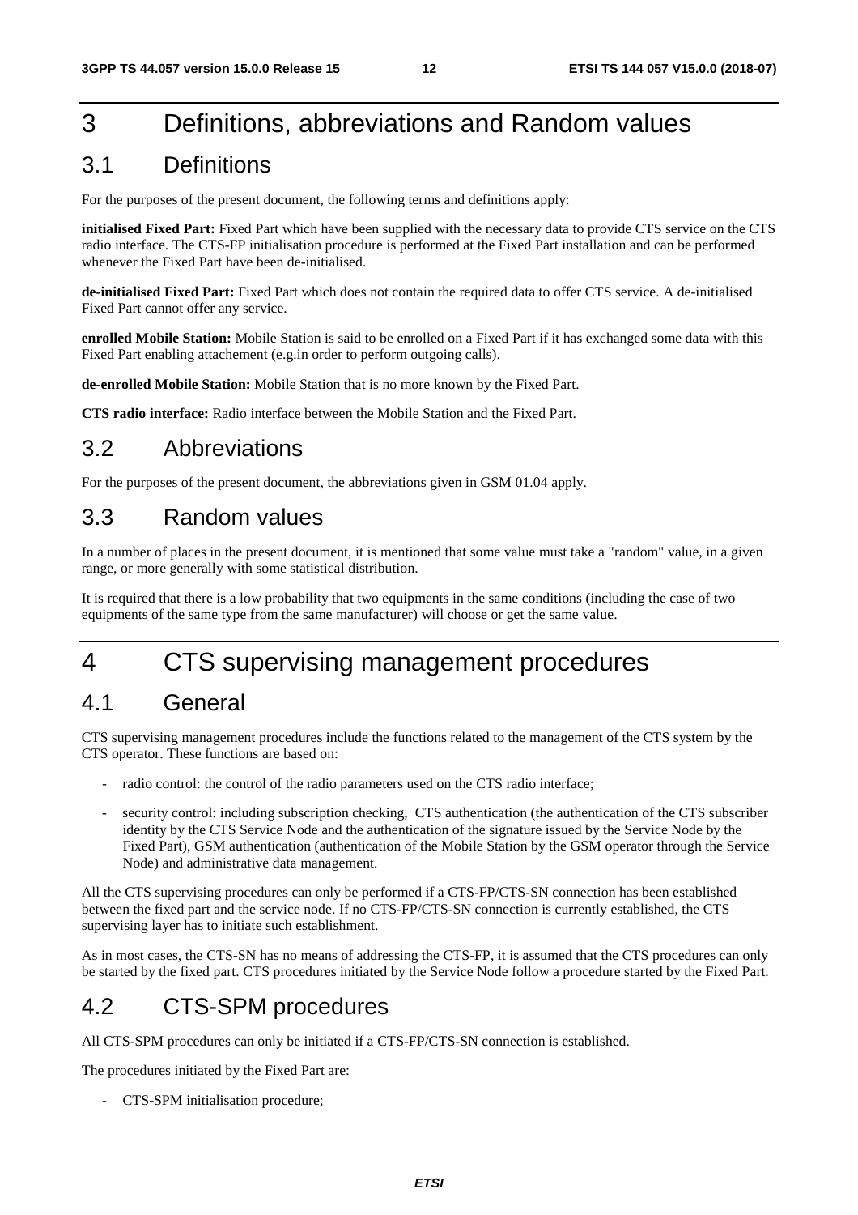# 3 Definitions, abbreviations and Random values

## 3.1 Definitions

For the purposes of the present document, the following terms and definitions apply:

**initialised Fixed Part:** Fixed Part which have been supplied with the necessary data to provide CTS service on the CTS radio interface. The CTS-FP initialisation procedure is performed at the Fixed Part installation and can be performed whenever the Fixed Part have been de-initialised.

**de-initialised Fixed Part:** Fixed Part which does not contain the required data to offer CTS service. A de-initialised Fixed Part cannot offer any service.

**enrolled Mobile Station:** Mobile Station is said to be enrolled on a Fixed Part if it has exchanged some data with this Fixed Part enabling attachement (e.g.in order to perform outgoing calls).

**de-enrolled Mobile Station:** Mobile Station that is no more known by the Fixed Part.

**CTS radio interface:** Radio interface between the Mobile Station and the Fixed Part.

## 3.2 Abbreviations

For the purposes of the present document, the abbreviations given in GSM 01.04 apply.

## 3.3 Random values

In a number of places in the present document, it is mentioned that some value must take a "random" value, in a given range, or more generally with some statistical distribution.

It is required that there is a low probability that two equipments in the same conditions (including the case of two equipments of the same type from the same manufacturer) will choose or get the same value.

# 4 CTS supervising management procedures

## 4.1 General

CTS supervising management procedures include the functions related to the management of the CTS system by the CTS operator. These functions are based on:

- radio control: the control of the radio parameters used on the CTS radio interface;
- security control: including subscription checking, CTS authentication (the authentication of the CTS subscriber identity by the CTS Service Node and the authentication of the signature issued by the Service Node by the Fixed Part), GSM authentication (authentication of the Mobile Station by the GSM operator through the Service Node) and administrative data management.

All the CTS supervising procedures can only be performed if a CTS-FP/CTS-SN connection has been established between the fixed part and the service node. If no CTS-FP/CTS-SN connection is currently established, the CTS supervising layer has to initiate such establishment.

As in most cases, the CTS-SN has no means of addressing the CTS-FP, it is assumed that the CTS procedures can only be started by the fixed part. CTS procedures initiated by the Service Node follow a procedure started by the Fixed Part.

## 4.2 CTS-SPM procedures

All CTS-SPM procedures can only be initiated if a CTS-FP/CTS-SN connection is established.

The procedures initiated by the Fixed Part are:

- CTS-SPM initialisation procedure;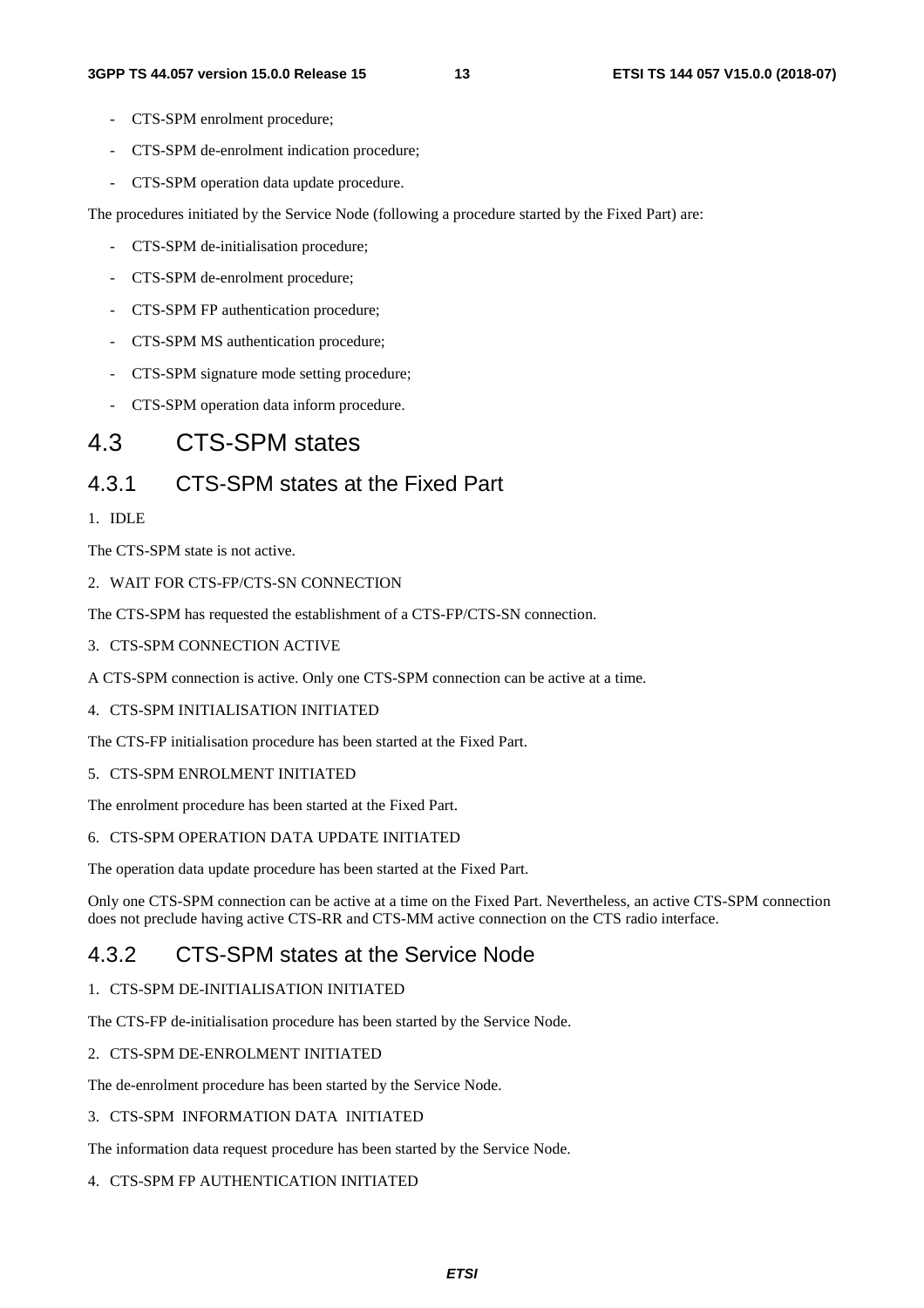- CTS-SPM enrolment procedure;
- CTS-SPM de-enrolment indication procedure;
- CTS-SPM operation data update procedure.

The procedures initiated by the Service Node (following a procedure started by the Fixed Part) are:

- CTS-SPM de-initialisation procedure;
- CTS-SPM de-enrolment procedure;
- CTS-SPM FP authentication procedure;
- CTS-SPM MS authentication procedure;
- CTS-SPM signature mode setting procedure;
- CTS-SPM operation data inform procedure.

# 4.3 CTS-SPM states

## 4.3.1 CTS-SPM states at the Fixed Part

1. IDLE

The CTS-SPM state is not active.

2. WAIT FOR CTS-FP/CTS-SN CONNECTION

The CTS-SPM has requested the establishment of a CTS-FP/CTS-SN connection.

3. CTS-SPM CONNECTION ACTIVE

A CTS-SPM connection is active. Only one CTS-SPM connection can be active at a time.

4. CTS-SPM INITIALISATION INITIATED

The CTS-FP initialisation procedure has been started at the Fixed Part.

5. CTS-SPM ENROLMENT INITIATED

The enrolment procedure has been started at the Fixed Part.

6. CTS-SPM OPERATION DATA UPDATE INITIATED

The operation data update procedure has been started at the Fixed Part.

Only one CTS-SPM connection can be active at a time on the Fixed Part. Nevertheless, an active CTS-SPM connection does not preclude having active CTS-RR and CTS-MM active connection on the CTS radio interface.

## 4.3.2 CTS-SPM states at the Service Node

1. CTS-SPM DE-INITIALISATION INITIATED

The CTS-FP de-initialisation procedure has been started by the Service Node.

2. CTS-SPM DE-ENROLMENT INITIATED

The de-enrolment procedure has been started by the Service Node.

3. CTS-SPM INFORMATION DATA INITIATED

The information data request procedure has been started by the Service Node.

4. CTS-SPM FP AUTHENTICATION INITIATED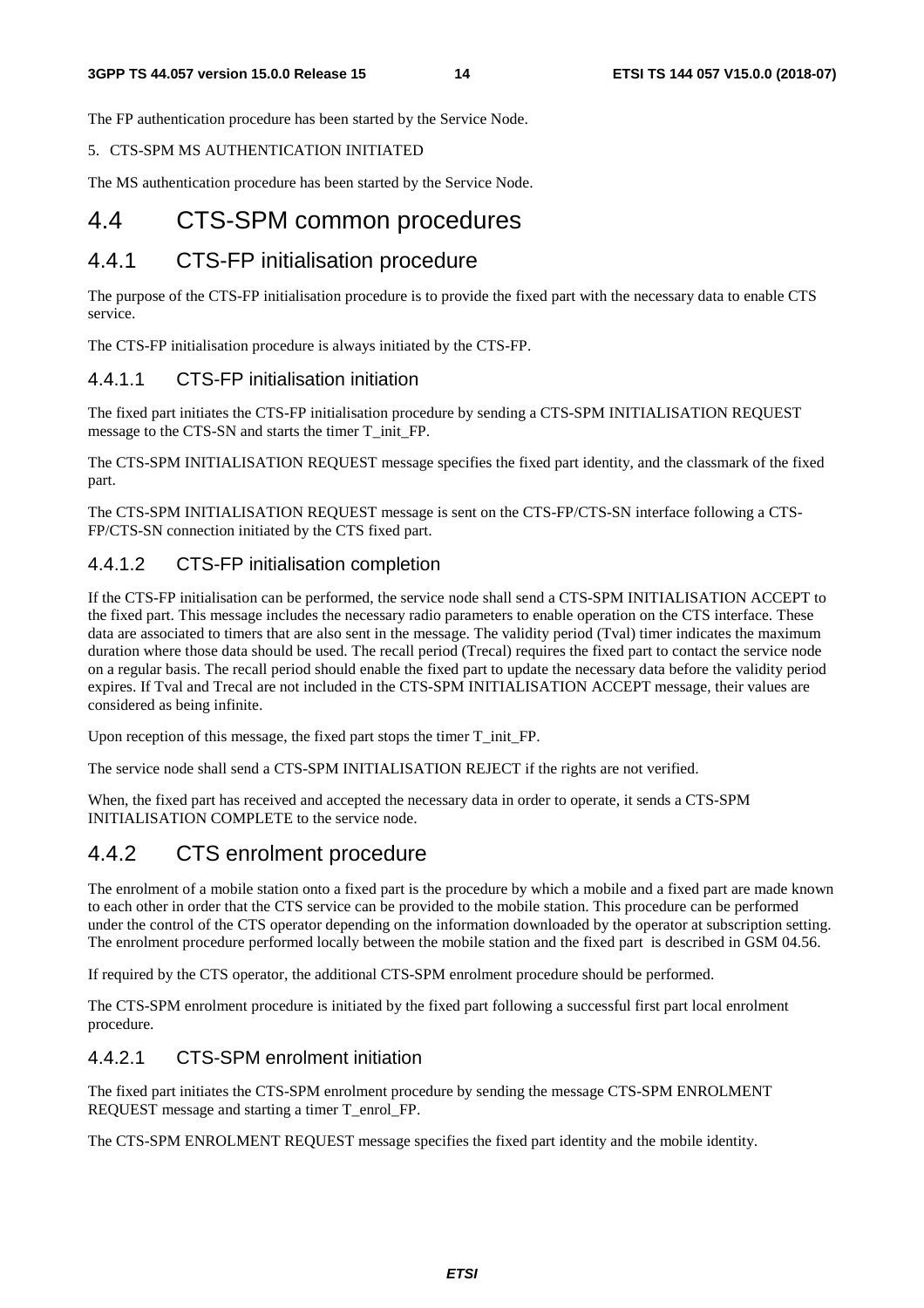The FP authentication procedure has been started by the Service Node.

5. CTS-SPM MS AUTHENTICATION INITIATED

The MS authentication procedure has been started by the Service Node.

# 4.4 CTS-SPM common procedures

## 4.4.1 CTS-FP initialisation procedure

The purpose of the CTS-FP initialisation procedure is to provide the fixed part with the necessary data to enable CTS service.

The CTS-FP initialisation procedure is always initiated by the CTS-FP.

### 4.4.1.1 CTS-FP initialisation initiation

The fixed part initiates the CTS-FP initialisation procedure by sending a CTS-SPM INITIALISATION REQUEST message to the CTS-SN and starts the timer T_init_FP.

The CTS-SPM INITIALISATION REQUEST message specifies the fixed part identity, and the classmark of the fixed part.

The CTS-SPM INITIALISATION REQUEST message is sent on the CTS-FP/CTS-SN interface following a CTS-FP/CTS-SN connection initiated by the CTS fixed part.

### 4.4.1.2 CTS-FP initialisation completion

If the CTS-FP initialisation can be performed, the service node shall send a CTS-SPM INITIALISATION ACCEPT to the fixed part. This message includes the necessary radio parameters to enable operation on the CTS interface. These data are associated to timers that are also sent in the message. The validity period (Tval) timer indicates the maximum duration where those data should be used. The recall period (Trecal) requires the fixed part to contact the service node on a regular basis. The recall period should enable the fixed part to update the necessary data before the validity period expires. If Tval and Trecal are not included in the CTS-SPM INITIALISATION ACCEPT message, their values are considered as being infinite.

Upon reception of this message, the fixed part stops the timer T_init_FP.

The service node shall send a CTS-SPM INITIALISATION REJECT if the rights are not verified.

When, the fixed part has received and accepted the necessary data in order to operate, it sends a CTS-SPM INITIALISATION COMPLETE to the service node.

## 4.4.2 CTS enrolment procedure

The enrolment of a mobile station onto a fixed part is the procedure by which a mobile and a fixed part are made known to each other in order that the CTS service can be provided to the mobile station. This procedure can be performed under the control of the CTS operator depending on the information downloaded by the operator at subscription setting. The enrolment procedure performed locally between the mobile station and the fixed part is described in GSM 04.56.

If required by the CTS operator, the additional CTS-SPM enrolment procedure should be performed.

The CTS-SPM enrolment procedure is initiated by the fixed part following a successful first part local enrolment procedure.

### 4.4.2.1 CTS-SPM enrolment initiation

The fixed part initiates the CTS-SPM enrolment procedure by sending the message CTS-SPM ENROLMENT REQUEST message and starting a timer T_enrol_FP.

The CTS-SPM ENROLMENT REQUEST message specifies the fixed part identity and the mobile identity.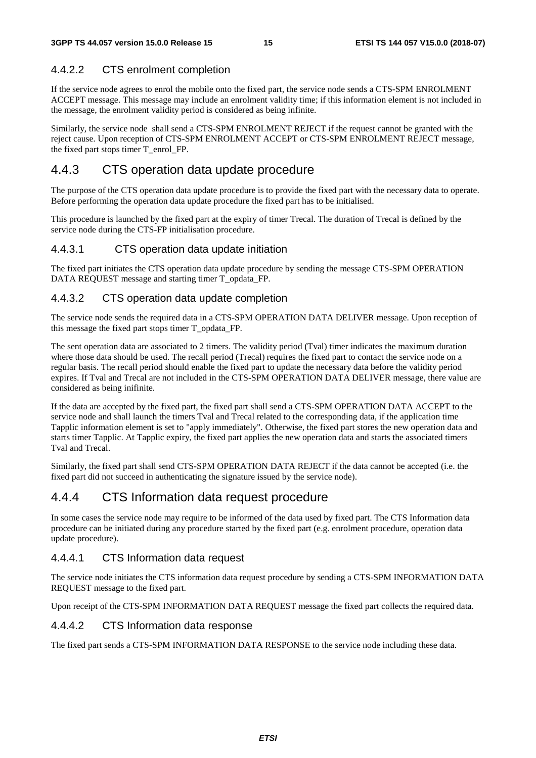#### 4.4.2.2 CTS enrolment completion

If the service node agrees to enrol the mobile onto the fixed part, the service node sends a CTS-SPM ENROLMENT ACCEPT message. This message may include an enrolment validity time; if this information element is not included in the message, the enrolment validity period is considered as being infinite.

Similarly, the service node  shall send a CTS-SPM ENROLMENT REJECT if the request cannot be granted with the reject cause. Upon reception of CTS-SPM ENROLMENT ACCEPT or CTS-SPM ENROLMENT REJECT message, the fixed part stops timer T_enrol_FP.

### 4.4.3 CTS operation data update procedure

The purpose of the CTS operation data update procedure is to provide the fixed part with the necessary data to operate. Before performing the operation data update procedure the fixed part has to be initialised.

This procedure is launched by the fixed part at the expiry of timer Trecal. The duration of Trecal is defined by the service node during the CTS-FP initialisation procedure.

#### 4.4.3.1 CTS operation data update initiation

The fixed part initiates the CTS operation data update procedure by sending the message CTS-SPM OPERATION DATA REQUEST message and starting timer T_opdata_FP.

#### 4.4.3.2 CTS operation data update completion

The service node sends the required data in a CTS-SPM OPERATION DATA DELIVER message. Upon reception of this message the fixed part stops timer T_opdata_FP.

The sent operation data are associated to 2 timers. The validity period (Tval) timer indicates the maximum duration where those data should be used. The recall period (Trecal) requires the fixed part to contact the service node on a regular basis. The recall period should enable the fixed part to update the necessary data before the validity period expires. If Tval and Trecal are not included in the CTS-SPM OPERATION DATA DELIVER message, there value are considered as being inifinite.

If the data are accepted by the fixed part, the fixed part shall send a CTS-SPM OPERATION DATA ACCEPT to the service node and shall launch the timers Tval and Trecal related to the corresponding data, if the application time Tapplic information element is set to "apply immediately". Otherwise, the fixed part stores the new operation data and starts timer Tapplic. At Tapplic expiry, the fixed part applies the new operation data and starts the associated timers Tval and Trecal.

Similarly, the fixed part shall send CTS-SPM OPERATION DATA REJECT if the data cannot be accepted (i.e. the fixed part did not succeed in authenticating the signature issued by the service node).

### 4.4.4 CTS Information data request procedure

In some cases the service node may require to be informed of the data used by fixed part. The CTS Information data procedure can be initiated during any procedure started by the fixed part (e.g. enrolment procedure, operation data update procedure).

#### 4.4.4.1 CTS Information data request

The service node initiates the CTS information data request procedure by sending a CTS-SPM INFORMATION DATA REQUEST message to the fixed part.

Upon receipt of the CTS-SPM INFORMATION DATA REQUEST message the fixed part collects the required data.

#### 4.4.4.2 CTS Information data response

The fixed part sends a CTS-SPM INFORMATION DATA RESPONSE to the service node including these data.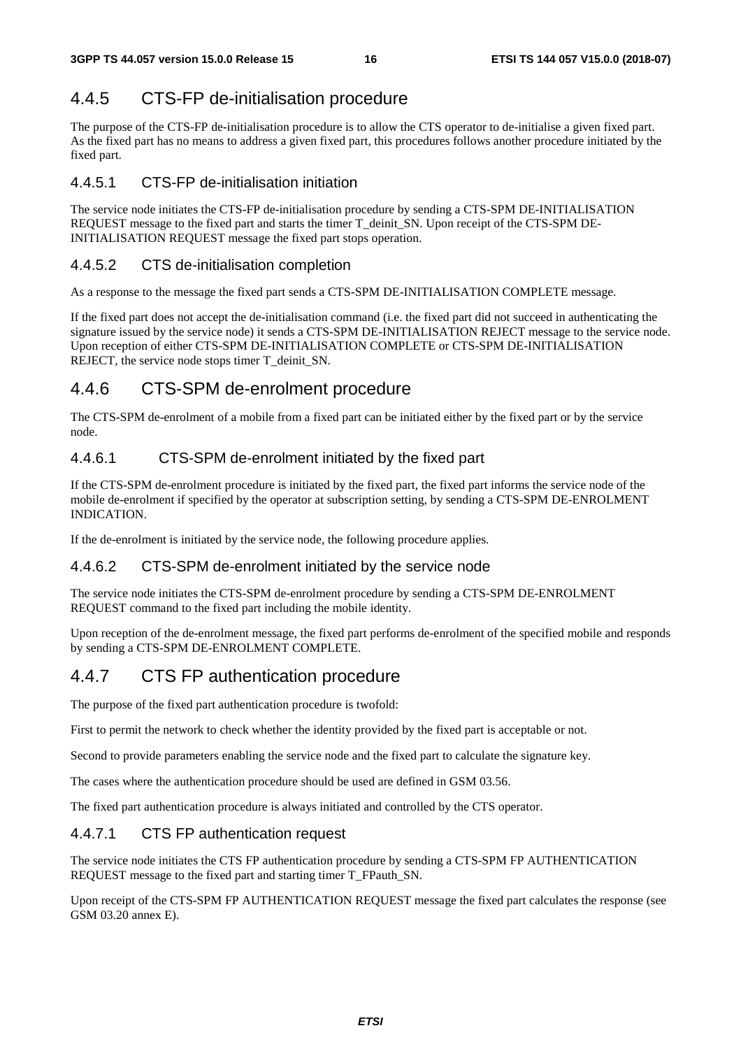### 4.4.5 CTS-FP de-initialisation procedure

The purpose of the CTS-FP de-initialisation procedure is to allow the CTS operator to de-initialise a given fixed part. As the fixed part has no means to address a given fixed part, this procedures follows another procedure initiated by the fixed part.

#### 4.4.5.1 CTS-FP de-initialisation initiation

The service node initiates the CTS-FP de-initialisation procedure by sending a CTS-SPM DE-INITIALISATION REQUEST message to the fixed part and starts the timer T_deinit_SN. Upon receipt of the CTS-SPM DE-INITIALISATION REQUEST message the fixed part stops operation.

#### 4.4.5.2 CTS de-initialisation completion

As a response to the message the fixed part sends a CTS-SPM DE-INITIALISATION COMPLETE message.

If the fixed part does not accept the de-initialisation command (i.e. the fixed part did not succeed in authenticating the signature issued by the service node) it sends a CTS-SPM DE-INITIALISATION REJECT message to the service node. Upon reception of either CTS-SPM DE-INITIALISATION COMPLETE or CTS-SPM DE-INITIALISATION REJECT, the service node stops timer T_deinit_SN.

### 4.4.6 CTS-SPM de-enrolment procedure

The CTS-SPM de-enrolment of a mobile from a fixed part can be initiated either by the fixed part or by the service node.

#### 4.4.6.1 CTS-SPM de-enrolment initiated by the fixed part

If the CTS-SPM de-enrolment procedure is initiated by the fixed part, the fixed part informs the service node of the mobile de-enrolment if specified by the operator at subscription setting, by sending a CTS-SPM DE-ENROLMENT INDICATION.

If the de-enrolment is initiated by the service node, the following procedure applies.

#### 4.4.6.2 CTS-SPM de-enrolment initiated by the service node

The service node initiates the CTS-SPM de-enrolment procedure by sending a CTS-SPM DE-ENROLMENT REQUEST command to the fixed part including the mobile identity.

Upon reception of the de-enrolment message, the fixed part performs de-enrolment of the specified mobile and responds by sending a CTS-SPM DE-ENROLMENT COMPLETE.

### 4.4.7 CTS FP authentication procedure

The purpose of the fixed part authentication procedure is twofold:

First to permit the network to check whether the identity provided by the fixed part is acceptable or not.

Second to provide parameters enabling the service node and the fixed part to calculate the signature key.

The cases where the authentication procedure should be used are defined in GSM 03.56.

The fixed part authentication procedure is always initiated and controlled by the CTS operator.

#### 4.4.7.1 CTS FP authentication request

The service node initiates the CTS FP authentication procedure by sending a CTS-SPM FP AUTHENTICATION REQUEST message to the fixed part and starting timer T_FPauth_SN.

Upon receipt of the CTS-SPM FP AUTHENTICATION REQUEST message the fixed part calculates the response (see GSM 03.20 annex E).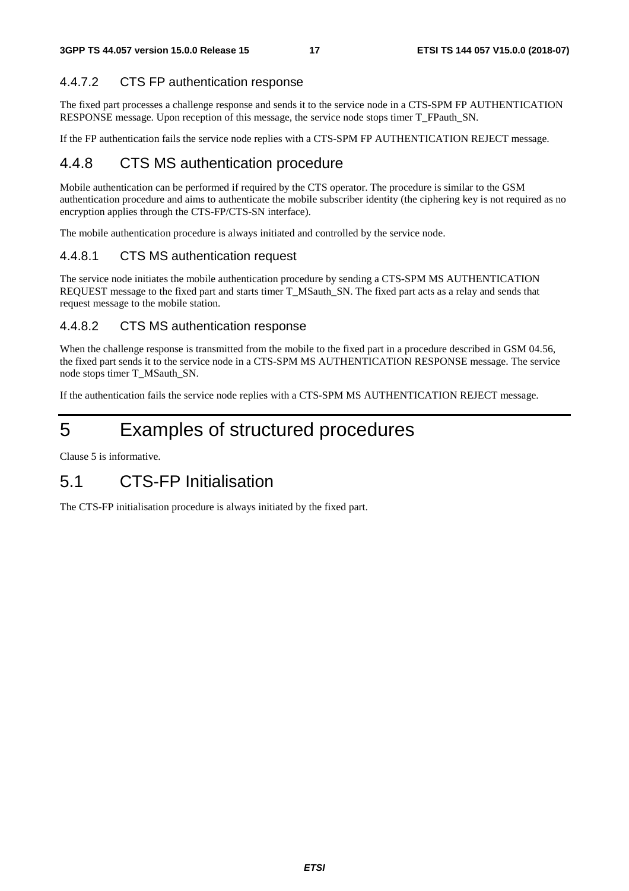#### 4.4.7.2 CTS FP authentication response

The fixed part processes a challenge response and sends it to the service node in a CTS-SPM FP AUTHENTICATION RESPONSE message. Upon reception of this message, the service node stops timer T_FPauth_SN.

If the FP authentication fails the service node replies with a CTS-SPM FP AUTHENTICATION REJECT message.

### 4.4.8 CTS MS authentication procedure

Mobile authentication can be performed if required by the CTS operator. The procedure is similar to the GSM authentication procedure and aims to authenticate the mobile subscriber identity (the ciphering key is not required as no encryption applies through the CTS-FP/CTS-SN interface).

The mobile authentication procedure is always initiated and controlled by the service node.

#### 4.4.8.1 CTS MS authentication request

The service node initiates the mobile authentication procedure by sending a CTS-SPM MS AUTHENTICATION REQUEST message to the fixed part and starts timer T_MSauth_SN. The fixed part acts as a relay and sends that request message to the mobile station.

#### 4.4.8.2 CTS MS authentication response

When the challenge response is transmitted from the mobile to the fixed part in a procedure described in GSM 04.56, the fixed part sends it to the service node in a CTS-SPM MS AUTHENTICATION RESPONSE message. The service node stops timer T_MSauth_SN.

If the authentication fails the service node replies with a CTS-SPM MS AUTHENTICATION REJECT message.

# 5 Examples of structured procedures

Clause 5 is informative.

## 5.1 CTS-FP Initialisation

The CTS-FP initialisation procedure is always initiated by the fixed part.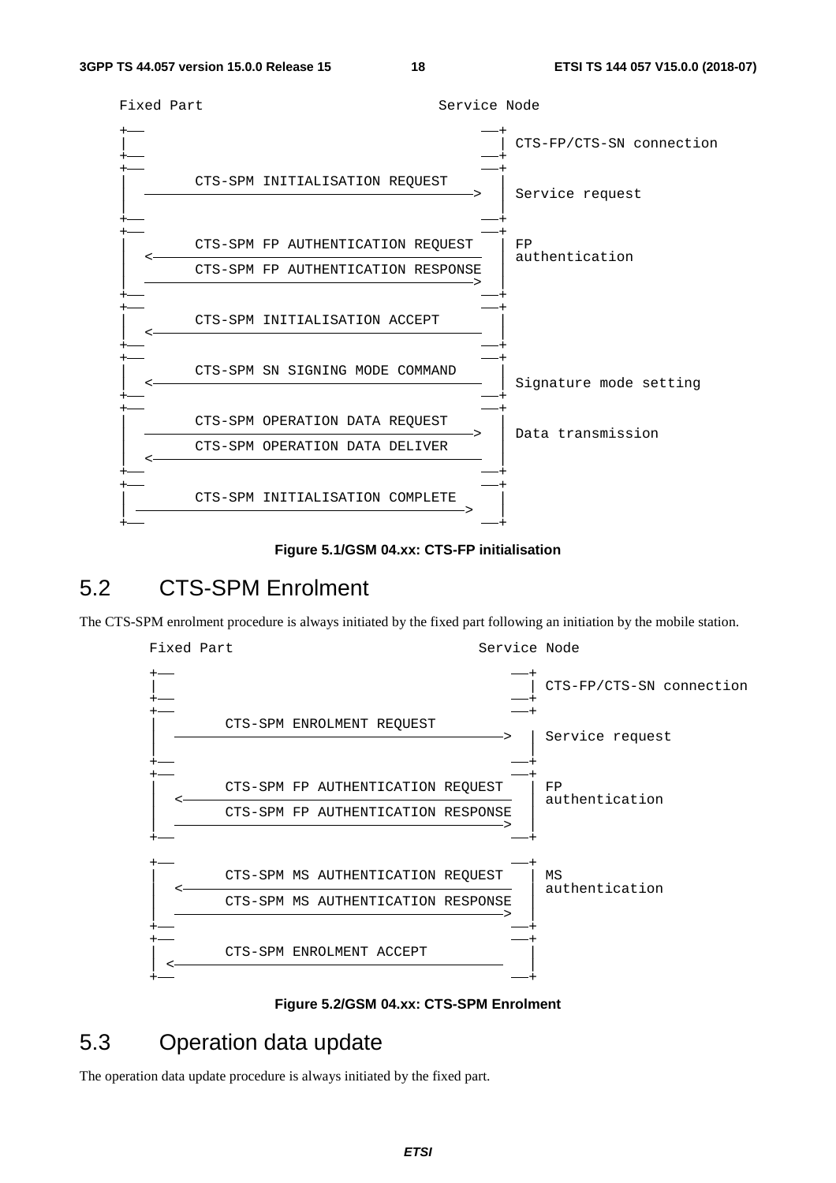```
Fixed Part                                        Service Node

+——                                               ——+
|                                                   | CTS-FP/CTS-SN connection
+——                                               ——+
+——                                               ——+
|        CTS-SPM INITIALISATION REQUEST             |
|   ——————————————————————————————————————————————> | Service request
|                                                   |
+——                                               ——+
+——                                               ——+
|        CTS-SPM FP AUTHENTICATION REQUEST          | FP
|   <——————————————————————————————————————————————  | authentication
|        CTS-SPM FP AUTHENTICATION RESPONSE         |
|   ——————————————————————————————————————————————> |
+——                                               ——+
+——                                               ——+
|        CTS-SPM INITIALISATION ACCEPT              |
|   <——————————————————————————————————————————————  |
+——                                               ——+
+——                                               ——+
|        CTS-SPM SN SIGNING MODE COMMAND            |
|   <——————————————————————————————————————————————  | Signature mode setting
+——                                               ——+
+——                                               ——+
|        CTS-SPM OPERATION DATA REQUEST             |
|   ——————————————————————————————————————————————> | Data transmission
|        CTS-SPM OPERATION DATA DELIVER             |
|   <——————————————————————————————————————————————  |
+——                                               ——+
+——                                               ——+
|        CTS-SPM INITIALISATION COMPLETE            |
|   ——————————————————————————————————————————————> |
+——                                               ——+
```

**Figure 5.1/GSM 04.xx: CTS-FP initialisation**

## 5.2 CTS-SPM Enrolment

The CTS-SPM enrolment procedure is always initiated by the fixed part following an initiation by the mobile station.

```
Fixed Part                                        Service Node

+——                                               ——+
|                                                   | CTS-FP/CTS-SN connection
+——                                               ——+
+——                                               ——+
|        CTS-SPM ENROLMENT REQUEST                  |
|   ——————————————————————————————————————————————> | Service request
|                                                   |
+——                                               ——+
+——                                               ——+
|        CTS-SPM FP AUTHENTICATION REQUEST          | FP
|   <——————————————————————————————————————————————  | authentication
|        CTS-SPM FP AUTHENTICATION RESPONSE         |
|   ——————————————————————————————————————————————> |
+——                                               ——+

+——                                               ——+
|        CTS-SPM MS AUTHENTICATION REQUEST          | MS
|   <——————————————————————————————————————————————  | authentication
|        CTS-SPM MS AUTHENTICATION RESPONSE         |
|   ——————————————————————————————————————————————> |
+——                                               ——+
+——                                               ——+
|        CTS-SPM ENROLMENT ACCEPT                   |
|   <——————————————————————————————————————————————  |
+——                                               ——+
```

**Figure 5.2/GSM 04.xx: CTS-SPM Enrolment**

## 5.3 Operation data update

The operation data update procedure is always initiated by the fixed part.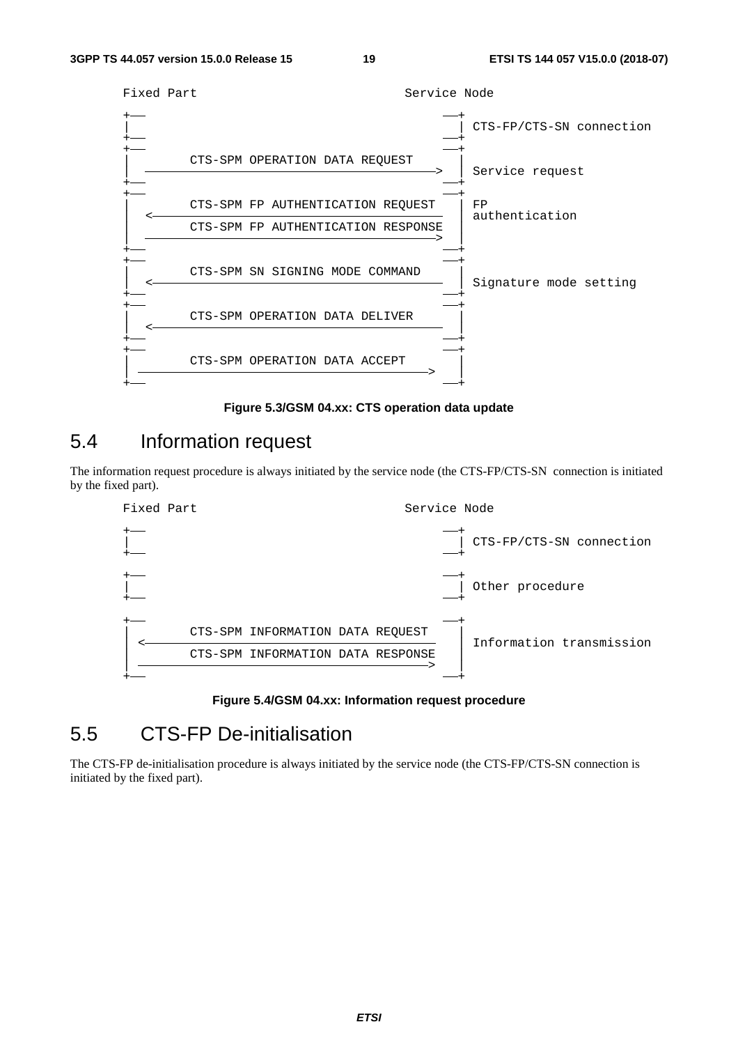```
Fixed Part                                        Service Node

+--                                                  --+
|                                                      | CTS-FP/CTS-SN connection
+--                                                  --+
+--                                                  --+
|        CTS-SPM OPERATION DATA REQUEST                |
|  ------------------------------------------------>   | Service request
+--                                                  --+
+--                                                  --+
|        CTS-SPM FP AUTHENTICATION REQUEST             | FP
|  <------------------------------------------------   | authentication
|        CTS-SPM FP AUTHENTICATION RESPONSE            |
|  ------------------------------------------------>   |
+--                                                  --+
+--                                                  --+
|        CTS-SPM SN SIGNING MODE COMMAND               |
|  <------------------------------------------------   | Signature mode setting
+--                                                  --+
+--                                                  --+
|        CTS-SPM OPERATION DATA DELIVER                |
|  <------------------------------------------------   |
+--                                                  --+
+--                                                  --+
|        CTS-SPM OPERATION DATA ACCEPT                 |
|  ------------------------------------------------>   |
+--                                                  --+
```

**Figure 5.3/GSM 04.xx: CTS operation data update**

## 5.4 Information request

The information request procedure is always initiated by the service node (the CTS-FP/CTS-SN connection is initiated by the fixed part).

```
Fixed Part                                        Service Node

+--                                                  --+
|                                                      | CTS-FP/CTS-SN connection
+--                                                  --+

+--                                                  --+
|                                                      | Other procedure
+--                                                  --+

+--                                                  --+
|        CTS-SPM INFORMATION DATA REQUEST              |
|  <------------------------------------------------   | Information transmission
|        CTS-SPM INFORMATION DATA RESPONSE             |
|  ------------------------------------------------>   |
+--                                                  --+
```

**Figure 5.4/GSM 04.xx: Information request procedure**

## 5.5 CTS-FP De-initialisation

The CTS-FP de-initialisation procedure is always initiated by the service node (the CTS-FP/CTS-SN connection is initiated by the fixed part).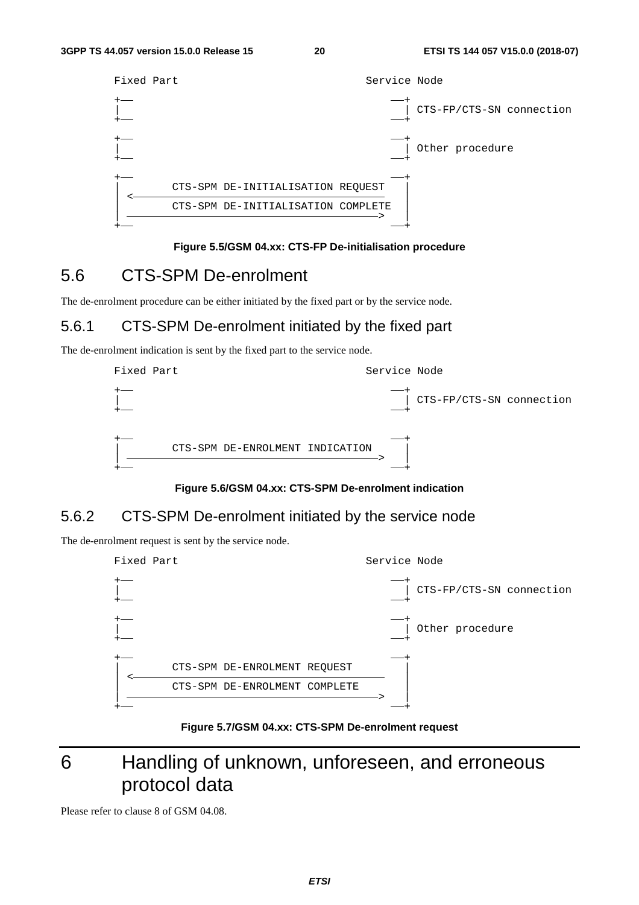```
Fixed Part                                      Service Node

+——                                             ——+
|                                                 | CTS-FP/CTS-SN connection
+——                                             ——+

+——                                             ——+
|                                                 | Other procedure
+——                                             ——+

+——                                             ——+
|         CTS-SPM DE-INITIALISATION REQUEST       |
| <———————————————————————————————————————————    |
|         CTS-SPM DE-INITIALISATION COMPLETE      |
| ———————————————————————————————————————————>    |
+——                                             ——+
```

**Figure 5.5/GSM 04.xx: CTS-FP De-initialisation procedure**

## 5.6 CTS-SPM De-enrolment

The de-enrolment procedure can be either initiated by the fixed part or by the service node.

### 5.6.1 CTS-SPM De-enrolment initiated by the fixed part

The de-enrolment indication is sent by the fixed part to the service node.

```
Fixed Part                                      Service Node

+——                                             ——+
|                                                 | CTS-FP/CTS-SN connection
+——                                             ——+


+——                                             ——+
|         CTS-SPM DE-ENROLMENT INDICATION         |
| ———————————————————————————————————————————>    |
+——                                             ——+
```

**Figure 5.6/GSM 04.xx: CTS-SPM De-enrolment indication**

### 5.6.2 CTS-SPM De-enrolment initiated by the service node

The de-enrolment request is sent by the service node.

```
Fixed Part                                      Service Node

+——                                             ——+
|                                                 | CTS-FP/CTS-SN connection
+——                                             ——+

+——                                             ——+
|                                                 | Other procedure
+——                                             ——+

+——                                             ——+
|         CTS-SPM DE-ENROLMENT REQUEST            |
| <———————————————————————————————————————————    |
|         CTS-SPM DE-ENROLMENT COMPLETE           |
| ———————————————————————————————————————————>    |
+——                                             ——+
```

**Figure 5.7/GSM 04.xx: CTS-SPM De-enrolment request**

# 6 Handling of unknown, unforeseen, and erroneous protocol data

Please refer to clause 8 of GSM 04.08.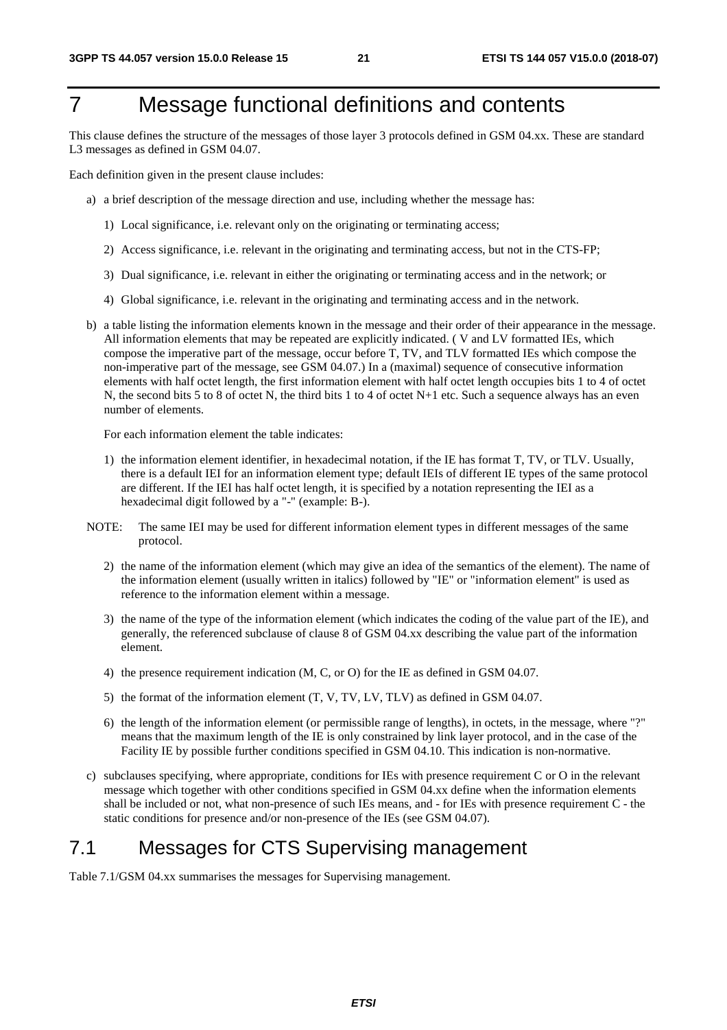# 7 Message functional definitions and contents

This clause defines the structure of the messages of those layer 3 protocols defined in GSM 04.xx. These are standard L3 messages as defined in GSM 04.07.

Each definition given in the present clause includes:

a) a brief description of the message direction and use, including whether the message has:

   1) Local significance, i.e. relevant only on the originating or terminating access;

   2) Access significance, i.e. relevant in the originating and terminating access, but not in the CTS-FP;

   3) Dual significance, i.e. relevant in either the originating or terminating access and in the network; or

   4) Global significance, i.e. relevant in the originating and terminating access and in the network.

b) a table listing the information elements known in the message and their order of their appearance in the message. All information elements that may be repeated are explicitly indicated. ( V and LV formatted IEs, which compose the imperative part of the message, occur before T, TV, and TLV formatted IEs which compose the non-imperative part of the message, see GSM 04.07.) In a (maximal) sequence of consecutive information elements with half octet length, the first information element with half octet length occupies bits 1 to 4 of octet N, the second bits 5 to 8 of octet N, the third bits 1 to 4 of octet N+1 etc. Such a sequence always has an even number of elements.

   For each information element the table indicates:

   1) the information element identifier, in hexadecimal notation, if the IE has format T, TV, or TLV. Usually, there is a default IEI for an information element type; default IEIs of different IE types of the same protocol are different. If the IEI has half octet length, it is specified by a notation representing the IEI as a hexadecimal digit followed by a "-" (example: B-).

   NOTE: The same IEI may be used for different information element types in different messages of the same protocol.

   2) the name of the information element (which may give an idea of the semantics of the element). The name of the information element (usually written in italics) followed by "IE" or "information element" is used as reference to the information element within a message.

   3) the name of the type of the information element (which indicates the coding of the value part of the IE), and generally, the referenced subclause of clause 8 of GSM 04.xx describing the value part of the information element.

   4) the presence requirement indication (M, C, or O) for the IE as defined in GSM 04.07.

   5) the format of the information element (T, V, TV, LV, TLV) as defined in GSM 04.07.

   6) the length of the information element (or permissible range of lengths), in octets, in the message, where "?" means that the maximum length of the IE is only constrained by link layer protocol, and in the case of the Facility IE by possible further conditions specified in GSM 04.10. This indication is non-normative.

c) subclauses specifying, where appropriate, conditions for IEs with presence requirement C or O in the relevant message which together with other conditions specified in GSM 04.xx define when the information elements shall be included or not, what non-presence of such IEs means, and - for IEs with presence requirement C - the static conditions for presence and/or non-presence of the IEs (see GSM 04.07).

## 7.1 Messages for CTS Supervising management

Table 7.1/GSM 04.xx summarises the messages for Supervising management.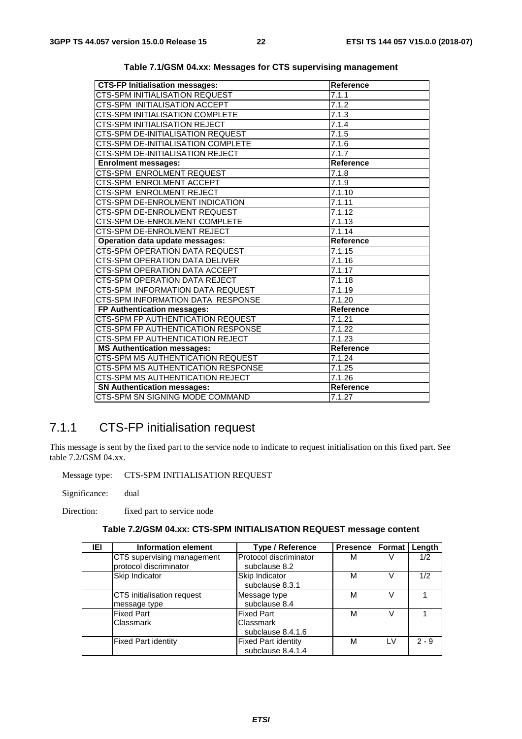**Table 7.1/GSM 04.xx: Messages for CTS supervising management**

| **CTS-FP Initialisation messages:** | **Reference** |
|---|---|
| CTS-SPM INITIALISATION REQUEST | 7.1.1 |
| CTS-SPM  INITIALISATION ACCEPT | 7.1.2 |
| CTS-SPM INITIALISATION COMPLETE | 7.1.3 |
| CTS-SPM INITIALISATION REJECT | 7.1.4 |
| CTS-SPM DE-INITIALISATION REQUEST | 7.1.5 |
| CTS-SPM DE-INITIALISATION COMPLETE | 7.1.6 |
| CTS-SPM DE-INITIALISATION REJECT | 7.1.7 |
| **Enrolment messages:** | **Reference** |
| CTS-SPM  ENROLMENT REQUEST | 7.1.8 |
| CTS-SPM  ENROLMENT ACCEPT | 7.1.9 |
| CTS-SPM  ENROLMENT REJECT | 7.1.10 |
| CTS-SPM DE-ENROLMENT INDICATION | 7.1.11 |
| CTS-SPM DE-ENROLMENT REQUEST | 7.1.12 |
| CTS-SPM DE-ENROLMENT COMPLETE | 7.1.13 |
| CTS-SPM DE-ENROLMENT REJECT | 7.1.14 |
| **Operation data update messages:** | **Reference** |
| CTS-SPM OPERATION DATA REQUEST | 7.1.15 |
| CTS-SPM OPERATION DATA DELIVER | 7.1.16 |
| CTS-SPM OPERATION DATA ACCEPT | 7.1.17 |
| CTS-SPM OPERATION DATA REJECT | 7.1.18 |
| CTS-SPM  INFORMATION DATA REQUEST | 7.1.19 |
| CTS-SPM INFORMATION DATA  RESPONSE | 7.1.20 |
| **FP Authentication messages:** | **Reference** |
| CTS-SPM FP AUTHENTICATION REQUEST | 7.1.21 |
| CTS-SPM FP AUTHENTICATION RESPONSE | 7.1.22 |
| CTS-SPM FP AUTHENTICATION REJECT | 7.1.23 |
| **MS Authentication messages:** | **Reference** |
| CTS-SPM MS AUTHENTICATION REQUEST | 7.1.24 |
| CTS-SPM MS AUTHENTICATION RESPONSE | 7.1.25 |
| CTS-SPM MS AUTHENTICATION REJECT | 7.1.26 |
| **SN Authentication messages:** | **Reference** |
| CTS-SPM SN SIGNING MODE COMMAND | 7.1.27 |

### 7.1.1 CTS-FP initialisation request

This message is sent by the fixed part to the service node to indicate to request initialisation on this fixed part. See table 7.2/GSM 04.xx.

Message type: CTS-SPM INITIALISATION REQUEST

Significance: dual

Direction: fixed part to service node

**Table 7.2/GSM 04.xx: CTS-SPM INITIALISATION REQUEST message content**

| IEI | Information element | Type / Reference | Presence | Format | Length |
|---|---|---|---|---|---|
| | CTS supervising management protocol discriminator | Protocol discriminator subclause 8.2 | M | V | 1/2 |
| | Skip Indicator | Skip Indicator subclause 8.3.1 | M | V | 1/2 |
| | CTS initialisation request message type | Message type subclause 8.4 | M | V | 1 |
| | Fixed Part Classmark | Fixed Part Classmark subclause 8.4.1.6 | M | V | 1 |
| | Fixed Part identity | Fixed Part identity subclause 8.4.1.4 | M | LV | 2 - 9 |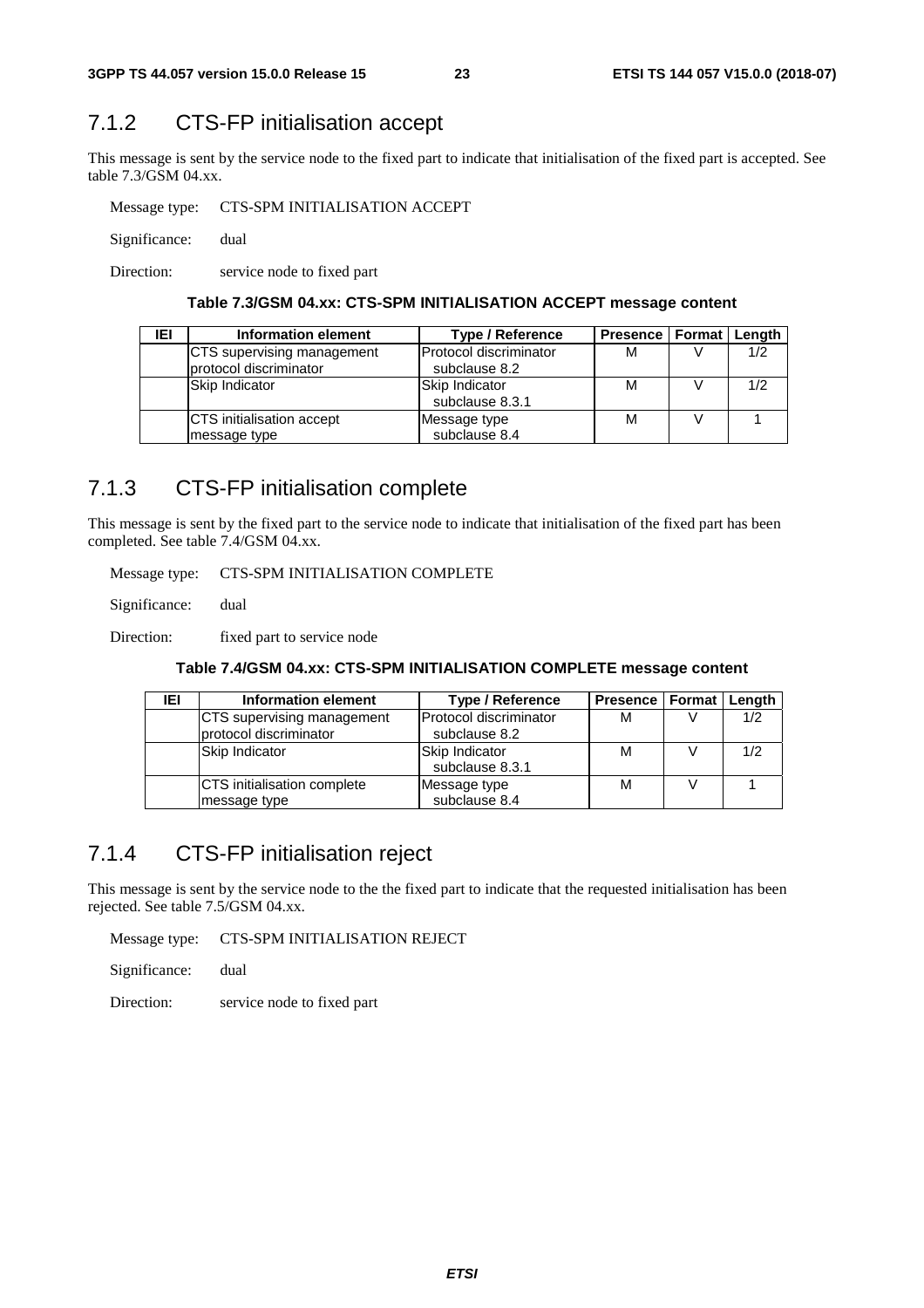### 7.1.2 CTS-FP initialisation accept

This message is sent by the service node to the fixed part to indicate that initialisation of the fixed part is accepted. See table 7.3/GSM 04.xx.

Message type: CTS-SPM INITIALISATION ACCEPT

Significance: dual

Direction: service node to fixed part

**Table 7.3/GSM 04.xx: CTS-SPM INITIALISATION ACCEPT message content**

| IEI | Information element | Type / Reference | Presence | Format | Length |
|---|---|---|---|---|---|
| | CTS supervising management protocol discriminator | Protocol discriminator subclause 8.2 | M | V | 1/2 |
| | Skip Indicator | Skip Indicator subclause 8.3.1 | M | V | 1/2 |
| | CTS initialisation accept message type | Message type subclause 8.4 | M | V | 1 |

### 7.1.3 CTS-FP initialisation complete

This message is sent by the fixed part to the service node to indicate that initialisation of the fixed part has been completed. See table 7.4/GSM 04.xx.

Message type: CTS-SPM INITIALISATION COMPLETE

Significance: dual

Direction: fixed part to service node

**Table 7.4/GSM 04.xx: CTS-SPM INITIALISATION COMPLETE message content**

| IEI | Information element | Type / Reference | Presence | Format | Length |
|---|---|---|---|---|---|
| | CTS supervising management protocol discriminator | Protocol discriminator subclause 8.2 | M | V | 1/2 |
| | Skip Indicator | Skip Indicator subclause 8.3.1 | M | V | 1/2 |
| | CTS initialisation complete message type | Message type subclause 8.4 | M | V | 1 |

### 7.1.4 CTS-FP initialisation reject

This message is sent by the service node to the the fixed part to indicate that the requested initialisation has been rejected. See table 7.5/GSM 04.xx.

Message type: CTS-SPM INITIALISATION REJECT

Significance: dual

Direction: service node to fixed part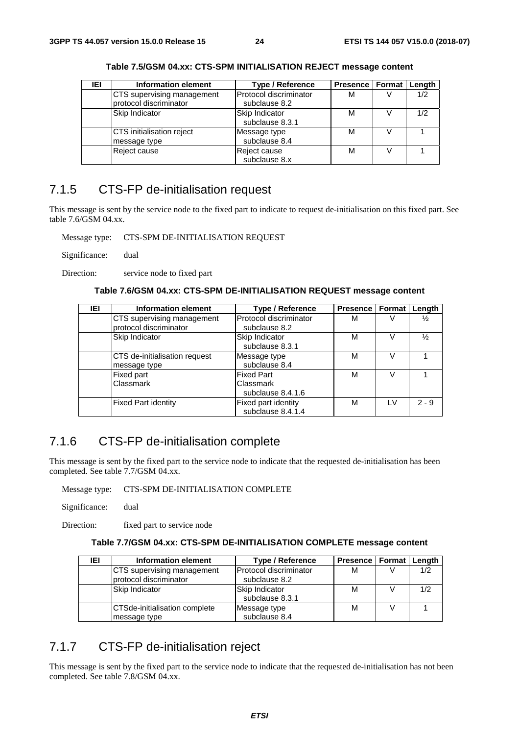**Table 7.5/GSM 04.xx: CTS-SPM INITIALISATION REJECT message content**

| IEI | Information element | Type / Reference | Presence | Format | Length |
|---|---|---|---|---|---|
| | CTS supervising management protocol discriminator | Protocol discriminator subclause 8.2 | M | V | 1/2 |
| | Skip Indicator | Skip Indicator subclause 8.3.1 | M | V | 1/2 |
| | CTS initialisation reject message type | Message type subclause 8.4 | M | V | 1 |
| | Reject cause | Reject cause subclause 8.x | M | V | 1 |

## 7.1.5 CTS-FP de-initialisation request

This message is sent by the service node to the fixed part to indicate to request de-initialisation on this fixed part. See table 7.6/GSM 04.xx.

Message type: CTS-SPM DE-INITIALISATION REQUEST

Significance: dual

Direction: service node to fixed part

**Table 7.6/GSM 04.xx: CTS-SPM DE-INITIALISATION REQUEST message content**

| IEI | Information element | Type / Reference | Presence | Format | Length |
|---|---|---|---|---|---|
| | CTS supervising management protocol discriminator | Protocol discriminator subclause 8.2 | M | V | ½ |
| | Skip Indicator | Skip Indicator subclause 8.3.1 | M | V | ½ |
| | CTS de-initialisation request message type | Message type subclause 8.4 | M | V | 1 |
| | Fixed part Classmark | Fixed Part Classmark subclause 8.4.1.6 | M | V | 1 |
| | Fixed Part identity | Fixed part identity subclause 8.4.1.4 | M | LV | 2 - 9 |

## 7.1.6 CTS-FP de-initialisation complete

This message is sent by the fixed part to the service node to indicate that the requested de-initialisation has been completed. See table 7.7/GSM 04.xx.

Message type: CTS-SPM DE-INITIALISATION COMPLETE

Significance: dual

Direction: fixed part to service node

**Table 7.7/GSM 04.xx: CTS-SPM DE-INITIALISATION COMPLETE message content**

| IEI | Information element | Type / Reference | Presence | Format | Length |
|---|---|---|---|---|---|
| | CTS supervising management protocol discriminator | Protocol discriminator subclause 8.2 | M | V | 1/2 |
| | Skip Indicator | Skip Indicator subclause 8.3.1 | M | V | 1/2 |
| | CTSde-initialisation complete message type | Message type subclause 8.4 | M | V | 1 |

## 7.1.7 CTS-FP de-initialisation reject

This message is sent by the fixed part to the service node to indicate that the requested de-initialisation has not been completed. See table 7.8/GSM 04.xx.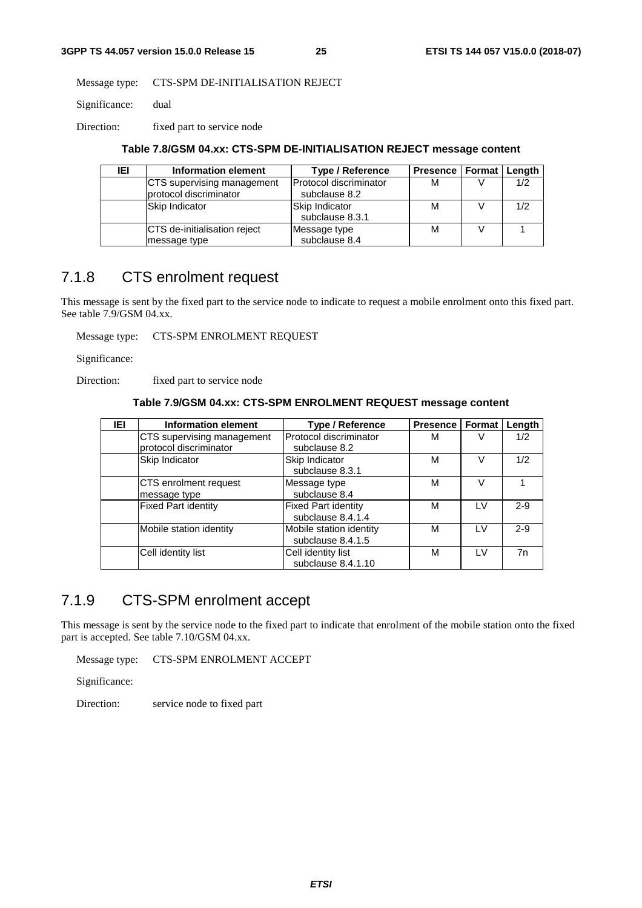Message type: CTS-SPM DE-INITIALISATION REJECT

Significance: dual

Direction: fixed part to service node

**Table 7.8/GSM 04.xx: CTS-SPM DE-INITIALISATION REJECT message content**

| IEI | Information element | Type / Reference | Presence | Format | Length |
|---|---|---|---|---|---|
| | CTS supervising management protocol discriminator | Protocol discriminator subclause 8.2 | M | V | 1/2 |
| | Skip Indicator | Skip Indicator subclause 8.3.1 | M | V | 1/2 |
| | CTS de-initialisation reject message type | Message type subclause 8.4 | M | V | 1 |

## 7.1.8 CTS enrolment request

This message is sent by the fixed part to the service node to indicate to request a mobile enrolment onto this fixed part. See table 7.9/GSM 04.xx.

Message type: CTS-SPM ENROLMENT REQUEST

Significance:

Direction: fixed part to service node

**Table 7.9/GSM 04.xx: CTS-SPM ENROLMENT REQUEST message content**

| IEI | Information element | Type / Reference | Presence | Format | Length |
|---|---|---|---|---|---|
| | CTS supervising management protocol discriminator | Protocol discriminator subclause 8.2 | M | V | 1/2 |
| | Skip Indicator | Skip Indicator subclause 8.3.1 | M | V | 1/2 |
| | CTS enrolment request message type | Message type subclause 8.4 | M | V | 1 |
| | Fixed Part identity | Fixed Part identity subclause 8.4.1.4 | M | LV | 2-9 |
| | Mobile station identity | Mobile station identity subclause 8.4.1.5 | M | LV | 2-9 |
| | Cell identity list | Cell identity list subclause 8.4.1.10 | M | LV | 7n |

## 7.1.9 CTS-SPM enrolment accept

This message is sent by the service node to the fixed part to indicate that enrolment of the mobile station onto the fixed part is accepted. See table 7.10/GSM 04.xx.

Message type: CTS-SPM ENROLMENT ACCEPT

Significance:

Direction: service node to fixed part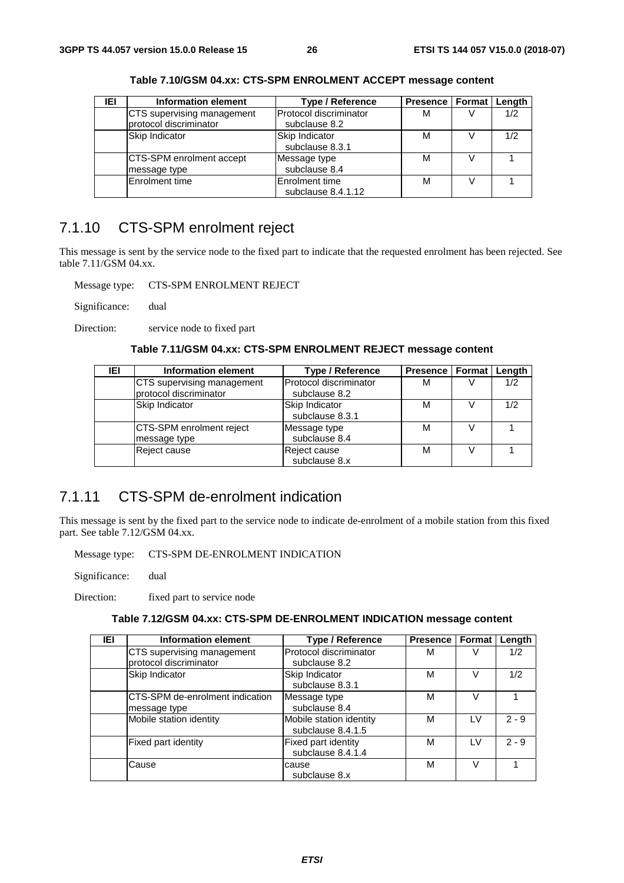**Table 7.10/GSM 04.xx: CTS-SPM ENROLMENT ACCEPT message content**

| IEI | Information element | Type / Reference | Presence | Format | Length |
|---|---|---|---|---|---|
| | CTS supervising management protocol discriminator | Protocol discriminator subclause 8.2 | M | V | 1/2 |
| | Skip Indicator | Skip Indicator subclause 8.3.1 | M | V | 1/2 |
| | CTS-SPM enrolment accept message type | Message type subclause 8.4 | M | V | 1 |
| | Enrolment time | Enrolment time subclause 8.4.1.12 | M | V | 1 |

## 7.1.10 CTS-SPM enrolment reject

This message is sent by the service node to the fixed part to indicate that the requested enrolment has been rejected. See table 7.11/GSM 04.xx.

Message type: CTS-SPM ENROLMENT REJECT

Significance: dual

Direction: service node to fixed part

**Table 7.11/GSM 04.xx: CTS-SPM ENROLMENT REJECT message content**

| IEI | Information element | Type / Reference | Presence | Format | Length |
|---|---|---|---|---|---|
| | CTS supervising management protocol discriminator | Protocol discriminator subclause 8.2 | M | V | 1/2 |
| | Skip Indicator | Skip Indicator subclause 8.3.1 | M | V | 1/2 |
| | CTS-SPM enrolment reject message type | Message type subclause 8.4 | M | V | 1 |
| | Reject cause | Reject cause subclause 8.x | M | V | 1 |

## 7.1.11 CTS-SPM de-enrolment indication

This message is sent by the fixed part to the service node to indicate de-enrolment of a mobile station from this fixed part. See table 7.12/GSM 04.xx.

Message type: CTS-SPM DE-ENROLMENT INDICATION

Significance: dual

Direction: fixed part to service node

**Table 7.12/GSM 04.xx: CTS-SPM DE-ENROLMENT INDICATION message content**

| IEI | Information element | Type / Reference | Presence | Format | Length |
|---|---|---|---|---|---|
| | CTS supervising management protocol discriminator | Protocol discriminator subclause 8.2 | M | V | 1/2 |
| | Skip Indicator | Skip Indicator subclause 8.3.1 | M | V | 1/2 |
| | CTS-SPM de-enrolment indication message type | Message type subclause 8.4 | M | V | 1 |
| | Mobile station identity | Mobile station identity subclause 8.4.1.5 | M | LV | 2 - 9 |
| | Fixed part identity | Fixed part identity subclause 8.4.1.4 | M | LV | 2 - 9 |
| | Cause | cause subclause 8.x | M | V | 1 |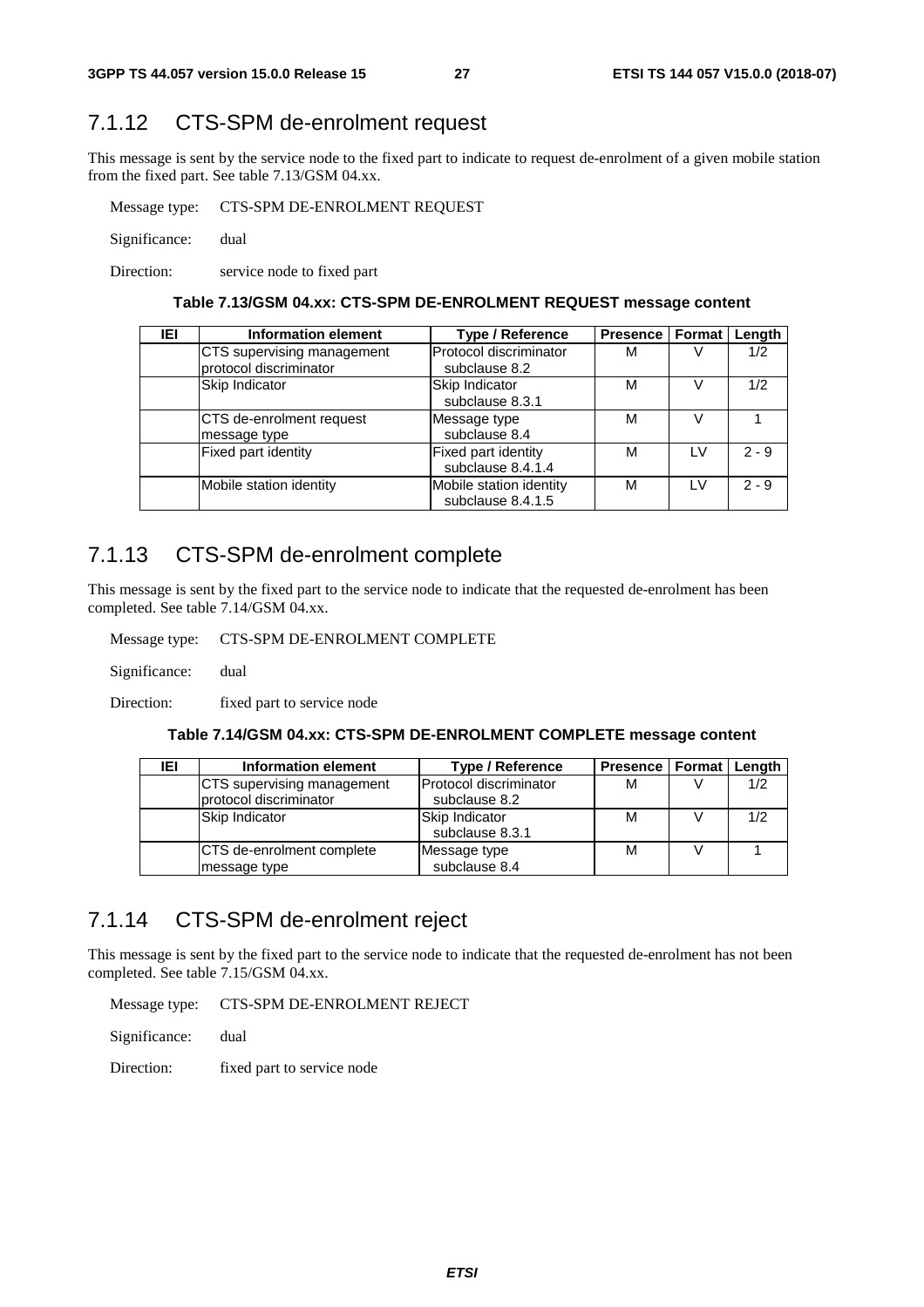### 7.1.12 CTS-SPM de-enrolment request

This message is sent by the service node to the fixed part to indicate to request de-enrolment of a given mobile station from the fixed part. See table 7.13/GSM 04.xx.

Message type: CTS-SPM DE-ENROLMENT REQUEST

Significance: dual

Direction: service node to fixed part

**Table 7.13/GSM 04.xx: CTS-SPM DE-ENROLMENT REQUEST message content**

| IEI | Information element | Type / Reference | Presence | Format | Length |
|---|---|---|---|---|---|
| | CTS supervising management protocol discriminator | Protocol discriminator subclause 8.2 | M | V | 1/2 |
| | Skip Indicator | Skip Indicator subclause 8.3.1 | M | V | 1/2 |
| | CTS de-enrolment request message type | Message type subclause 8.4 | M | V | 1 |
| | Fixed part identity | Fixed part identity subclause 8.4.1.4 | M | LV | 2 - 9 |
| | Mobile station identity | Mobile station identity subclause 8.4.1.5 | M | LV | 2 - 9 |

### 7.1.13 CTS-SPM de-enrolment complete

This message is sent by the fixed part to the service node to indicate that the requested de-enrolment has been completed. See table 7.14/GSM 04.xx.

Message type: CTS-SPM DE-ENROLMENT COMPLETE

Significance: dual

Direction: fixed part to service node

**Table 7.14/GSM 04.xx: CTS-SPM DE-ENROLMENT COMPLETE message content**

| IEI | Information element | Type / Reference | Presence | Format | Length |
|---|---|---|---|---|---|
| | CTS supervising management protocol discriminator | Protocol discriminator subclause 8.2 | M | V | 1/2 |
| | Skip Indicator | Skip Indicator subclause 8.3.1 | M | V | 1/2 |
| | CTS de-enrolment complete message type | Message type subclause 8.4 | M | V | 1 |

### 7.1.14 CTS-SPM de-enrolment reject

This message is sent by the fixed part to the service node to indicate that the requested de-enrolment has not been completed. See table 7.15/GSM 04.xx.

Message type: CTS-SPM DE-ENROLMENT REJECT

Significance: dual

Direction: fixed part to service node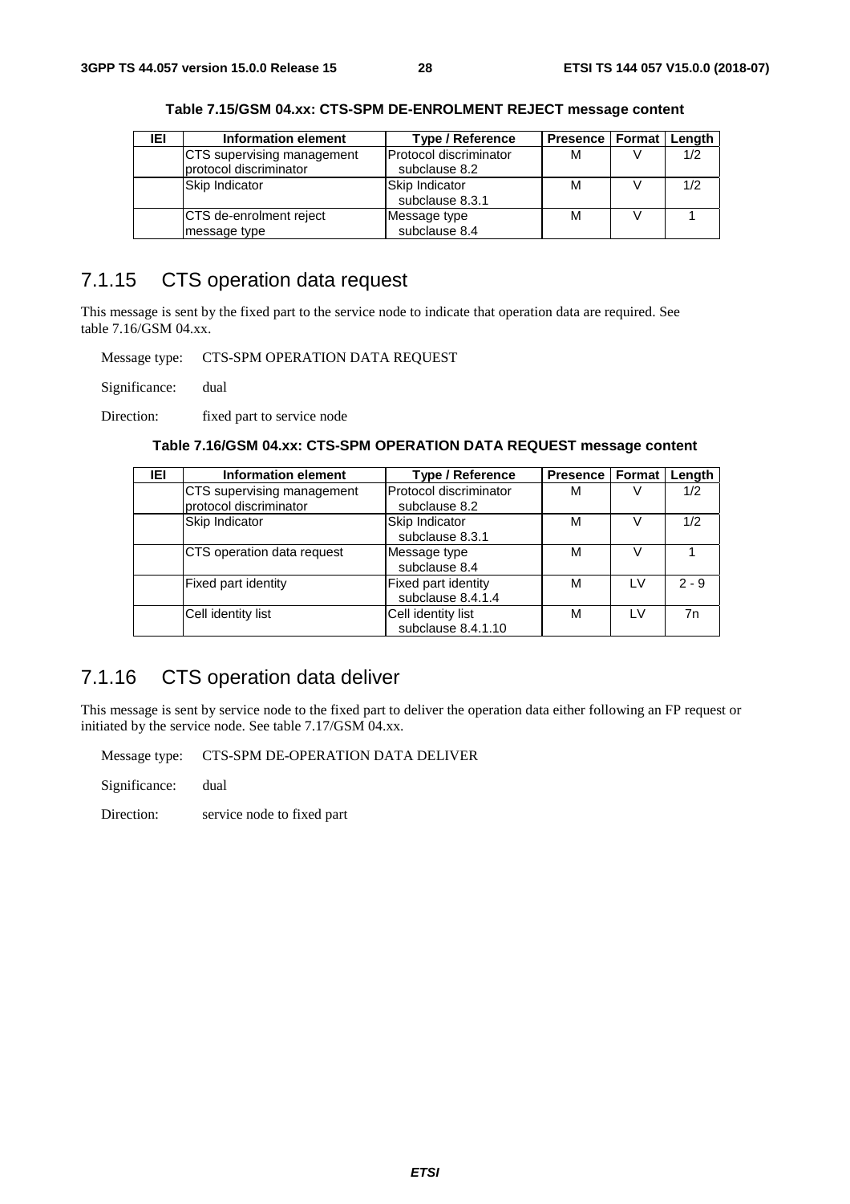**Table 7.15/GSM 04.xx: CTS-SPM DE-ENROLMENT REJECT message content**

| IEI | Information element | Type / Reference | Presence | Format | Length |
|---|---|---|---|---|---|
| | CTS supervising management protocol discriminator | Protocol discriminator subclause 8.2 | M | V | 1/2 |
| | Skip Indicator | Skip Indicator subclause 8.3.1 | M | V | 1/2 |
| | CTS de-enrolment reject message type | Message type subclause 8.4 | M | V | 1 |

### 7.1.15 CTS operation data request

This message is sent by the fixed part to the service node to indicate that operation data are required. See table 7.16/GSM 04.xx.

Message type: CTS-SPM OPERATION DATA REQUEST

Significance: dual

Direction: fixed part to service node

**Table 7.16/GSM 04.xx: CTS-SPM OPERATION DATA REQUEST message content**

| IEI | Information element | Type / Reference | Presence | Format | Length |
|---|---|---|---|---|---|
| | CTS supervising management protocol discriminator | Protocol discriminator subclause 8.2 | M | V | 1/2 |
| | Skip Indicator | Skip Indicator subclause 8.3.1 | M | V | 1/2 |
| | CTS operation data request | Message type subclause 8.4 | M | V | 1 |
| | Fixed part identity | Fixed part identity subclause 8.4.1.4 | M | LV | 2 - 9 |
| | Cell identity list | Cell identity list subclause 8.4.1.10 | M | LV | 7n |

### 7.1.16 CTS operation data deliver

This message is sent by service node to the fixed part to deliver the operation data either following an FP request or initiated by the service node. See table 7.17/GSM 04.xx.

Message type: CTS-SPM DE-OPERATION DATA DELIVER

Significance: dual

Direction: service node to fixed part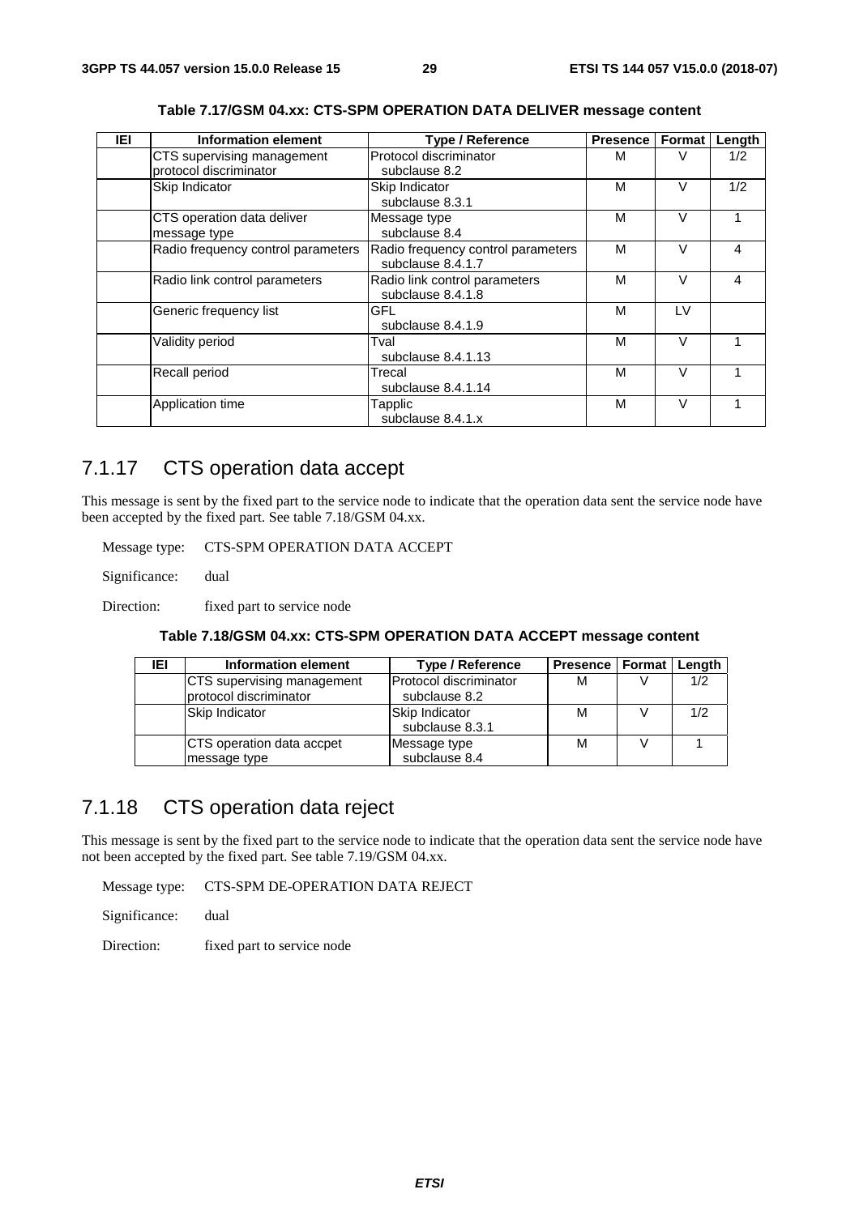**Table 7.17/GSM 04.xx: CTS-SPM OPERATION DATA DELIVER message content**

| IEI | Information element | Type / Reference | Presence | Format | Length |
|---|---|---|---|---|---|
| | CTS supervising management protocol discriminator | Protocol discriminator subclause 8.2 | M | V | 1/2 |
| | Skip Indicator | Skip Indicator subclause 8.3.1 | M | V | 1/2 |
| | CTS operation data deliver message type | Message type subclause 8.4 | M | V | 1 |
| | Radio frequency control parameters | Radio frequency control parameters subclause 8.4.1.7 | M | V | 4 |
| | Radio link control parameters | Radio link control parameters subclause 8.4.1.8 | M | V | 4 |
| | Generic frequency list | GFL subclause 8.4.1.9 | M | LV | |
| | Validity period | Tval subclause 8.4.1.13 | M | V | 1 |
| | Recall period | Trecal subclause 8.4.1.14 | M | V | 1 |
| | Application time | Tapplic subclause 8.4.1.x | M | V | 1 |

## 7.1.17 CTS operation data accept

This message is sent by the fixed part to the service node to indicate that the operation data sent the service node have been accepted by the fixed part. See table 7.18/GSM 04.xx.

Message type: CTS-SPM OPERATION DATA ACCEPT

Significance: dual

Direction: fixed part to service node

**Table 7.18/GSM 04.xx: CTS-SPM OPERATION DATA ACCEPT message content**

| IEI | Information element | Type / Reference | Presence | Format | Length |
|---|---|---|---|---|---|
| | CTS supervising management protocol discriminator | Protocol discriminator subclause 8.2 | M | V | 1/2 |
| | Skip Indicator | Skip Indicator subclause 8.3.1 | M | V | 1/2 |
| | CTS operation data accpet message type | Message type subclause 8.4 | M | V | 1 |

## 7.1.18 CTS operation data reject

This message is sent by the fixed part to the service node to indicate that the operation data sent the service node have not been accepted by the fixed part. See table 7.19/GSM 04.xx.

Message type: CTS-SPM DE-OPERATION DATA REJECT

Significance: dual

Direction: fixed part to service node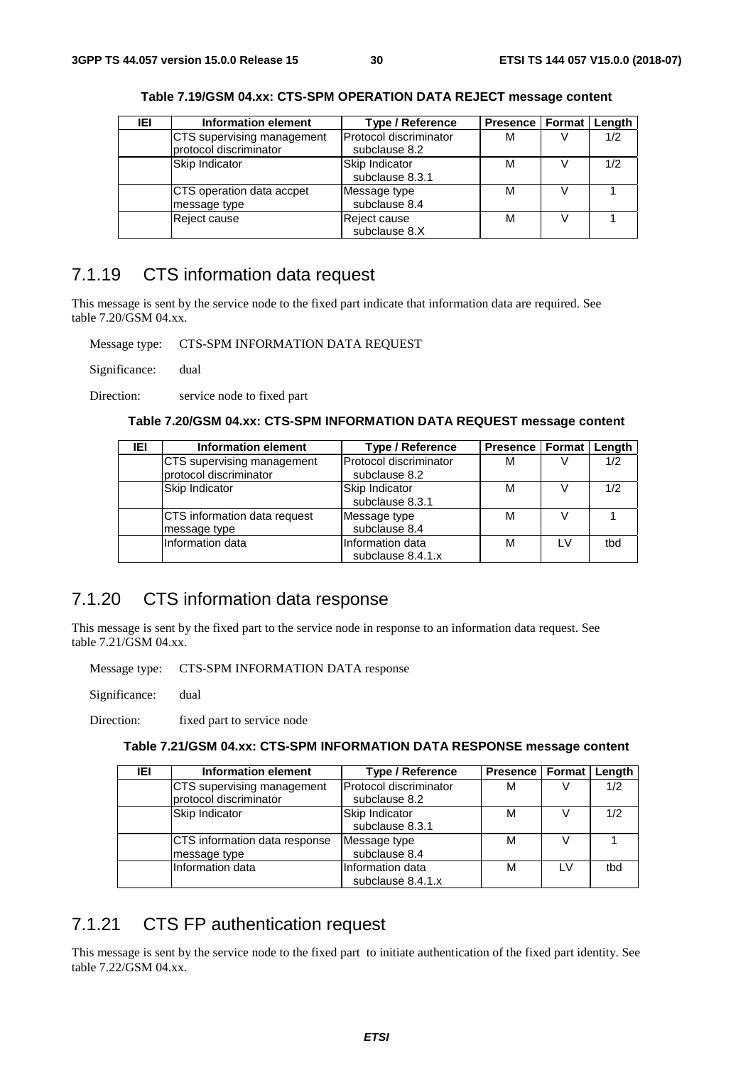**Table 7.19/GSM 04.xx: CTS-SPM OPERATION DATA REJECT message content**

| IEI | Information element | Type / Reference | Presence | Format | Length |
|---|---|---|---|---|---|
| | CTS supervising management protocol discriminator | Protocol discriminator subclause 8.2 | M | V | 1/2 |
| | Skip Indicator | Skip Indicator subclause 8.3.1 | M | V | 1/2 |
| | CTS operation data accpet message type | Message type subclause 8.4 | M | V | 1 |
| | Reject cause | Reject cause subclause 8.X | M | V | 1 |

## 7.1.19 CTS information data request

This message is sent by the service node to the fixed part indicate that information data are required. See table 7.20/GSM 04.xx.

Message type: CTS-SPM INFORMATION DATA REQUEST

Significance: dual

Direction: service node to fixed part

**Table 7.20/GSM 04.xx: CTS-SPM INFORMATION DATA REQUEST message content**

| IEI | Information element | Type / Reference | Presence | Format | Length |
|---|---|---|---|---|---|
| | CTS supervising management protocol discriminator | Protocol discriminator subclause 8.2 | M | V | 1/2 |
| | Skip Indicator | Skip Indicator subclause 8.3.1 | M | V | 1/2 |
| | CTS information data request message type | Message type subclause 8.4 | M | V | 1 |
| | Information data | Information data subclause 8.4.1.x | M | LV | tbd |

## 7.1.20 CTS information data response

This message is sent by the fixed part to the service node in response to an information data request. See table 7.21/GSM 04.xx.

Message type: CTS-SPM INFORMATION DATA response

Significance: dual

Direction: fixed part to service node

**Table 7.21/GSM 04.xx: CTS-SPM INFORMATION DATA RESPONSE message content**

| IEI | Information element | Type / Reference | Presence | Format | Length |
|---|---|---|---|---|---|
| | CTS supervising management protocol discriminator | Protocol discriminator subclause 8.2 | M | V | 1/2 |
| | Skip Indicator | Skip Indicator subclause 8.3.1 | M | V | 1/2 |
| | CTS information data response message type | Message type subclause 8.4 | M | V | 1 |
| | Information data | Information data subclause 8.4.1.x | M | LV | tbd |

## 7.1.21 CTS FP authentication request

This message is sent by the service node to the fixed part to initiate authentication of the fixed part identity. See table 7.22/GSM 04.xx.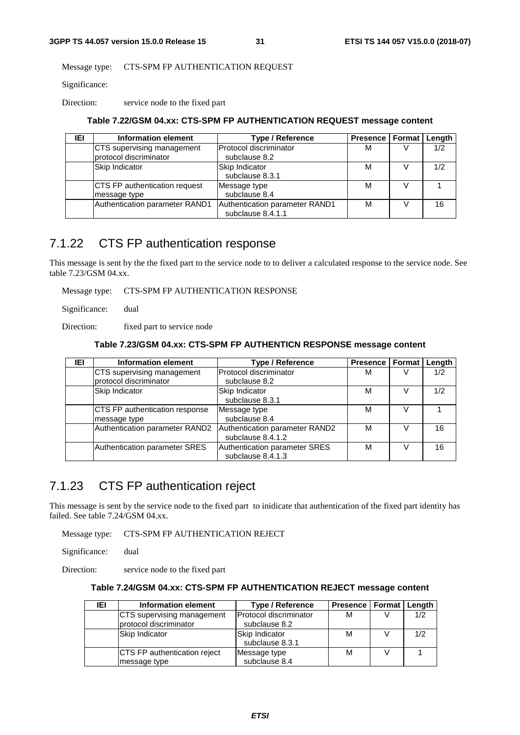Message type: CTS-SPM FP AUTHENTICATION REQUEST

Significance:

Direction: service node to the fixed part

**Table 7.22/GSM 04.xx: CTS-SPM FP AUTHENTICATION REQUEST message content**

| IEI | Information element | Type / Reference | Presence | Format | Length |
|---|---|---|---|---|---|
| | CTS supervising management protocol discriminator | Protocol discriminator subclause 8.2 | M | V | 1/2 |
| | Skip Indicator | Skip Indicator subclause 8.3.1 | M | V | 1/2 |
| | CTS FP authentication request message type | Message type subclause 8.4 | M | V | 1 |
| | Authentication parameter RAND1 | Authentication parameter RAND1 subclause 8.4.1.1 | M | V | 16 |

## 7.1.22 CTS FP authentication response

This message is sent by the the fixed part to the service node to to deliver a calculated response to the service node. See table 7.23/GSM 04.xx.

Message type: CTS-SPM FP AUTHENTICATION RESPONSE

Significance: dual

Direction: fixed part to service node

**Table 7.23/GSM 04.xx: CTS-SPM FP AUTHENTICN RESPONSE message content**

| IEI | Information element | Type / Reference | Presence | Format | Length |
|---|---|---|---|---|---|
| | CTS supervising management protocol discriminator | Protocol discriminator subclause 8.2 | M | V | 1/2 |
| | Skip Indicator | Skip Indicator subclause 8.3.1 | M | V | 1/2 |
| | CTS FP authentication response message type | Message type subclause 8.4 | M | V | 1 |
| | Authentication parameter RAND2 | Authentication parameter RAND2 subclause 8.4.1.2 | M | V | 16 |
| | Authentication parameter SRES | Authentication parameter SRES subclause 8.4.1.3 | M | V | 16 |

## 7.1.23 CTS FP authentication reject

This message is sent by the service node to the fixed part to inidicate that authentication of the fixed part identity has failed. See table 7.24/GSM 04.xx.

Message type: CTS-SPM FP AUTHENTICATION REJECT

Significance: dual

Direction: service node to the fixed part

**Table 7.24/GSM 04.xx: CTS-SPM FP AUTHENTICATION REJECT message content**

| IEI | Information element | Type / Reference | Presence | Format | Length |
|---|---|---|---|---|---|
| | CTS supervising management protocol discriminator | Protocol discriminator subclause 8.2 | M | V | 1/2 |
| | Skip Indicator | Skip Indicator subclause 8.3.1 | M | V | 1/2 |
| | CTS FP authentication reject message type | Message type subclause 8.4 | M | V | 1 |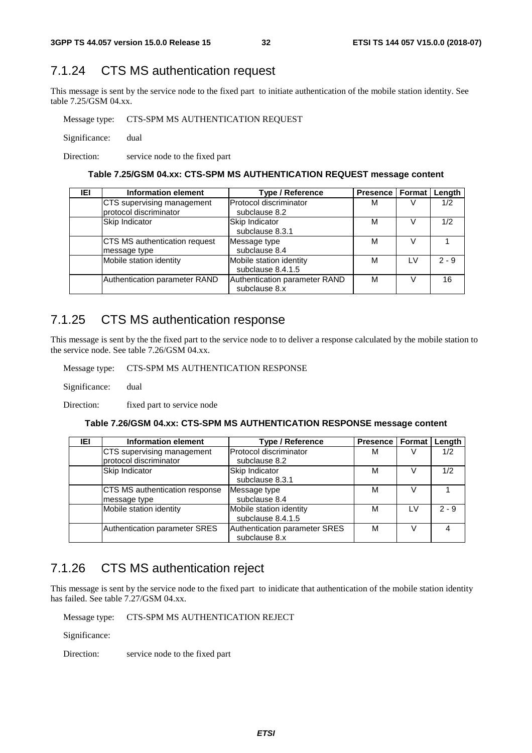## 7.1.24 CTS MS authentication request

This message is sent by the service node to the fixed part to initiate authentication of the mobile station identity. See table 7.25/GSM 04.xx.

Message type: CTS-SPM MS AUTHENTICATION REQUEST

Significance: dual

Direction: service node to the fixed part

**Table 7.25/GSM 04.xx: CTS-SPM MS AUTHENTICATION REQUEST message content**

| IEI | Information element | Type / Reference | Presence | Format | Length |
|---|---|---|---|---|---|
| | CTS supervising management protocol discriminator | Protocol discriminator subclause 8.2 | M | V | 1/2 |
| | Skip Indicator | Skip Indicator subclause 8.3.1 | M | V | 1/2 |
| | CTS MS authentication request message type | Message type subclause 8.4 | M | V | 1 |
| | Mobile station identity | Mobile station identity subclause 8.4.1.5 | M | LV | 2 - 9 |
| | Authentication parameter RAND | Authentication parameter RAND subclause 8.x | M | V | 16 |

## 7.1.25 CTS MS authentication response

This message is sent by the the fixed part to the service node to to deliver a response calculated by the mobile station to the service node. See table 7.26/GSM 04.xx.

Message type: CTS-SPM MS AUTHENTICATION RESPONSE

Significance: dual

Direction: fixed part to service node

**Table 7.26/GSM 04.xx: CTS-SPM MS AUTHENTICATION RESPONSE message content**

| IEI | Information element | Type / Reference | Presence | Format | Length |
|---|---|---|---|---|---|
| | CTS supervising management protocol discriminator | Protocol discriminator subclause 8.2 | M | V | 1/2 |
| | Skip Indicator | Skip Indicator subclause 8.3.1 | M | V | 1/2 |
| | CTS MS authentication response message type | Message type subclause 8.4 | M | V | 1 |
| | Mobile station identity | Mobile station identity subclause 8.4.1.5 | M | LV | 2 - 9 |
| | Authentication parameter SRES | Authentication parameter SRES subclause 8.x | M | V | 4 |

## 7.1.26 CTS MS authentication reject

This message is sent by the service node to the fixed part to inidicate that authentication of the mobile station identity has failed. See table 7.27/GSM 04.xx.

Message type: CTS-SPM MS AUTHENTICATION REJECT

Significance:

Direction: service node to the fixed part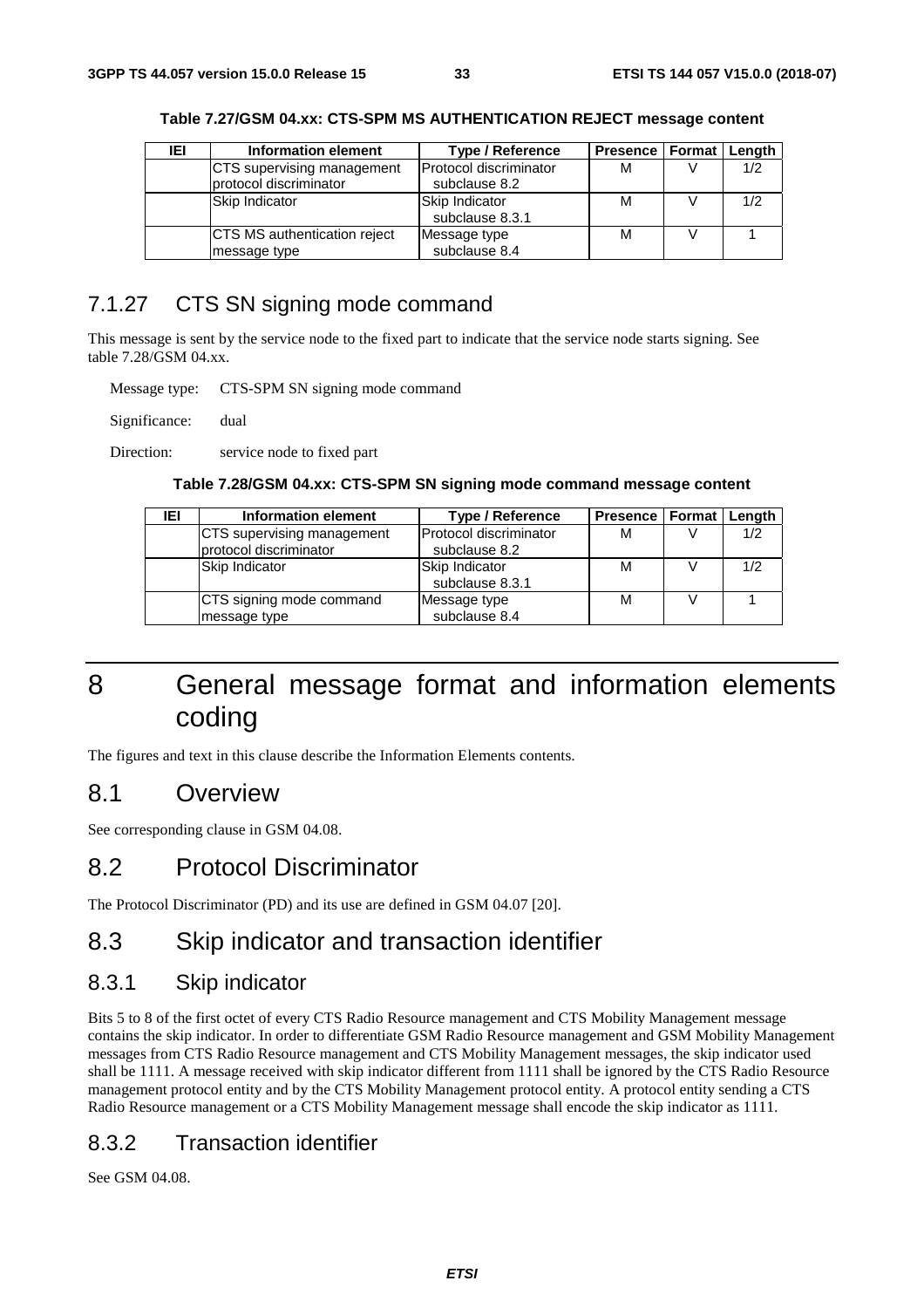**Table 7.27/GSM 04.xx: CTS-SPM MS AUTHENTICATION REJECT message content**

| IEI | Information element | Type / Reference | Presence | Format | Length |
|---|---|---|---|---|---|
| | CTS supervising management protocol discriminator | Protocol discriminator subclause 8.2 | M | V | 1/2 |
| | Skip Indicator | Skip Indicator subclause 8.3.1 | M | V | 1/2 |
| | CTS MS authentication reject message type | Message type subclause 8.4 | M | V | 1 |

### 7.1.27 CTS SN signing mode command

This message is sent by the service node to the fixed part to indicate that the service node starts signing. See table 7.28/GSM 04.xx.

Message type: CTS-SPM SN signing mode command

Significance: dual

Direction: service node to fixed part

**Table 7.28/GSM 04.xx: CTS-SPM SN signing mode command message content**

| IEI | Information element | Type / Reference | Presence | Format | Length |
|---|---|---|---|---|---|
| | CTS supervising management protocol discriminator | Protocol discriminator subclause 8.2 | M | V | 1/2 |
| | Skip Indicator | Skip Indicator subclause 8.3.1 | M | V | 1/2 |
| | CTS signing mode command message type | Message type subclause 8.4 | M | V | 1 |

# 8 General message format and information elements coding

The figures and text in this clause describe the Information Elements contents.

## 8.1 Overview

See corresponding clause in GSM 04.08.

## 8.2 Protocol Discriminator

The Protocol Discriminator (PD) and its use are defined in GSM 04.07 [20].

## 8.3 Skip indicator and transaction identifier

### 8.3.1 Skip indicator

Bits 5 to 8 of the first octet of every CTS Radio Resource management and CTS Mobility Management message contains the skip indicator. In order to differentiate GSM Radio Resource management and GSM Mobility Management messages from CTS Radio Resource management and CTS Mobility Management messages, the skip indicator used shall be 1111. A message received with skip indicator different from 1111 shall be ignored by the CTS Radio Resource management protocol entity and by the CTS Mobility Management protocol entity. A protocol entity sending a CTS Radio Resource management or a CTS Mobility Management message shall encode the skip indicator as 1111.

### 8.3.2 Transaction identifier

See GSM 04.08.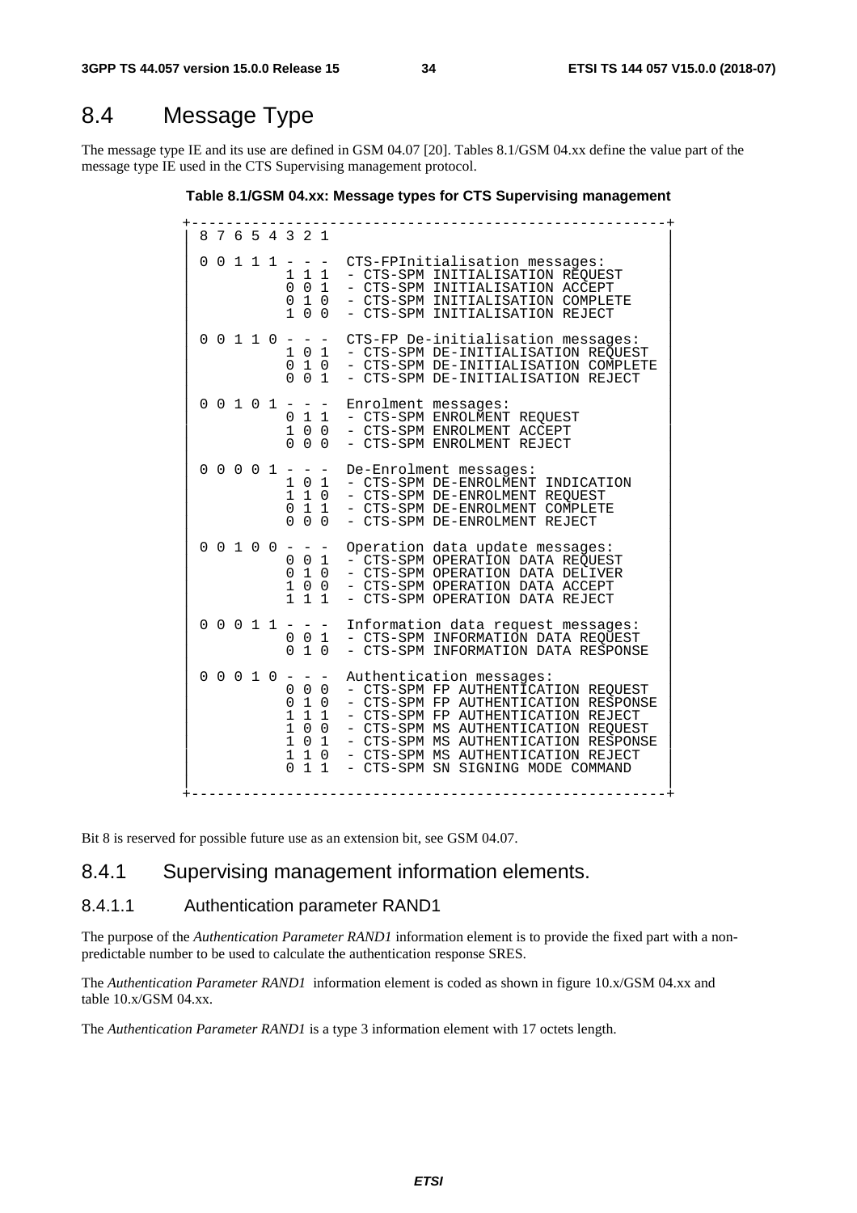## 8.4 Message Type

The message type IE and its use are defined in GSM 04.07 [20]. Tables 8.1/GSM 04.xx define the value part of the message type IE used in the CTS Supervising management protocol.

**Table 8.1/GSM 04.xx: Message types for CTS Supervising management**

```
+--------------------------------------------------------+
| 8 7 6 5 4 3 2 1                                        |
|                                                        |
| 0 0 1 1 1 - - -  CTS-FPInitialisation messages:        |
|           1 1 1  - CTS-SPM INITIALISATION REQUEST      |
|           0 0 1  - CTS-SPM INITIALISATION ACCEPT       |
|           0 1 0  - CTS-SPM INITIALISATION COMPLETE     |
|           1 0 0  - CTS-SPM INITIALISATION REJECT       |
|                                                        |
| 0 0 1 1 0 - - -  CTS-FP De-initialisation messages:    |
|           1 0 1  - CTS-SPM DE-INITIALISATION REQUEST   |
|           0 1 0  - CTS-SPM DE-INITIALISATION COMPLETE  |
|           0 0 1  - CTS-SPM DE-INITIALISATION REJECT    |
|                                                        |
| 0 0 1 0 1 - - -  Enrolment messages:                   |
|           0 1 1  - CTS-SPM ENROLMENT REQUEST           |
|           1 0 0  - CTS-SPM ENROLMENT ACCEPT            |
|           0 0 0  - CTS-SPM ENROLMENT REJECT            |
|                                                        |
| 0 0 0 0 1 - - -  De-Enrolment messages:                |
|           1 0 1  - CTS-SPM DE-ENROLMENT INDICATION     |
|           1 1 0  - CTS-SPM DE-ENROLMENT REQUEST        |
|           0 1 1  - CTS-SPM DE-ENROLMENT COMPLETE       |
|           0 0 0  - CTS-SPM DE-ENROLMENT REJECT         |
|                                                        |
| 0 0 1 0 0 - - -  Operation data update messages:       |
|           0 0 1  - CTS-SPM OPERATION DATA REQUEST      |
|           0 1 0  - CTS-SPM OPERATION DATA DELIVER      |
|           1 0 0  - CTS-SPM OPERATION DATA ACCEPT       |
|           1 1 1  - CTS-SPM OPERATION DATA REJECT       |
|                                                        |
| 0 0 0 1 1 - - -  Information data request messages:    |
|           0 0 1  - CTS-SPM INFORMATION DATA REQUEST    |
|           0 1 0  - CTS-SPM INFORMATION DATA RESPONSE   |
|                                                        |
| 0 0 0 1 0 - - -  Authentication messages:              |
|           0 0 0  - CTS-SPM FP AUTHENTICATION REQUEST   |
|           0 1 0  - CTS-SPM FP AUTHENTICATION RESPONSE  |
|           1 1 1  - CTS-SPM FP AUTHENTICATION REJECT    |
|           1 0 0  - CTS-SPM MS AUTHENTICATION REQUEST   |
|           1 0 1  - CTS-SPM MS AUTHENTICATION RESPONSE  |
|           1 1 0  - CTS-SPM MS AUTHENTICATION REJECT    |
|           0 1 1  - CTS-SPM SN SIGNING MODE COMMAND     |
|                                                        |
+--------------------------------------------------------+
```

Bit 8 is reserved for possible future use as an extension bit, see GSM 04.07.

### 8.4.1 Supervising management information elements.

#### 8.4.1.1 Authentication parameter RAND1

The purpose of the *Authentication Parameter RAND1* information element is to provide the fixed part with a non-predictable number to be used to calculate the authentication response SRES.

The *Authentication Parameter RAND1* information element is coded as shown in figure 10.x/GSM 04.xx and table 10.x/GSM 04.xx.

The *Authentication Parameter RAND1* is a type 3 information element with 17 octets length.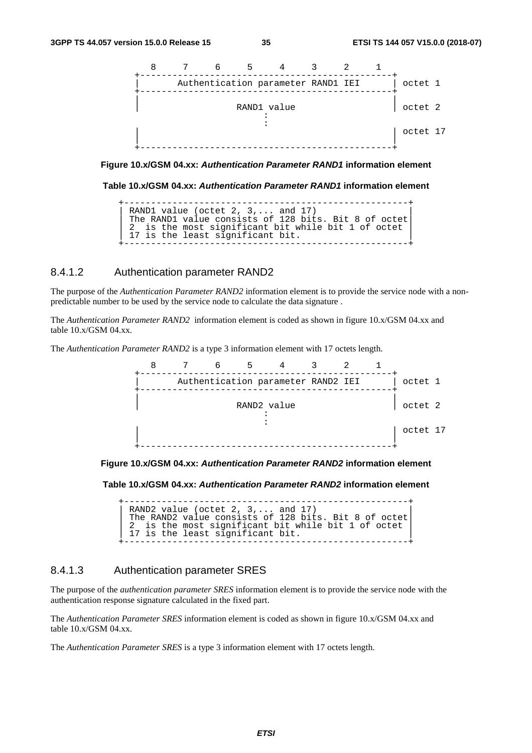```
   8     7     6     5     4     3     2     1
+-----------------------------------------------+
|       Authentication parameter RAND1 IEI      | octet 1
+-----------------------------------------------+
|                                               |
|                  RAND1 value                  | octet 2
|                       :                       |
|                       :                       |
|                                               | octet 17
|                                               |
+-----------------------------------------------+
```

**Figure 10.x/GSM 04.xx: *Authentication Parameter RAND1* information element**

**Table 10.x/GSM 04.xx: *Authentication Parameter RAND1* information element**

```
+-----------------------------------------------------+
| RAND1 value (octet 2, 3,... and 17)                 |
| The RAND1 value consists of 128 bits. Bit 8 of octet|
| 2  is the most significant bit while bit 1 of octet |
| 17 is the least significant bit.                    |
+-----------------------------------------------------+
```

### 8.4.1.2 Authentication parameter RAND2

The purpose of the *Authentication Parameter RAND2* information element is to provide the service node with a non-predictable number to be used by the service node to calculate the data signature .

The *Authentication Parameter RAND2* information element is coded as shown in figure 10.x/GSM 04.xx and table 10.x/GSM 04.xx.

The *Authentication Parameter RAND2* is a type 3 information element with 17 octets length.

```
   8     7     6     5     4     3     2     1
+-----------------------------------------------+
|       Authentication parameter RAND2 IEI      | octet 1
+-----------------------------------------------+
|                                               |
|                  RAND2 value                  | octet 2
|                       :                       |
|                       :                       |
|                                               | octet 17
|                                               |
+-----------------------------------------------+
```

**Figure 10.x/GSM 04.xx: *Authentication Parameter RAND2* information element**

**Table 10.x/GSM 04.xx: *Authentication Parameter RAND2* information element**

```
+-----------------------------------------------------+
| RAND2 value (octet 2, 3,... and 17)                 |
| The RAND2 value consists of 128 bits. Bit 8 of octet|
| 2  is the most significant bit while bit 1 of octet |
| 17 is the least significant bit.                    |
+-----------------------------------------------------+
```

### 8.4.1.3 Authentication parameter SRES

The purpose of the *authentication parameter SRES* information element is to provide the service node with the authentication response signature calculated in the fixed part.

The *Authentication Parameter SRES* information element is coded as shown in figure 10.x/GSM 04.xx and table 10.x/GSM 04.xx.

The *Authentication Parameter SRES* is a type 3 information element with 17 octets length.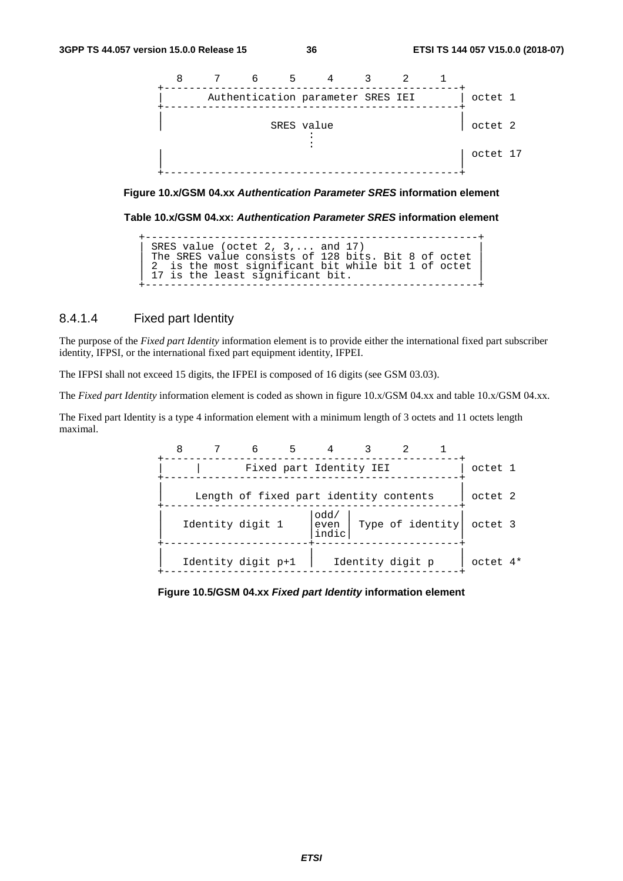```
   8     7     6     5     4     3     2     1
+-----------------------------------------------+
|       Authentication parameter SRES IEI       | octet 1
+-----------------------------------------------+
|                                               |
|                  SRES value                   | octet 2
|                      :                        |
|                      :                        |
|                                               | octet 17
|                                               |
+-----------------------------------------------+
```

**Figure 10.x/GSM 04.xx *Authentication Parameter SRES* information element**

**Table 10.x/GSM 04.xx: *Authentication Parameter SRES* information element**

```
+----------------------------------------------------+
| SRES value (octet 2, 3,... and 17)                 |
| The SRES value consists of 128 bits. Bit 8 of octet|
| 2  is the most significant bit while bit 1 of octet|
| 17 is the least significant bit.                   |
+----------------------------------------------------+
```

### 8.4.1.4 Fixed part Identity

The purpose of the *Fixed part Identity* information element is to provide either the international fixed part subscriber identity, IFPSI, or the international fixed part equipment identity, IFPEI.

The IFPSI shall not exceed 15 digits, the IFPEI is composed of 16 digits (see GSM 03.03).

The *Fixed part Identity* information element is coded as shown in figure 10.x/GSM 04.xx and table 10.x/GSM 04.xx.

The Fixed part Identity is a type 4 information element with a minimum length of 3 octets and 11 octets length maximal.

```
   8     7     6     5     4     3     2     1
+-----------------------------------------------+
|    |        Fixed part Identity IEI           | octet 1
+-----------------------------------------------+
|                                               |
|    Length of fixed part identity contents     | octet 2
+-----------------------------------------------+
|                       |odd/ |                 |
|   Identity digit 1    |even | Type of identity| octet 3
|                       |indic|                 |
+-----------------------+-----------------------+
|                       |                       |
|   Identity digit p+1  |   Identity digit p    | octet 4*
+-----------------------------------------------+
```

**Figure 10.5/GSM 04.xx *Fixed part Identity* information element**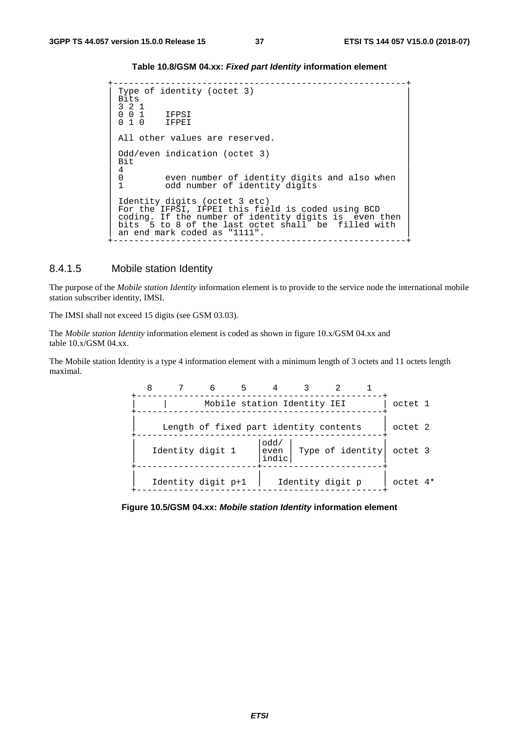**Table 10.8/GSM 04.xx: *Fixed part Identity* information element**

```
+--------------------------------------------------------+
| Type of identity (octet 3)                             |
| Bits                                                   |
| 3 2 1                                                  |
| 0 0 1    IFPSI                                         |
| 0 1 0    IFPEI                                         |
|                                                        |
| All other values are reserved.                         |
|                                                        |
| Odd/even indication (octet 3)                          |
| Bit                                                    |
| 4                                                      |
| 0        even number of identity digits and also when  |
| 1        odd number of identity digits                 |
|                                                        |
| Identity digits (octet 3 etc)                          |
| For the IFPSI, IFPEI this field is coded using BCD     |
| coding. If the number of identity digits is  even then |
| bits  5 to 8 of the last octet shall  be  filled with  |
| an end mark coded as "1111".                           |
+--------------------------------------------------------+
```

### 8.4.1.5 Mobile station Identity

The purpose of the *Mobile station Identity* information element is to provide to the service node the international mobile station subscriber identity, IMSI.

The IMSI shall not exceed 15 digits (see GSM 03.03).

The *Mobile station Identity* information element is coded as shown in figure 10.x/GSM 04.xx and table 10.x/GSM 04.xx.

The Mobile station Identity is a type 4 information element with a minimum length of 3 octets and 11 octets length maximal.

```
   8     7     6     5     4     3     2     1
+-----------------------------------------------+
|   |        Mobile station Identity IEI        | octet 1
+-----------------------------------------------+
|                                               |
|    Length of fixed part identity contents     | octet 2
+-----------------------------------------------+
|                       |odd/ |                 |
|   Identity digit 1    |even | Type of identity| octet 3
|                       |indic|                 |
+-----------------------+-----------------------+
|                       |                       |
|   Identity digit p+1  |   Identity digit p    | octet 4*
+-----------------------------------------------+
```

**Figure 10.5/GSM 04.xx: *Mobile station Identity* information element**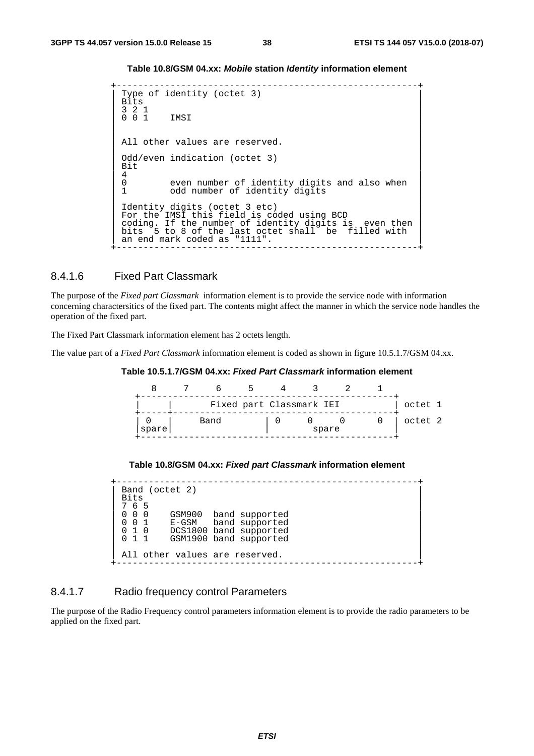**Table 10.8/GSM 04.xx: *Mobile* station *Identity* information element**

```
+---------------------------------------------------------+
| Type of identity (octet 3)                              |
| Bits                                                    |
| 3 2 1                                                   |
| 0 0 1    IMSI                                           |
|                                                         |
| All other values are reserved.                          |
|                                                         |
| Odd/even indication (octet 3)                           |
| Bit                                                     |
| 4                                                       |
| 0        even number of identity digits and also when   |
| 1        odd number of identity digits                  |
|                                                         |
| Identity digits (octet 3 etc)                           |
| For the IMSI this field is coded using BCD              |
| coding. If the number of identity digits is  even then  |
| bits  5 to 8 of the last octet shall  be  filled with   |
| an end mark coded as "1111".                            |
+---------------------------------------------------------+
```

### 8.4.1.6 Fixed Part Classmark

The purpose of the *Fixed part Classmark* information element is to provide the service node with information concerning charactersitics of the fixed part. The contents might affect the manner in which the service node handles the operation of the fixed part.

The Fixed Part Classmark information element has 2 octets length.

The value part of a *Fixed Part Classmark* information element is coded as shown in figure 10.5.1.7/GSM 04.xx.

**Table 10.5.1.7/GSM 04.xx: *Fixed Part Classmark* information element**

```
   8     7     6     5     4     3     2     1
+-----------------------------------------------+
|     |      Fixed part Classmark IEI           | octet 1
+-----+-----------------------------------------+
|  0  |     Band        |  0     0     0     0  | octet 2
|spare|                 |        spare          |
+-----------------------------------------------+
```

**Table 10.8/GSM 04.xx: *Fixed part Classmark* information element**

```
+---------------------------------------------------------+
| Band (octet 2)                                          |
| Bits                                                    |
| 7 6 5                                                   |
| 0 0 0    GSM900  band supported                         |
| 0 0 1    E-GSM   band supported                         |
| 0 1 0    DCS1800 band supported                         |
| 0 1 1    GSM1900 band supported                         |
|                                                         |
| All other values are reserved.                          |
+---------------------------------------------------------+
```

### 8.4.1.7 Radio frequency control Parameters

The purpose of the Radio Frequency control parameters information element is to provide the radio parameters to be applied on the fixed part.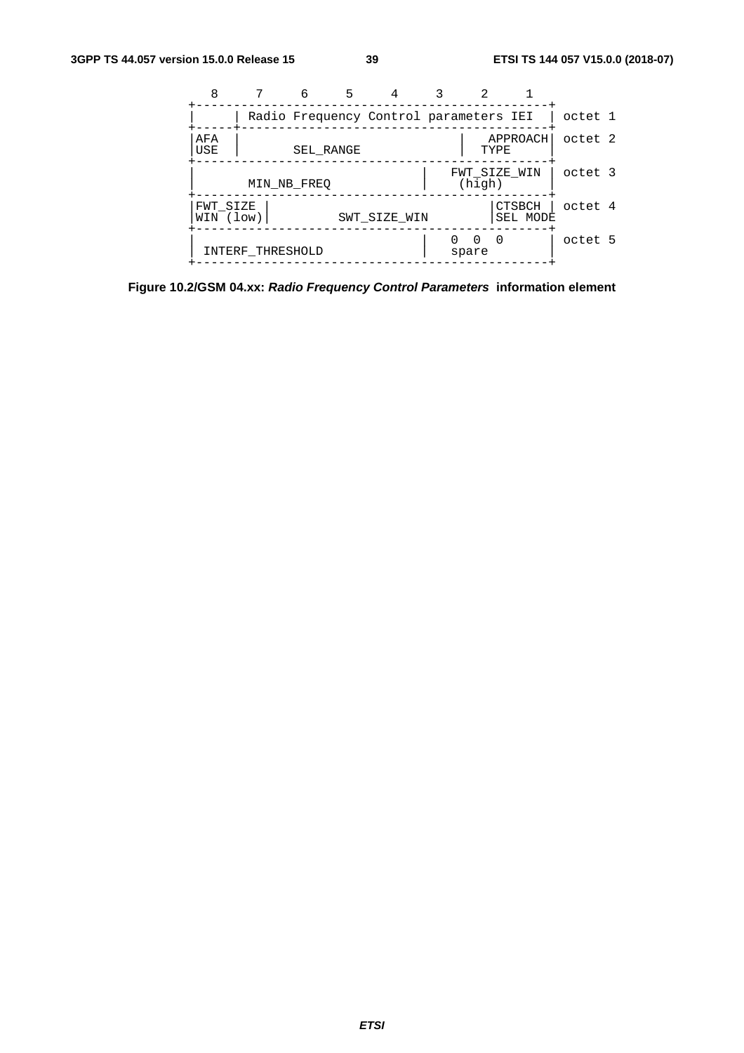```
   8      7      6      5      4      3      2      1
+-----------------------------------------------------+
|      | Radio Frequency Control parameters IEI       | octet 1
+------+----------------------------------------------+
|AFA   |                                      | APPROACH| octet 2
|USE   |        SEL_RANGE                     |  TYPE   |
+-----------------------------------------------------+
|                               | FWT_SIZE_WIN         | octet 3
|        MIN_NB_FREQ            |  (high)              |
+-----------------------------------------------------+
|FWT_SIZE |                              |CTSBCH      | octet 4
|WIN (low)|        SWT_SIZE_WIN          |SEL MODE    |
+-----------------------------------------------------+
|                               | 0  0  0              | octet 5
| INTERF_THRESHOLD              | spare                |
+-----------------------------------------------------+
```

**Figure 10.2/GSM 04.xx: *Radio Frequency Control Parameters* information element**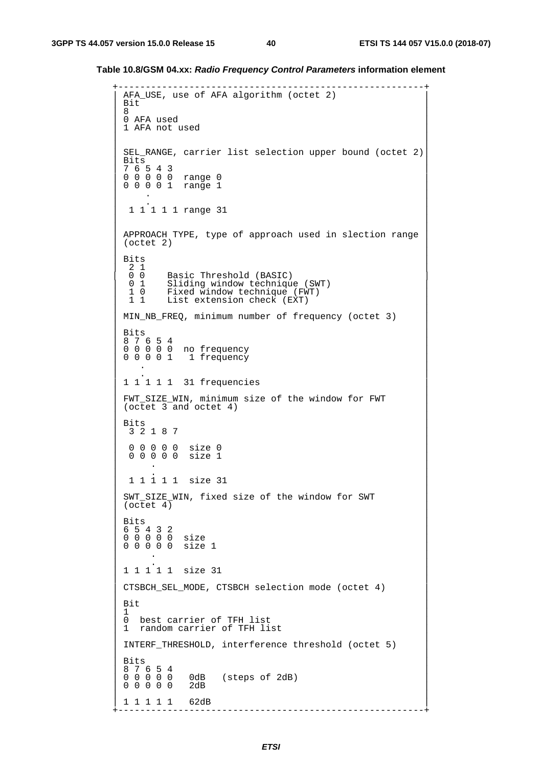**Table 10.8/GSM 04.xx: *Radio Frequency Control Parameters* information element**

```
AFA_USE, use of AFA algorithm (octet 2)
Bit
8
0 AFA used
1 AFA not used


SEL_RANGE, carrier list selection upper bound (octet 2)
Bits
7 6 5 4 3
0 0 0 0 0  range 0
0 0 0 0 1  range 1
    .
    .
 1 1 1 1 1 range 31


APPROACH TYPE, type of approach used in slection range
(octet 2)

Bits
 2 1
 0 0    Basic Threshold (BASIC)
 0 1    Sliding window technique (SWT)
 1 0    Fixed window technique (FWT)
 1 1    List extension check (EXT)

MIN_NB_FREQ, minimum number of frequency (octet 3)

Bits
8 7 6 5 4
0 0 0 0 0  no frequency
0 0 0 0 1   1 frequency
   .
   .
1 1 1 1 1  31 frequencies

FWT_SIZE_WIN, minimum size of the window for FWT
(octet 3 and octet 4)

Bits
 3 2 1 8 7

 0 0 0 0 0  size 0
 0 0 0 0 0  size 1
     .
     .
 1 1 1 1 1  size 31

SWT_SIZE_WIN, fixed size of the window for SWT
(octet 4)

Bits
6 5 4 3 2
0 0 0 0 0  size
0 0 0 0 0  size 1
     .
     .
1 1 1 1 1  size 31

CTSBCH_SEL_MODE, CTSBCH selection mode (octet 4)

Bit
1
0  best carrier of TFH list
1  random carrier of TFH list

INTERF_THRESHOLD, interference threshold (octet 5)

Bits
8 7 6 5 4
0 0 0 0 0   0dB   (steps of 2dB)
0 0 0 0 0   2dB

1 1 1 1 1   62dB
```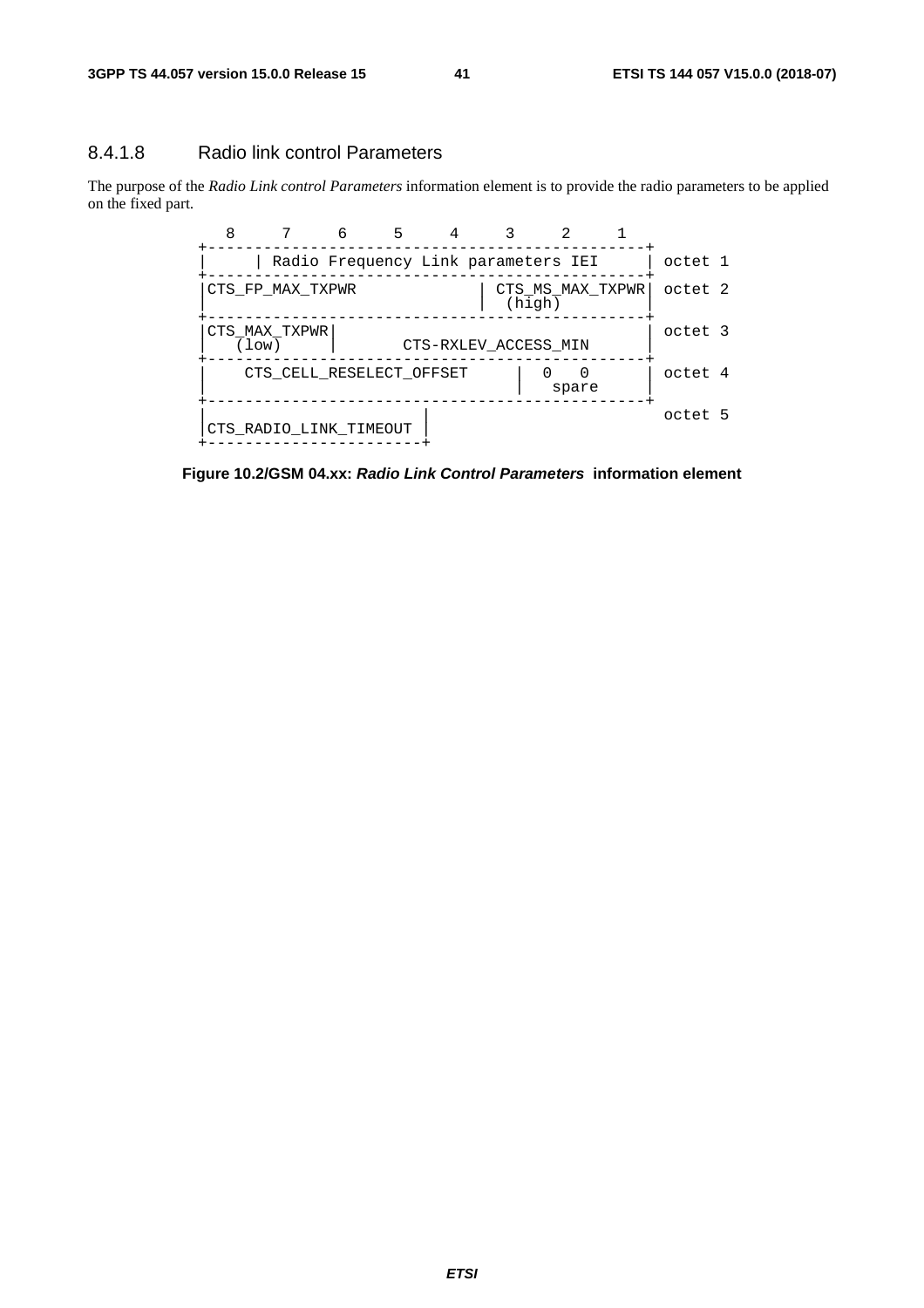#### 8.4.1.8 Radio link control Parameters

The purpose of the *Radio Link control Parameters* information element is to provide the radio parameters to be applied on the fixed part.

```
  8     7     6     5     4     3     2     1
+-----------------------------------------------+
|     | Radio Frequency Link parameters IEI     | octet 1
+-----------------------------------------------+
|CTS_FP_MAX_TXPWR              | CTS_MS_MAX_TXPWR| octet 2
|                              |  (high)        |
+-----------------------------------------------+
|CTS_MAX_TXPWR|                                 | octet 3
|   (low)     |      CTS-RXLEV_ACCESS_MIN       |
+-----------------------------------------------+
|    CTS_CELL_RESELECT_OFFSET    |  0   0       | octet 4
|                                |   spare      |
+-----------------------------------------------+
|                       |                        octet 5
|CTS_RADIO_LINK_TIMEOUT |
+-----------------------+
```

**Figure 10.2/GSM 04.xx: *Radio Link Control Parameters* information element**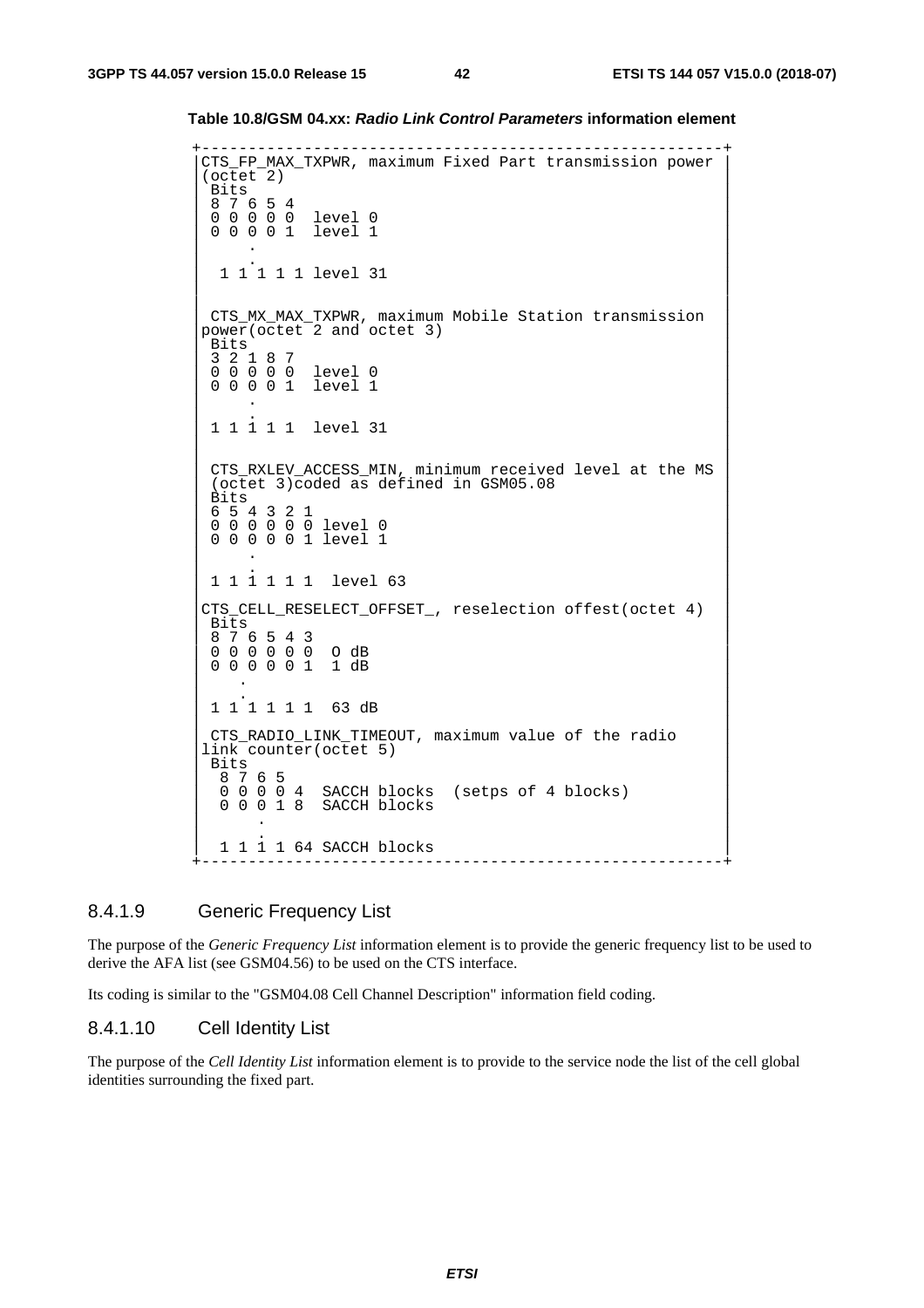**Table 10.8/GSM 04.xx: *Radio Link Control Parameters* information element**

```
+--------------------------------------------------------+
|CTS_FP_MAX_TXPWR, maximum Fixed Part transmission power |
|(octet 2)                                               |
| Bits                                                   |
| 8 7 6 5 4                                              |
| 0 0 0 0 0  level 0                                     |
| 0 0 0 0 1  level 1                                     |
|     .                                                  |
|     .                                                  |
|  1 1 1 1 1 level 31                                    |
|                                                        |
| CTS_MX_MAX_TXPWR, maximum Mobile Station transmission  |
|power(octet 2 and octet 3)                              |
| Bits                                                   |
| 3 2 1 8 7                                              |
| 0 0 0 0 0  level 0                                     |
| 0 0 0 0 1  level 1                                     |
|     .                                                  |
|     .                                                  |
| 1 1 1 1 1  level 31                                    |
|                                                        |
| CTS_RXLEV_ACCESS_MIN, minimum received level at the MS |
| (octet 3)coded as defined in GSM05.08                  |
| Bits                                                   |
| 6 5 4 3 2 1                                            |
| 0 0 0 0 0 0 level 0                                    |
| 0 0 0 0 0 1 level 1                                    |
|     .                                                  |
|     .                                                  |
| 1 1 1 1 1 1  level 63                                  |
|                                                        |
|CTS_CELL_RESELECT_OFFSET_, reselection offest(octet 4)  |
| Bits                                                   |
| 8 7 6 5 4 3                                            |
| 0 0 0 0 0 0  O dB                                      |
| 0 0 0 0 0 1  1 dB                                      |
|    .                                                   |
|    .                                                   |
| 1 1 1 1 1 1  63 dB                                     |
|                                                        |
| CTS_RADIO_LINK_TIMEOUT, maximum value of the radio     |
|link counter(octet 5)                                   |
| Bits                                                   |
|  8 7 6 5                                               |
|  0 0 0 0 4  SACCH blocks  (setps of 4 blocks)          |
|  0 0 0 1 8  SACCH blocks                               |
|      .                                                 |
|      .                                                 |
|  1 1 1 1 64 SACCH blocks                               |
+--------------------------------------------------------+
```

### 8.4.1.9 Generic Frequency List

The purpose of the *Generic Frequency List* information element is to provide the generic frequency list to be used to derive the AFA list (see GSM04.56) to be used on the CTS interface.

Its coding is similar to the "GSM04.08 Cell Channel Description" information field coding.

### 8.4.1.10 Cell Identity List

The purpose of the *Cell Identity List* information element is to provide to the service node the list of the cell global identities surrounding the fixed part.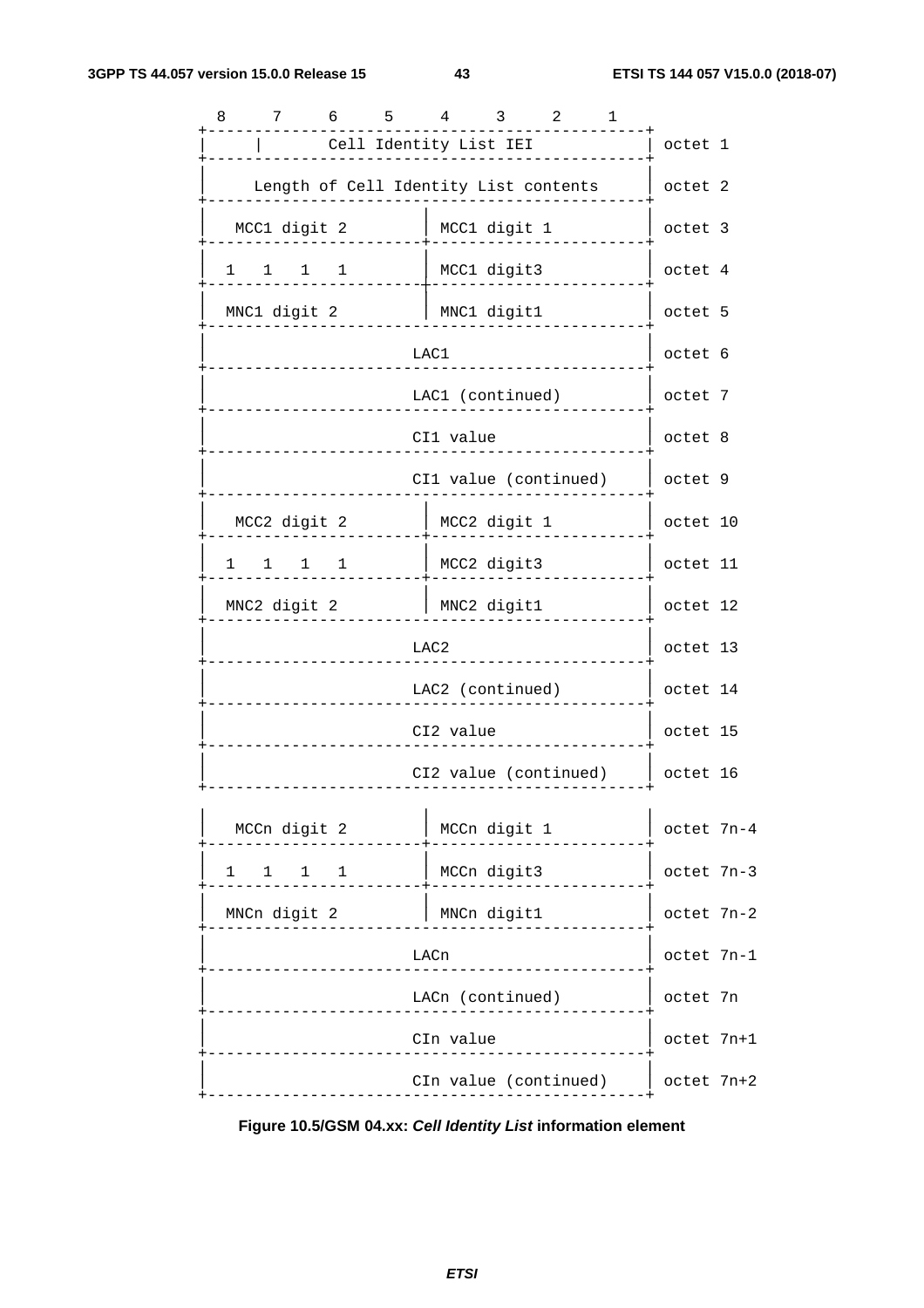| 8 | 7 | 6 | 5 | 4 | 3 | 2 | 1 | |
|---|---|---|---|---|---|---|---|---|
| | Cell Identity List IEI | | | | | | | octet 1 |
| Length of Cell Identity List contents | | | | | | | | octet 2 |
| MCC1 digit 2 | | | | MCC1 digit 1 | | | | octet 3 |
| 1 | 1 | 1 | 1 | MCC1 digit3 | | | | octet 4 |
| MNC1 digit 2 | | | | MNC1 digit1 | | | | octet 5 |
| LAC1 | | | | | | | | octet 6 |
| LAC1 (continued) | | | | | | | | octet 7 |
| CI1 value | | | | | | | | octet 8 |
| CI1 value (continued) | | | | | | | | octet 9 |
| MCC2 digit 2 | | | | MCC2 digit 1 | | | | octet 10 |
| 1 | 1 | 1 | 1 | MCC2 digit3 | | | | octet 11 |
| MNC2 digit 2 | | | | MNC2 digit1 | | | | octet 12 |
| LAC2 | | | | | | | | octet 13 |
| LAC2 (continued) | | | | | | | | octet 14 |
| CI2 value | | | | | | | | octet 15 |
| CI2 value (continued) | | | | | | | | octet 16 |
| MCCn digit 2 | | | | MCCn digit 1 | | | | octet 7n-4 |
| 1 | 1 | 1 | 1 | MCCn digit3 | | | | octet 7n-3 |
| MNCn digit 2 | | | | MNCn digit1 | | | | octet 7n-2 |
| LACn | | | | | | | | octet 7n-1 |
| LACn (continued) | | | | | | | | octet 7n |
| CIn value | | | | | | | | octet 7n+1 |
| CIn value (continued) | | | | | | | | octet 7n+2 |

**Figure 10.5/GSM 04.xx: *Cell Identity List* information element**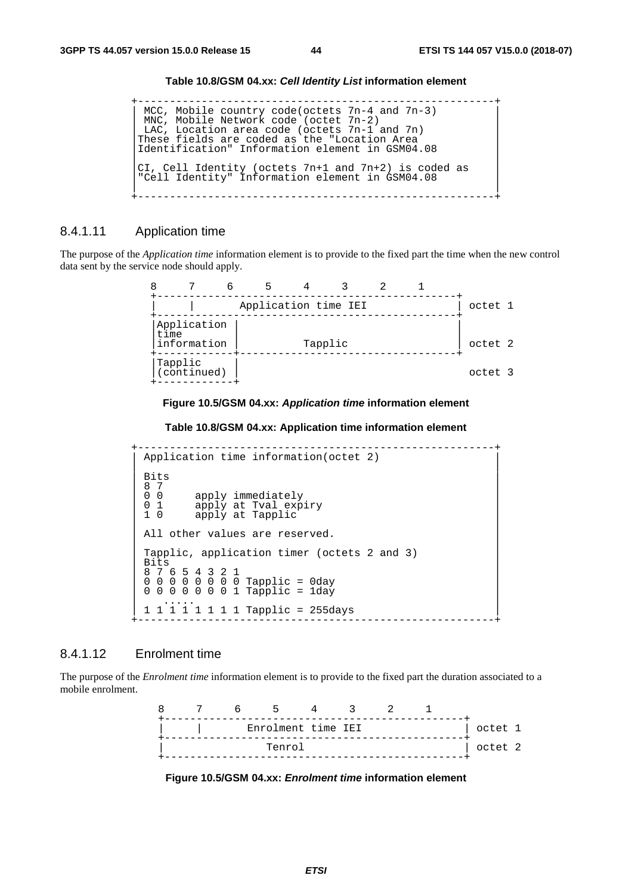**Table 10.8/GSM 04.xx: *Cell Identity List* information element**

```
+---------------------------------------------------------+
| MCC, Mobile country code(octets 7n-4 and 7n-3)          |
| MNC, Mobile Network code (octet 7n-2)                   |
| LAC, Location area code (octets 7n-1 and 7n)            |
|These fields are coded as the "Location Area             |
|Identification" Information element in GSM04.08         |
|                                                         |
|CI, Cell Identity (octets 7n+1 and 7n+2) is coded as     |
|"Cell Identity" Information element in GSM04.08          |
|                                                         |
+---------------------------------------------------------+
```

### 8.4.1.11 Application time

The purpose of the *Application time* information element is to provide to the fixed part the time when the new control data sent by the service node should apply.

```
  8     7     6     5     4     3     2     1
 +-----------------------------------------------+
 |     |        Application time IEI             | octet 1
 +-----------------------------------------------+
 |Application |                                  |
 |time        |                                  |
 |information |         Tapplic                  | octet 2
 +------------+----------------------------------+
 |Tapplic     |
 |(continued) |                                    octet 3
 +------------+
```

**Figure 10.5/GSM 04.xx: *Application time* information element**

**Table 10.8/GSM 04.xx: Application time information element**

```
+---------------------------------------------------------+
| Application time information(octet 2)                   |
|                                                         |
| Bits                                                    |
| 8 7                                                     |
| 0 0     apply immediately                               |
| 0 1     apply at Tval expiry                            |
| 1 0     apply at Tapplic                                |
|                                                         |
| All other values are reserved.                          |
|                                                         |
| Tapplic, application timer (octets 2 and 3)             |
| Bits                                                    |
| 8 7 6 5 4 3 2 1                                         |
| 0 0 0 0 0 0 0 0 Tapplic = 0day                          |
| 0 0 0 0 0 0 0 1 Tapplic = 1day                          |
|   .....                                                 |
| 1 1 1 1 1 1 1 1 Tapplic = 255days                       |
+---------------------------------------------------------+
```

### 8.4.1.12 Enrolment time

The purpose of the *Enrolment time* information element is to provide to the fixed part the duration associated to a mobile enrolment.

```
  8     7     6     5     4     3     2     1
 +-----------------------------------------------+
 |     |        Enrolment time IEI               | octet 1
 +-----------------------------------------------+
 |                Tenrol                         | octet 2
 +-----------------------------------------------+
```

**Figure 10.5/GSM 04.xx: *Enrolment time* information element**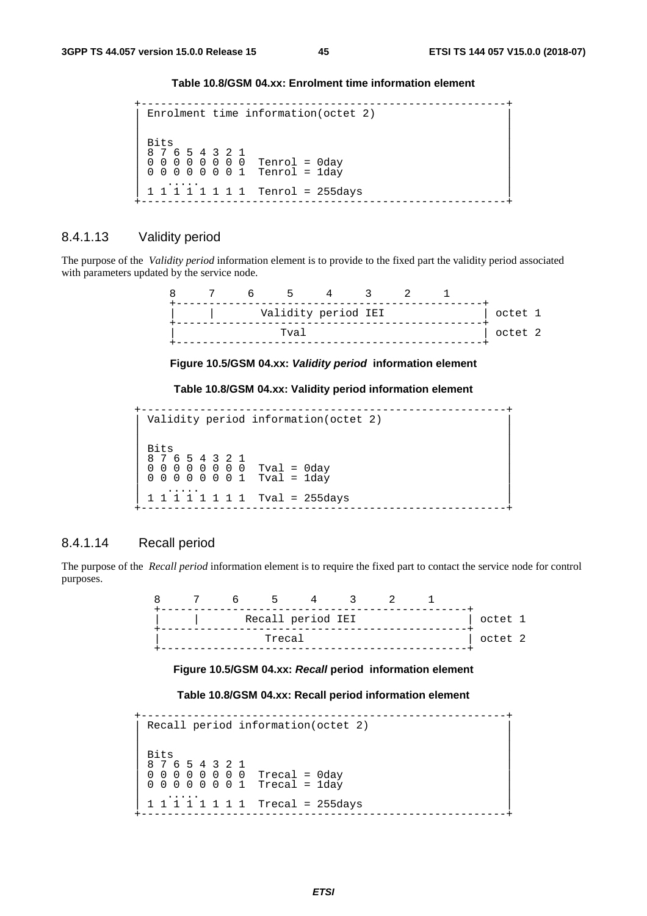**Table 10.8/GSM 04.xx: Enrolment time information element**

```
+--------------------------------------------------------+
| Enrolment time information(octet 2)                    |
|                                                        |
| Bits                                                   |
| 8 7 6 5 4 3 2 1                                        |
| 0 0 0 0 0 0 0 0  Tenrol = 0day                         |
| 0 0 0 0 0 0 0 1  Tenrol = 1day                         |
|    .....                                               |
| 1 1 1 1 1 1 1 1  Tenrol = 255days                      |
+--------------------------------------------------------+
```

### 8.4.1.13 Validity period

The purpose of the *Validity period* information element is to provide to the fixed part the validity period associated with parameters updated by the service node.

```
  8     7     6     5     4     3     2     1
+-----------------------------------------------+
|     |       Validity period IEI               | octet 1
+-----------------------------------------------+
|                 Tval                          | octet 2
+-----------------------------------------------+
```

**Figure 10.5/GSM 04.xx: *Validity period* information element**

**Table 10.8/GSM 04.xx: Validity period information element**

```
+--------------------------------------------------------+
| Validity period information(octet 2)                   |
|                                                        |
| Bits                                                   |
| 8 7 6 5 4 3 2 1                                        |
| 0 0 0 0 0 0 0 0  Tval = 0day                           |
| 0 0 0 0 0 0 0 1  Tval = 1day                           |
|    .....                                               |
| 1 1 1 1 1 1 1 1  Tval = 255days                        |
+--------------------------------------------------------+
```

### 8.4.1.14 Recall period

The purpose of the *Recall period* information element is to require the fixed part to contact the service node for control purposes.

```
  8     7     6     5     4     3     2     1
+-----------------------------------------------+
|     |       Recall period IEI                 | octet 1
+-----------------------------------------------+
|                 Trecal                        | octet 2
+-----------------------------------------------+
```

**Figure 10.5/GSM 04.xx: *Recall* period information element**

**Table 10.8/GSM 04.xx: Recall period information element**

```
+--------------------------------------------------------+
| Recall period information(octet 2)                     |
|                                                        |
| Bits                                                   |
| 8 7 6 5 4 3 2 1                                        |
| 0 0 0 0 0 0 0 0  Trecal = 0day                         |
| 0 0 0 0 0 0 0 1  Trecal = 1day                         |
|    .....                                               |
| 1 1 1 1 1 1 1 1  Trecal = 255days                      |
+--------------------------------------------------------+
```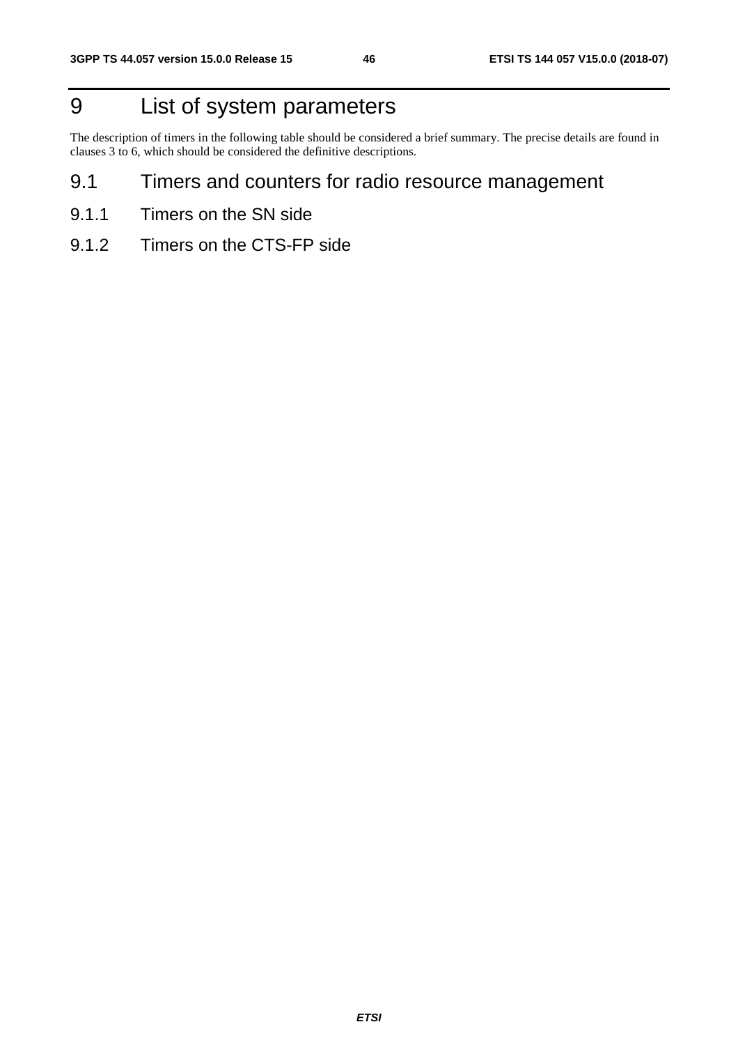# 9 List of system parameters

The description of timers in the following table should be considered a brief summary. The precise details are found in clauses 3 to 6, which should be considered the definitive descriptions.

## 9.1 Timers and counters for radio resource management

### 9.1.1 Timers on the SN side

### 9.1.2 Timers on the CTS-FP side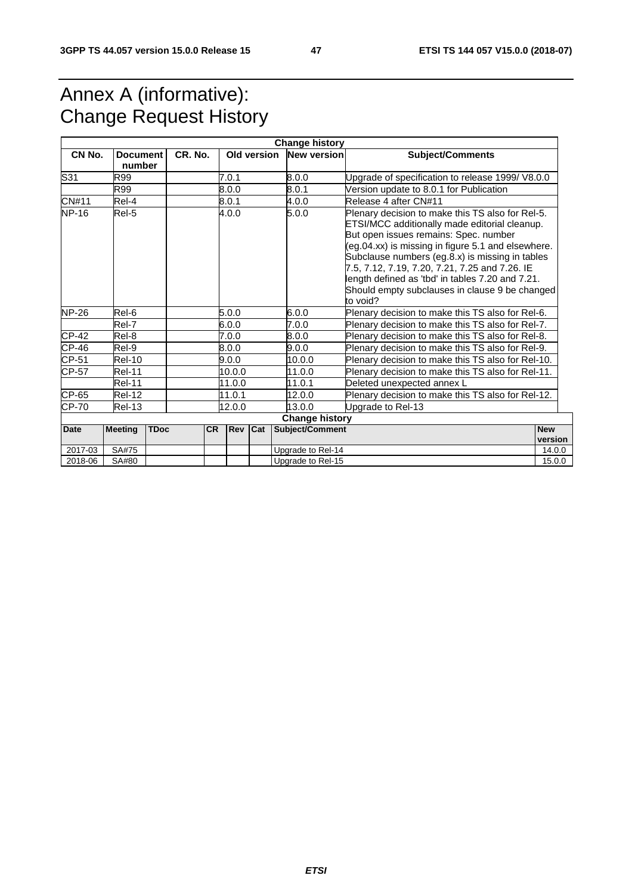# Annex A (informative): Change Request History

| Change history | | | | | |
|---|---|---|---|---|---|
| CN No. | Document number | CR. No. | Old version | New version | Subject/Comments |
| S31 | R99 | | 7.0.1 | 8.0.0 | Upgrade of specification to release 1999/ V8.0.0 |
| | R99 | | 8.0.0 | 8.0.1 | Version update to 8.0.1 for Publication |
| CN#11 | Rel-4 | | 8.0.1 | 4.0.0 | Release 4 after CN#11 |
| NP-16 | Rel-5 | | 4.0.0 | 5.0.0 | Plenary decision to make this TS also for Rel-5. ETSI/MCC additionally made editorial cleanup. But open issues remains: Spec. number (eg.04.xx) is missing in figure 5.1 and elsewhere. Subclause numbers (eg.8.x) is missing in tables 7.5, 7.12, 7.19, 7.20, 7.21, 7.25 and 7.26. IE length defined as 'tbd' in tables 7.20 and 7.21. Should empty subclauses in clause 9 be changed to void? |
| NP-26 | Rel-6 | | 5.0.0 | 6.0.0 | Plenary decision to make this TS also for Rel-6. |
| | Rel-7 | | 6.0.0 | 7.0.0 | Plenary decision to make this TS also for Rel-7. |
| CP-42 | Rel-8 | | 7.0.0 | 8.0.0 | Plenary decision to make this TS also for Rel-8. |
| CP-46 | Rel-9 | | 8.0.0 | 9.0.0 | Plenary decision to make this TS also for Rel-9. |
| CP-51 | Rel-10 | | 9.0.0 | 10.0.0 | Plenary decision to make this TS also for Rel-10. |
| CP-57 | Rel-11 | | 10.0.0 | 11.0.0 | Plenary decision to make this TS also for Rel-11. |
| | Rel-11 | | 11.0.0 | 11.0.1 | Deleted unexpected annex L |
| CP-65 | Rel-12 | | 11.0.1 | 12.0.0 | Plenary decision to make this TS also for Rel-12. |
| CP-70 | Rel-13 | | 12.0.0 | 13.0.0 | Upgrade to Rel-13 |

| Change history | | | | | | | |
|---|---|---|---|---|---|---|---|
| Date | Meeting | TDoc | CR | Rev | Cat | Subject/Comment | New version |
| 2017-03 | SA#75 | | | | | Upgrade to Rel-14 | 14.0.0 |
| 2018-06 | SA#80 | | | | | Upgrade to Rel-15 | 15.0.0 |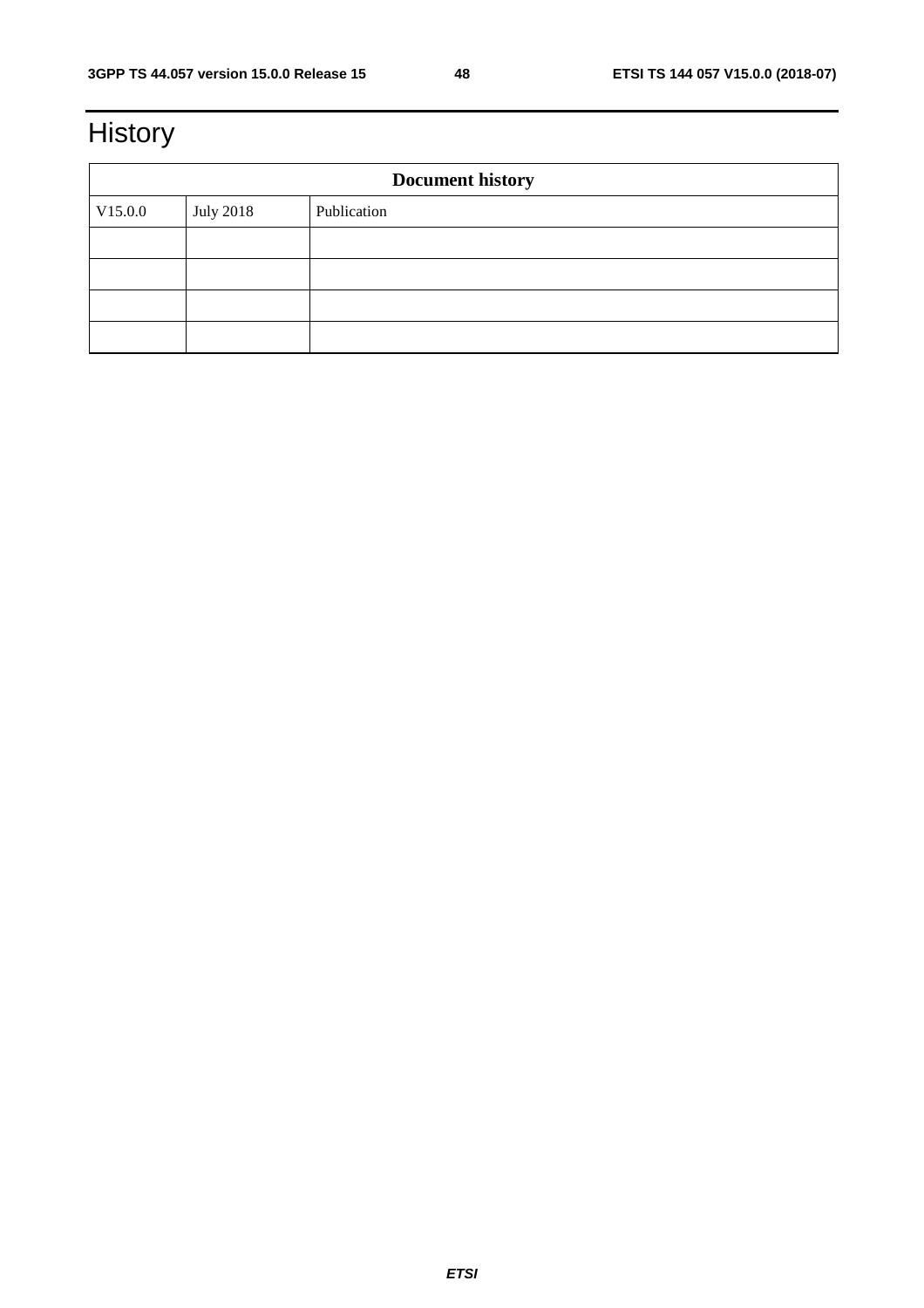# History

| Document history | | |
|---|---|---|
| V15.0.0 | July 2018 | Publication |
| | | |
| | | |
| | | |
| | | |